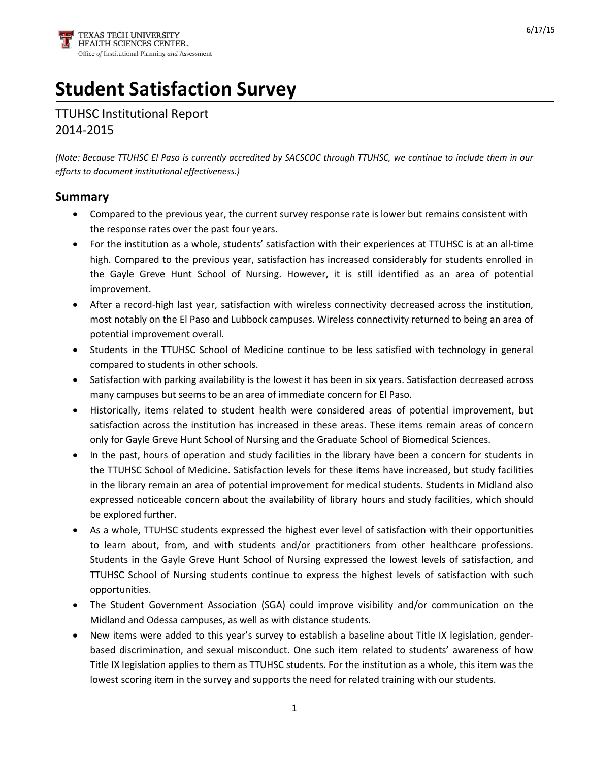# Student Satisfaction Survey

TTUHSC Institutional Report
2014-2015

*(Note: Because TTUHSC El Paso is currently accredited by SACSCOC through TTUHSC, we continue to include them in our efforts to document institutional effectiveness.)*

## Summary

- Compared to the previous year, the current survey response rate is lower but remains consistent with the response rates over the past four years.
- For the institution as a whole, students' satisfaction with their experiences at TTUHSC is at an all-time high. Compared to the previous year, satisfaction has increased considerably for students enrolled in the Gayle Greve Hunt School of Nursing. However, it is still identified as an area of potential improvement.
- After a record-high last year, satisfaction with wireless connectivity decreased across the institution, most notably on the El Paso and Lubbock campuses. Wireless connectivity returned to being an area of potential improvement overall.
- Students in the TTUHSC School of Medicine continue to be less satisfied with technology in general compared to students in other schools.
- Satisfaction with parking availability is the lowest it has been in six years. Satisfaction decreased across many campuses but seems to be an area of immediate concern for El Paso.
- Historically, items related to student health were considered areas of potential improvement, but satisfaction across the institution has increased in these areas. These items remain areas of concern only for Gayle Greve Hunt School of Nursing and the Graduate School of Biomedical Sciences.
- In the past, hours of operation and study facilities in the library have been a concern for students in the TTUHSC School of Medicine. Satisfaction levels for these items have increased, but study facilities in the library remain an area of potential improvement for medical students. Students in Midland also expressed noticeable concern about the availability of library hours and study facilities, which should be explored further.
- As a whole, TTUHSC students expressed the highest ever level of satisfaction with their opportunities to learn about, from, and with students and/or practitioners from other healthcare professions. Students in the Gayle Greve Hunt School of Nursing expressed the lowest levels of satisfaction, and TTUHSC School of Nursing students continue to express the highest levels of satisfaction with such opportunities.
- The Student Government Association (SGA) could improve visibility and/or communication on the Midland and Odessa campuses, as well as with distance students.
- New items were added to this year's survey to establish a baseline about Title IX legislation, gender-based discrimination, and sexual misconduct. One such item related to students' awareness of how Title IX legislation applies to them as TTUHSC students. For the institution as a whole, this item was the lowest scoring item in the survey and supports the need for related training with our students.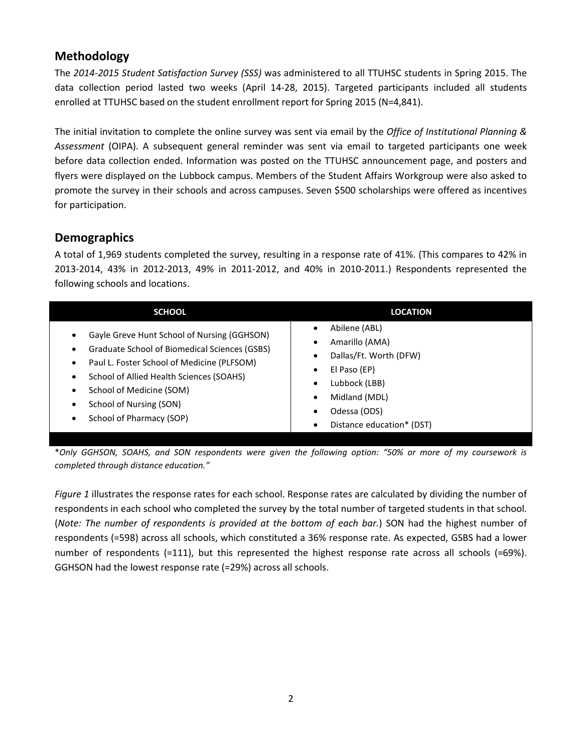## Methodology

The *2014-2015 Student Satisfaction Survey (SSS)* was administered to all TTUHSC students in Spring 2015. The data collection period lasted two weeks (April 14-28, 2015). Targeted participants included all students enrolled at TTUHSC based on the student enrollment report for Spring 2015 (N=4,841).

The initial invitation to complete the online survey was sent via email by the *Office of Institutional Planning & Assessment* (OIPA). A subsequent general reminder was sent via email to targeted participants one week before data collection ended. Information was posted on the TTUHSC announcement page, and posters and flyers were displayed on the Lubbock campus. Members of the Student Affairs Workgroup were also asked to promote the survey in their schools and across campuses. Seven $500 scholarships were offered as incentives for participation.

## Demographics

A total of 1,969 students completed the survey, resulting in a response rate of 41%. (This compares to 42% in 2013-2014, 43% in 2012-2013, 49% in 2011-2012, and 40% in 2010-2011.) Respondents represented the following schools and locations.

| SCHOOL | LOCATION |
| --- | --- |
| • Gayle Greve Hunt School of Nursing (GGHSON)<br>• Graduate School of Biomedical Sciences (GSBS)<br>• Paul L. Foster School of Medicine (PLFSOM)<br>• School of Allied Health Sciences (SOAHS)<br>• School of Medicine (SOM)<br>• School of Nursing (SON)<br>• School of Pharmacy (SOP) | • Abilene (ABL)<br>• Amarillo (AMA)<br>• Dallas/Ft. Worth (DFW)<br>• El Paso (EP)<br>• Lubbock (LBB)<br>• Midland (MDL)<br>• Odessa (ODS)<br>• Distance education* (DST) |

**Only GGHSON, SOAHS, and SON respondents were given the following option: "50% or more of my coursework is completed through distance education."*

*Figure 1* illustrates the response rates for each school. Response rates are calculated by dividing the number of respondents in each school who completed the survey by the total number of targeted students in that school. (*Note: The number of respondents is provided at the bottom of each bar.*) SON had the highest number of respondents (=598) across all schools, which constituted a 36% response rate. As expected, GSBS had a lower number of respondents (=111), but this represented the highest response rate across all schools (=69%). GGHSON had the lowest response rate (=29%) across all schools.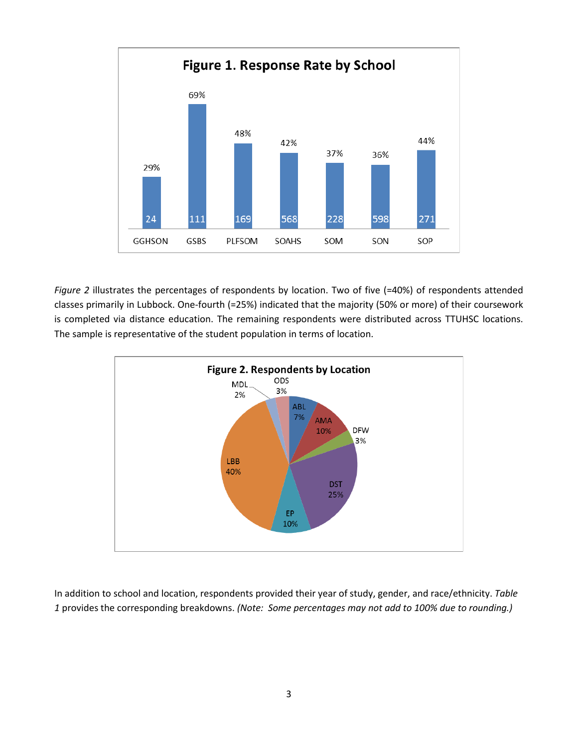**Figure 1. Response Rate by School**

| School | Response Rate | Respondents |
|---|---|---|
| GGHSON | 29% | 24 |
| GSBS | 69% | 111 |
| PLFSOM | 48% | 169 |
| SOAHS | 42% | 568 |
| SOM | 37% | 228 |
| SON | 36% | 598 |
| SOP | 44% | 271 |

*Figure 2* illustrates the percentages of respondents by location. Two of five (=40%) of respondents attended classes primarily in Lubbock. One-fourth (=25%) indicated that the majority (50% or more) of their coursework is completed via distance education. The remaining respondents were distributed across TTUHSC locations. The sample is representative of the student population in terms of location.

**Figure 2. Respondents by Location**

| Location | Percentage |
|---|---|
| ABL | 7% |
| AMA | 10% |
| DFW | 3% |
| DST | 25% |
| EP | 10% |
| LBB | 40% |
| MDL | 2% |
| ODS | 3% |

In addition to school and location, respondents provided their year of study, gender, and race/ethnicity. *Table 1* provides the corresponding breakdowns. *(Note: Some percentages may not add to 100% due to rounding.)*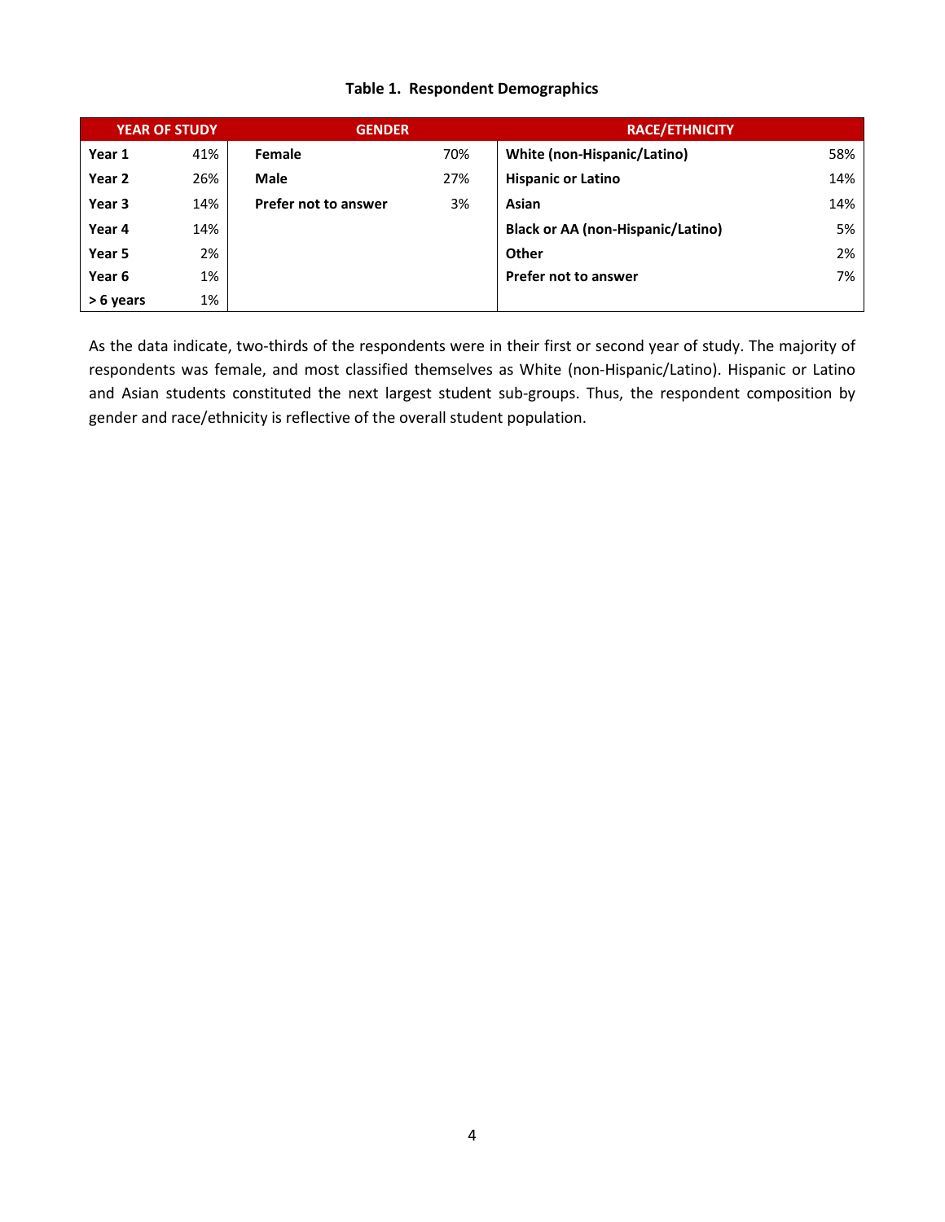**Table 1. Respondent Demographics**

| YEAR OF STUDY | | GENDER | | RACE/ETHNICITY | |
|---|---|---|---|---|---|
| **Year 1** | 41% | **Female** | 70% | **White (non-Hispanic/Latino)** | 58% |
| **Year 2** | 26% | **Male** | 27% | **Hispanic or Latino** | 14% |
| **Year 3** | 14% | **Prefer not to answer** | 3% | **Asian** | 14% |
| **Year 4** | 14% | | | **Black or AA (non-Hispanic/Latino)** | 5% |
| **Year 5** | 2% | | | **Other** | 2% |
| **Year 6** | 1% | | | **Prefer not to answer** | 7% |
| **> 6 years** | 1% | | | | |

As the data indicate, two-thirds of the respondents were in their first or second year of study. The majority of respondents was female, and most classified themselves as White (non-Hispanic/Latino). Hispanic or Latino and Asian students constituted the next largest student sub-groups. Thus, the respondent composition by gender and race/ethnicity is reflective of the overall student population.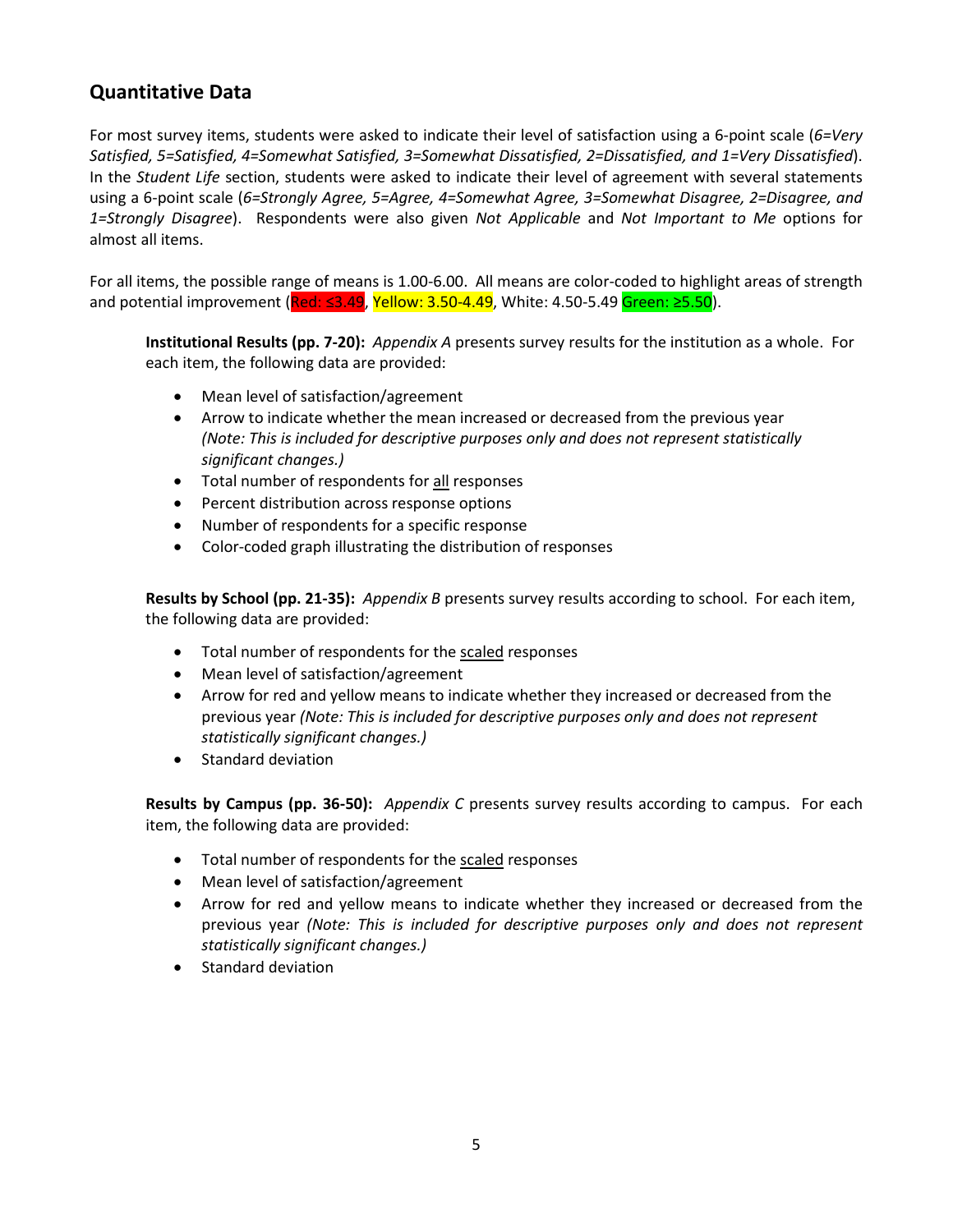## Quantitative Data

For most survey items, students were asked to indicate their level of satisfaction using a 6-point scale (*6=Very Satisfied, 5=Satisfied, 4=Somewhat Satisfied, 3=Somewhat Dissatisfied, 2=Dissatisfied, and 1=Very Dissatisfied*). In the *Student Life* section, students were asked to indicate their level of agreement with several statements using a 6-point scale (*6=Strongly Agree, 5=Agree, 4=Somewhat Agree, 3=Somewhat Disagree, 2=Disagree, and 1=Strongly Disagree*). Respondents were also given *Not Applicable* and *Not Important to Me* options for almost all items.

For all items, the possible range of means is 1.00-6.00. All means are color-coded to highlight areas of strength and potential improvement (Red: ≤3.49, Yellow: 3.50-4.49, White: 4.50-5.49 Green: ≥5.50).

**Institutional Results (pp. 7-20):** *Appendix A* presents survey results for the institution as a whole. For each item, the following data are provided:

- Mean level of satisfaction/agreement
- Arrow to indicate whether the mean increased or decreased from the previous year *(Note: This is included for descriptive purposes only and does not represent statistically significant changes.)*
- Total number of respondents for all responses
- Percent distribution across response options
- Number of respondents for a specific response
- Color-coded graph illustrating the distribution of responses

**Results by School (pp. 21-35):** *Appendix B* presents survey results according to school. For each item, the following data are provided:

- Total number of respondents for the scaled responses
- Mean level of satisfaction/agreement
- Arrow for red and yellow means to indicate whether they increased or decreased from the previous year *(Note: This is included for descriptive purposes only and does not represent statistically significant changes.)*
- Standard deviation

**Results by Campus (pp. 36-50):** *Appendix C* presents survey results according to campus. For each item, the following data are provided:

- Total number of respondents for the scaled responses
- Mean level of satisfaction/agreement
- Arrow for red and yellow means to indicate whether they increased or decreased from the previous year *(Note: This is included for descriptive purposes only and does not represent statistically significant changes.)*
- Standard deviation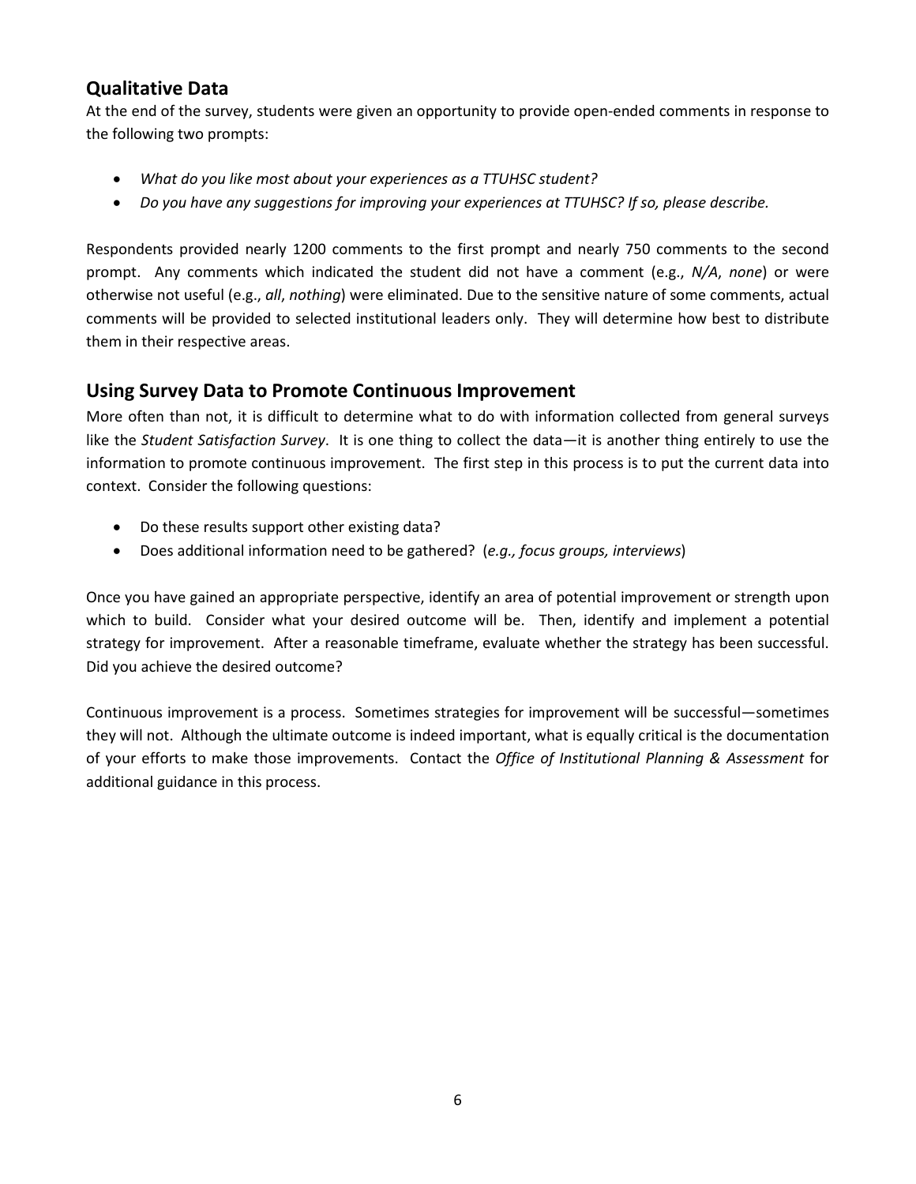## Qualitative Data

At the end of the survey, students were given an opportunity to provide open-ended comments in response to the following two prompts:

- *What do you like most about your experiences as a TTUHSC student?*
- *Do you have any suggestions for improving your experiences at TTUHSC? If so, please describe.*

Respondents provided nearly 1200 comments to the first prompt and nearly 750 comments to the second prompt. Any comments which indicated the student did not have a comment (e.g., *N/A*, *none*) or were otherwise not useful (e.g., *all*, *nothing*) were eliminated. Due to the sensitive nature of some comments, actual comments will be provided to selected institutional leaders only. They will determine how best to distribute them in their respective areas.

## Using Survey Data to Promote Continuous Improvement

More often than not, it is difficult to determine what to do with information collected from general surveys like the *Student Satisfaction Survey*. It is one thing to collect the data—it is another thing entirely to use the information to promote continuous improvement. The first step in this process is to put the current data into context. Consider the following questions:

- Do these results support other existing data?
- Does additional information need to be gathered? (*e.g., focus groups, interviews*)

Once you have gained an appropriate perspective, identify an area of potential improvement or strength upon which to build. Consider what your desired outcome will be. Then, identify and implement a potential strategy for improvement. After a reasonable timeframe, evaluate whether the strategy has been successful. Did you achieve the desired outcome?

Continuous improvement is a process. Sometimes strategies for improvement will be successful—sometimes they will not. Although the ultimate outcome is indeed important, what is equally critical is the documentation of your efforts to make those improvements. Contact the *Office of Institutional Planning & Assessment* for additional guidance in this process.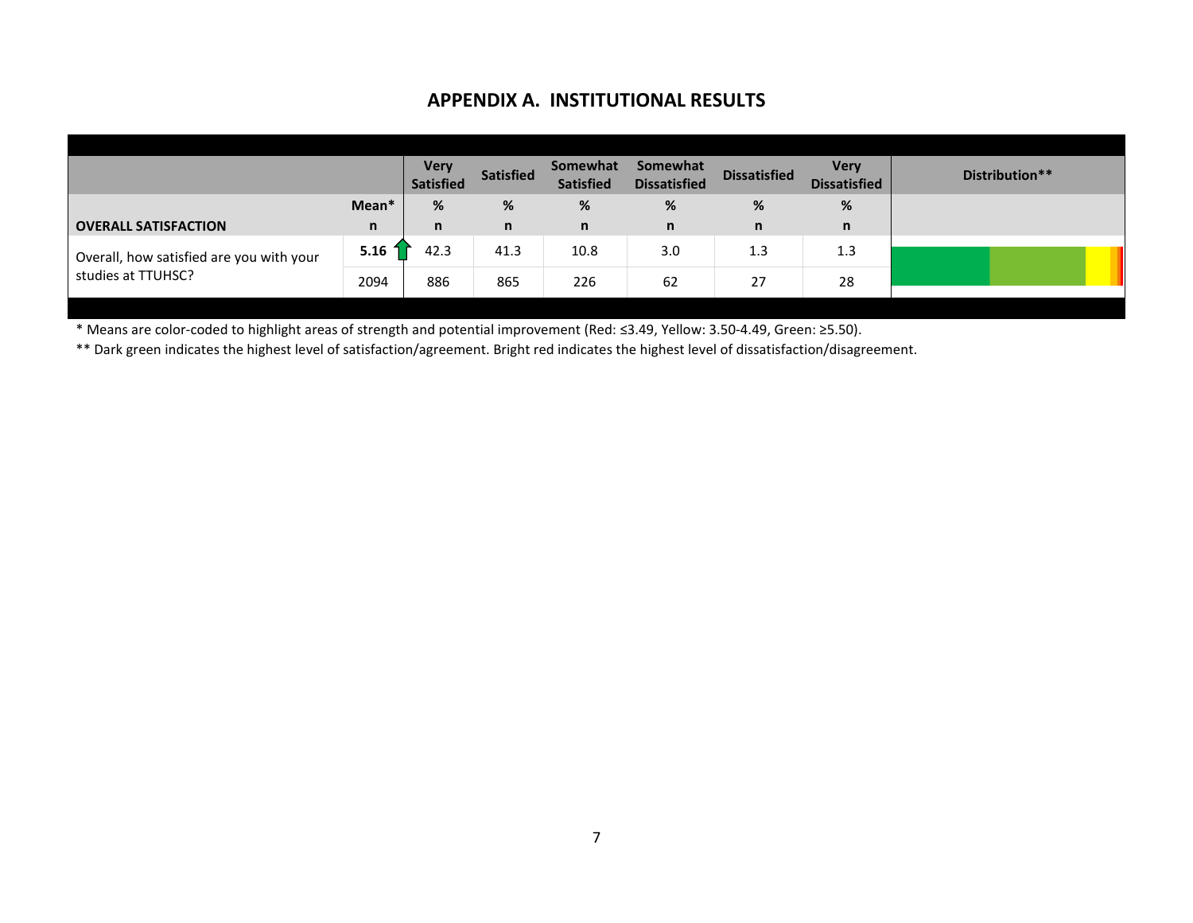## APPENDIX A. INSTITUTIONAL RESULTS

| OVERALL SATISFACTION | Mean* / n | Very Satisfied % / n | Satisfied % / n | Somewhat Satisfied % / n | Somewhat Dissatisfied % / n | Dissatisfied % / n | Very Dissatisfied % / n | Distribution** |
|---|---|---|---|---|---|---|---|---|
| Overall, how satisfied are you with your studies at TTUHSC? | **5.16** | 42.3 | 41.3 | 10.8 | 3.0 | 1.3 | 1.3 | |
| | 2094 | 886 | 865 | 226 | 62 | 27 | 28 | |

\* Means are color-coded to highlight areas of strength and potential improvement (Red: ≤3.49, Yellow: 3.50-4.49, Green: ≥5.50).

\*\* Dark green indicates the highest level of satisfaction/agreement. Bright red indicates the highest level of dissatisfaction/disagreement.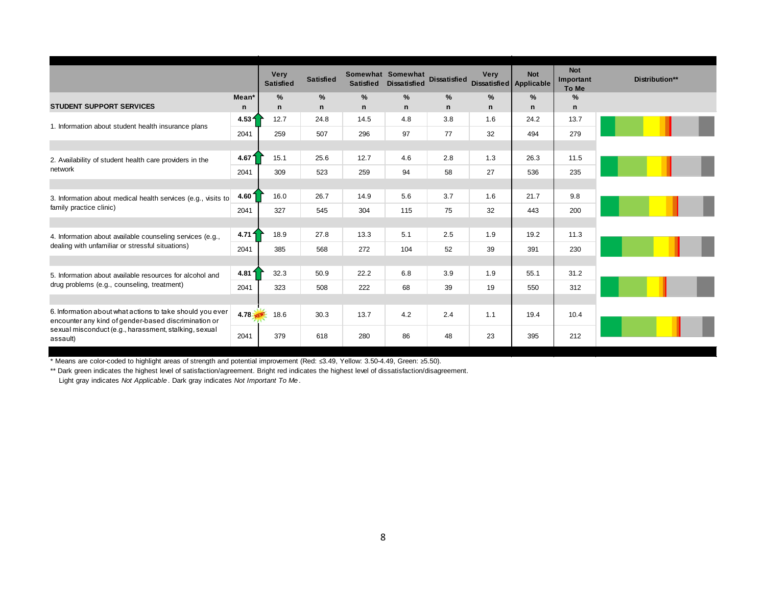| STUDENT SUPPORT SERVICES | Mean* / n | Very Satisfied % / n | Satisfied % / n | Somewhat Satisfied % / n | Somewhat Dissatisfied % / n | Dissatisfied % / n | Very Dissatisfied % / n | Not Applicable % / n | Not Important To Me % / n | Distribution** |
|---|---|---|---|---|---|---|---|---|---|---|
| 1. Information about student health insurance plans | 4.53 | 12.7 | 24.8 | 14.5 | 4.8 | 3.8 | 1.6 | 24.2 | 13.7 | |
| | 2041 | 259 | 507 | 296 | 97 | 77 | 32 | 494 | 279 | |
| 2. Availability of student health care providers in the network | 4.67 | 15.1 | 25.6 | 12.7 | 4.6 | 2.8 | 1.3 | 26.3 | 11.5 | |
| | 2041 | 309 | 523 | 259 | 94 | 58 | 27 | 536 | 235 | |
| 3. Information about medical health services (e.g., visits to family practice clinic) | 4.60 | 16.0 | 26.7 | 14.9 | 5.6 | 3.7 | 1.6 | 21.7 | 9.8 | |
| | 2041 | 327 | 545 | 304 | 115 | 75 | 32 | 443 | 200 | |
| 4. Information about available counseling services (e.g., dealing with unfamiliar or stressful situations) | 4.71 | 18.9 | 27.8 | 13.3 | 5.1 | 2.5 | 1.9 | 19.2 | 11.3 | |
| | 2041 | 385 | 568 | 272 | 104 | 52 | 39 | 391 | 230 | |
| 5. Information about available resources for alcohol and drug problems (e.g., counseling, treatment) | 4.81 | 32.3 | 50.9 | 22.2 | 6.8 | 3.9 | 1.9 | 55.1 | 31.2 | |
| | 2041 | 323 | 508 | 222 | 68 | 39 | 19 | 550 | 312 | |
| 6. Information about what actions to take should you ever encounter any kind of gender-based discrimination or sexual misconduct (e.g., harassment, stalking, sexual assault) | 4.78 (NEW) | 18.6 | 30.3 | 13.7 | 4.2 | 2.4 | 1.1 | 19.4 | 10.4 | |
| | 2041 | 379 | 618 | 280 | 86 | 48 | 23 | 395 | 212 | |

* Means are color-coded to highlight areas of strength and potential improvement (Red: ≤3.49, Yellow: 3.50-4.49, Green: ≥5.50).

** Dark green indicates the highest level of satisfaction/agreement. Bright red indicates the highest level of dissatisfaction/disagreement. Light gray indicates *Not Applicable*. Dark gray indicates *Not Important To Me*.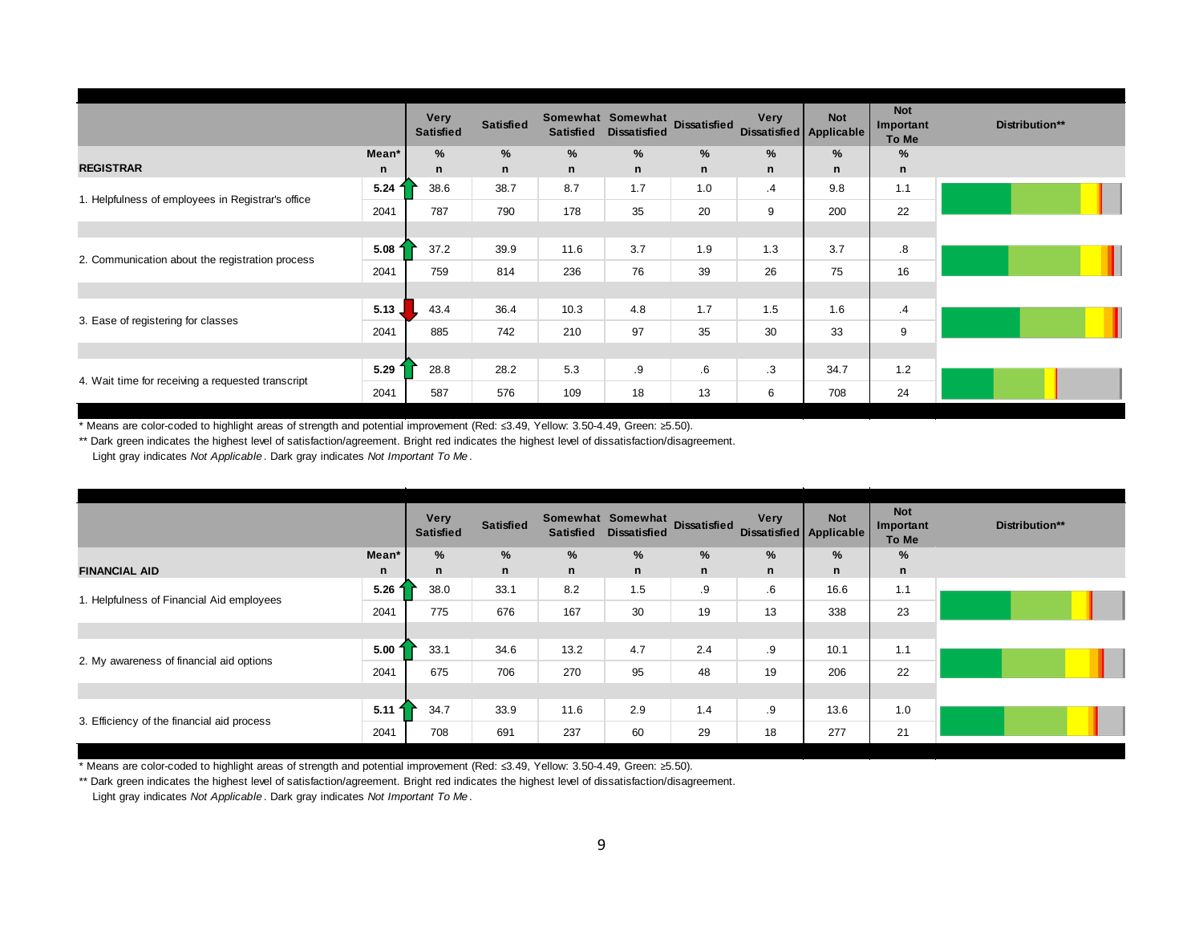| REGISTRAR | Mean* / n | Very Satisfied % / n | Satisfied % / n | Somewhat Satisfied % / n | Somewhat Dissatisfied % / n | Dissatisfied % / n | Very Dissatisfied % / n | Not Applicable % / n | Not Important To Me % / n | Distribution** |
|---|---|---|---|---|---|---|---|---|---|---|
| 1. Helpfulness of employees in Registrar's office | 5.24 ↑ | 38.6 | 38.7 | 8.7 | 1.7 | 1.0 | .4 | 9.8 | 1.1 | |
| | 2041 | 787 | 790 | 178 | 35 | 20 | 9 | 200 | 22 | |
| 2. Communication about the registration process | 5.08 ↑ | 37.2 | 39.9 | 11.6 | 3.7 | 1.9 | 1.3 | 3.7 | .8 | |
| | 2041 | 759 | 814 | 236 | 76 | 39 | 26 | 75 | 16 | |
| 3. Ease of registering for classes | 5.13 ↓ | 43.4 | 36.4 | 10.3 | 4.8 | 1.7 | 1.5 | 1.6 | .4 | |
| | 2041 | 885 | 742 | 210 | 97 | 35 | 30 | 33 | 9 | |
| 4. Wait time for receiving a requested transcript | 5.29 ↑ | 28.8 | 28.2 | 5.3 | .9 | .6 | .3 | 34.7 | 1.2 | |
| | 2041 | 587 | 576 | 109 | 18 | 13 | 6 | 708 | 24 | |

\* Means are color-coded to highlight areas of strength and potential improvement (Red: ≤3.49, Yellow: 3.50-4.49, Green: ≥5.50).

\** Dark green indicates the highest level of satisfaction/agreement. Bright red indicates the highest level of dissatisfaction/disagreement.
Light gray indicates *Not Applicable*. Dark gray indicates *Not Important To Me*.

| FINANCIAL AID | Mean* / n | Very Satisfied % / n | Satisfied % / n | Somewhat Satisfied % / n | Somewhat Dissatisfied % / n | Dissatisfied % / n | Very Dissatisfied % / n | Not Applicable % / n | Not Important To Me % / n | Distribution** |
|---|---|---|---|---|---|---|---|---|---|---|
| 1. Helpfulness of Financial Aid employees | 5.26 ↑ | 38.0 | 33.1 | 8.2 | 1.5 | .9 | .6 | 16.6 | 1.1 | |
| | 2041 | 775 | 676 | 167 | 30 | 19 | 13 | 338 | 23 | |
| 2. My awareness of financial aid options | 5.00 ↑ | 33.1 | 34.6 | 13.2 | 4.7 | 2.4 | .9 | 10.1 | 1.1 | |
| | 2041 | 675 | 706 | 270 | 95 | 48 | 19 | 206 | 22 | |
| 3. Efficiency of the financial aid process | 5.11 ↑ | 34.7 | 33.9 | 11.6 | 2.9 | 1.4 | .9 | 13.6 | 1.0 | |
| | 2041 | 708 | 691 | 237 | 60 | 29 | 18 | 277 | 21 | |

\* Means are color-coded to highlight areas of strength and potential improvement (Red: ≤3.49, Yellow: 3.50-4.49, Green: ≥5.50).

\** Dark green indicates the highest level of satisfaction/agreement. Bright red indicates the highest level of dissatisfaction/disagreement.
Light gray indicates *Not Applicable*. Dark gray indicates *Not Important To Me*.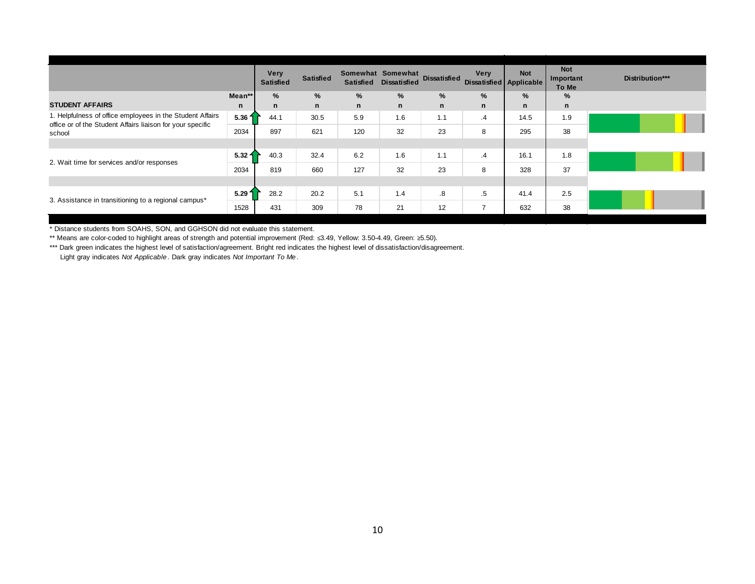| STUDENT AFFAIRS | Mean** n | Very Satisfied % n | Satisfied % n | Somewhat Satisfied % n | Somewhat Dissatisfied % n | Dissatisfied % n | Very Dissatisfied % n | Not Applicable % n | Not Important To Me % n | Distribution*** |
|---|---|---|---|---|---|---|---|---|---|---|
| 1. Helpfulness of office employees in the Student Affairs office or of the Student Affairs liaison for your specific school | **5.36** | 44.1 | 30.5 | 5.9 | 1.6 | 1.1 | .4 | 14.5 | 1.9 | |
| | 2034 | 897 | 621 | 120 | 32 | 23 | 8 | 295 | 38 | |
| 2. Wait time for services and/or responses | **5.32** | 40.3 | 32.4 | 6.2 | 1.6 | 1.1 | .4 | 16.1 | 1.8 | |
| | 2034 | 819 | 660 | 127 | 32 | 23 | 8 | 328 | 37 | |
| 3. Assistance in transitioning to a regional campus* | **5.29** | 28.2 | 20.2 | 5.1 | 1.4 | .8 | .5 | 41.4 | 2.5 | |
| | 1528 | 431 | 309 | 78 | 21 | 12 | 7 | 632 | 38 | |

\* Distance students from SOAHS, SON, and GGHSON did not evaluate this statement.

\*\* Means are color-coded to highlight areas of strength and potential improvement (Red: ≤3.49, Yellow: 3.50-4.49, Green: ≥5.50).

\*\*\* Dark green indicates the highest level of satisfaction/agreement. Bright red indicates the highest level of dissatisfaction/disagreement. Light gray indicates *Not Applicable*. Dark gray indicates *Not Important To Me*.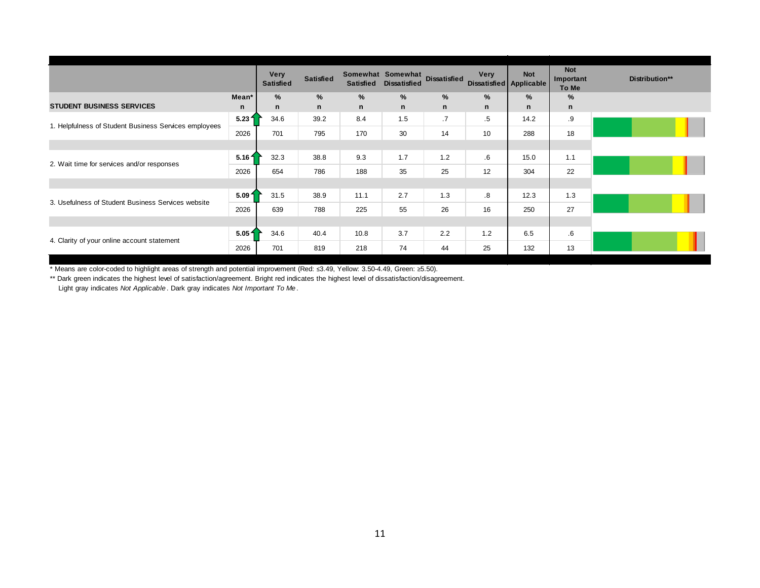| STUDENT BUSINESS SERVICES | Mean* / n | Very Satisfied % / n | Satisfied % / n | Somewhat Satisfied % / n | Somewhat Dissatisfied % / n | Dissatisfied % / n | Very Dissatisfied % / n | Not Applicable % / n | Not Important To Me % / n | Distribution** |
|---|---|---|---|---|---|---|---|---|---|---|
| 1. Helpfulness of Student Business Services employees | 5.23 | 34.6 | 39.2 | 8.4 | 1.5 | .7 | .5 | 14.2 | .9 | |
| | 2026 | 701 | 795 | 170 | 30 | 14 | 10 | 288 | 18 | |
| 2. Wait time for services and/or responses | 5.16 | 32.3 | 38.8 | 9.3 | 1.7 | 1.2 | .6 | 15.0 | 1.1 | |
| | 2026 | 654 | 786 | 188 | 35 | 25 | 12 | 304 | 22 | |
| 3. Usefulness of Student Business Services website | 5.09 | 31.5 | 38.9 | 11.1 | 2.7 | 1.3 | .8 | 12.3 | 1.3 | |
| | 2026 | 639 | 788 | 225 | 55 | 26 | 16 | 250 | 27 | |
| 4. Clarity of your online account statement | 5.05 | 34.6 | 40.4 | 10.8 | 3.7 | 2.2 | 1.2 | 6.5 | .6 | |
| | 2026 | 701 | 819 | 218 | 74 | 44 | 25 | 132 | 13 | |

\* Means are color-coded to highlight areas of strength and potential improvement (Red: ≤3.49, Yellow: 3.50-4.49, Green: ≥5.50).

\** Dark green indicates the highest level of satisfaction/agreement. Bright red indicates the highest level of dissatisfaction/disagreement. Light gray indicates *Not Applicable*. Dark gray indicates *Not Important To Me*.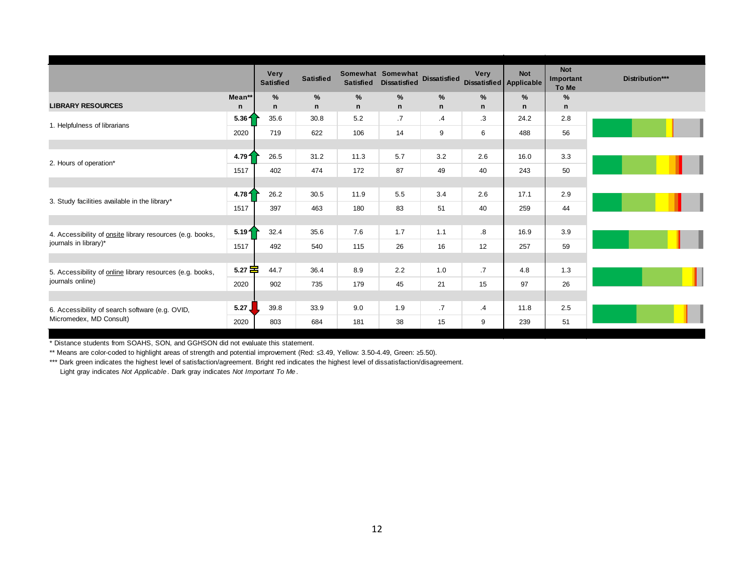| LIBRARY RESOURCES | Mean** / n | Very Satisfied % / n | Satisfied % / n | Somewhat Satisfied % / n | Somewhat Dissatisfied % / n | Dissatisfied % / n | Very Dissatisfied % / n | Not Applicable % / n | Not Important To Me % / n | Distribution*** |
|---|---|---|---|---|---|---|---|---|---|---|
| 1. Helpfulness of librarians | 5.36 | 35.6 | 30.8 | 5.2 | .7 | .4 | .3 | 24.2 | 2.8 | |
| | 2020 | 719 | 622 | 106 | 14 | 9 | 6 | 488 | 56 | |
| 2. Hours of operation* | 4.79 | 26.5 | 31.2 | 11.3 | 5.7 | 3.2 | 2.6 | 16.0 | 3.3 | |
| | 1517 | 402 | 474 | 172 | 87 | 49 | 40 | 243 | 50 | |
| 3. Study facilities available in the library* | 4.78 | 26.2 | 30.5 | 11.9 | 5.5 | 3.4 | 2.6 | 17.1 | 2.9 | |
| | 1517 | 397 | 463 | 180 | 83 | 51 | 40 | 259 | 44 | |
| 4. Accessibility of onsite library resources (e.g. books, journals in library)* | 5.19 | 32.4 | 35.6 | 7.6 | 1.7 | 1.1 | .8 | 16.9 | 3.9 | |
| | 1517 | 492 | 540 | 115 | 26 | 16 | 12 | 257 | 59 | |
| 5. Accessibility of online library resources (e.g. books, journals online) | 5.27 | 44.7 | 36.4 | 8.9 | 2.2 | 1.0 | .7 | 4.8 | 1.3 | |
| | 2020 | 902 | 735 | 179 | 45 | 21 | 15 | 97 | 26 | |
| 6. Accessibility of search software (e.g. OVID, Micromedex, MD Consult) | 5.27 | 39.8 | 33.9 | 9.0 | 1.9 | .7 | .4 | 11.8 | 2.5 | |
| | 2020 | 803 | 684 | 181 | 38 | 15 | 9 | 239 | 51 | |

* Distance students from SOAHS, SON, and GGHSON did not evaluate this statement.

** Means are color-coded to highlight areas of strength and potential improvement (Red: ≤3.49, Yellow: 3.50-4.49, Green: ≥5.50).

*** Dark green indicates the highest level of satisfaction/agreement. Bright red indicates the highest level of dissatisfaction/disagreement.
Light gray indicates *Not Applicable*. Dark gray indicates *Not Important To Me*.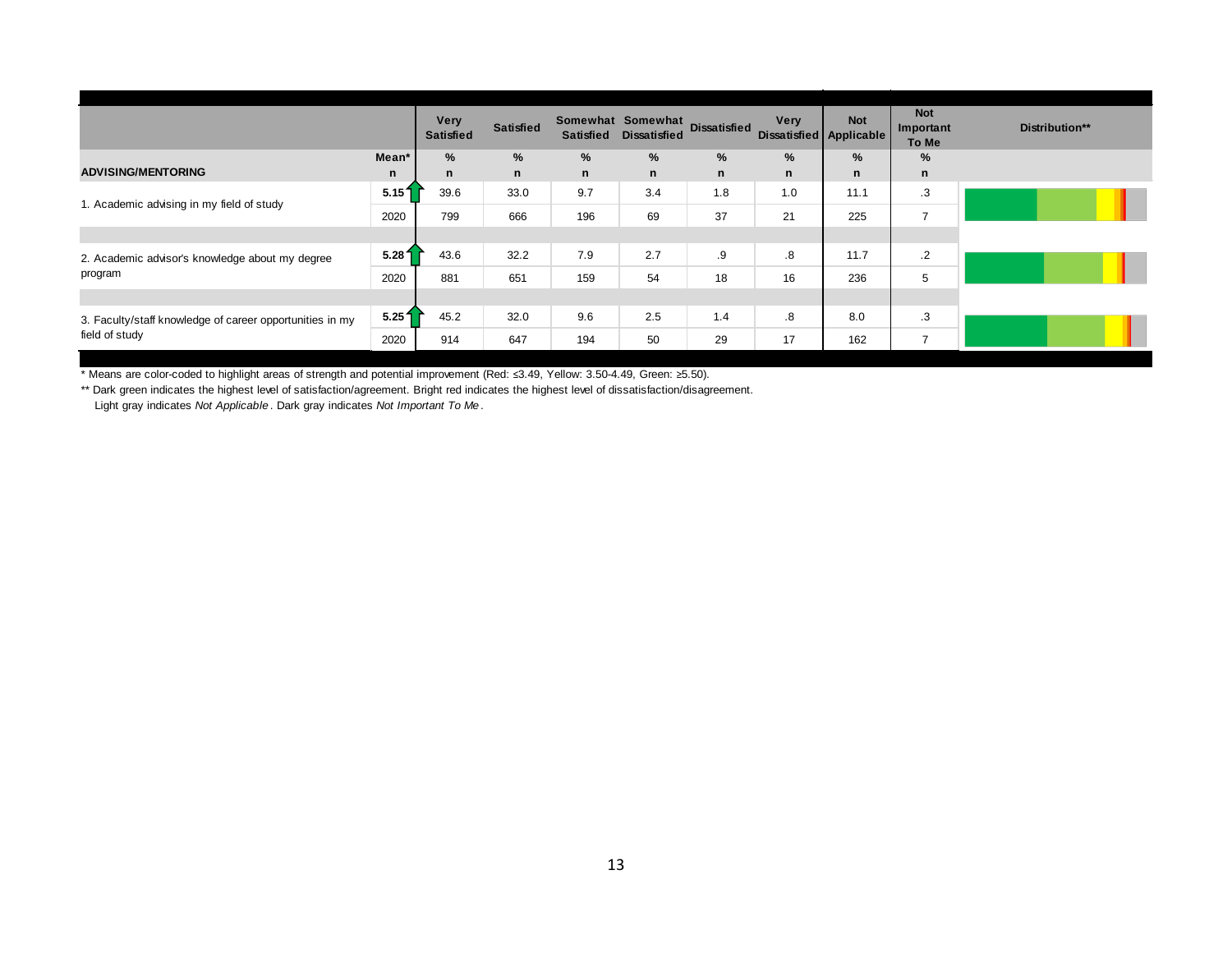| ADVISING/MENTORING | Mean* / n | Very Satisfied % / n | Satisfied % / n | Somewhat Satisfied % / n | Somewhat Dissatisfied % / n | Dissatisfied % / n | Very Dissatisfied % / n | Not Applicable % / n | Not Important To Me % / n | Distribution** |
|---|---|---|---|---|---|---|---|---|---|---|
| 1. Academic advising in my field of study | 5.15 | 39.6 | 33.0 | 9.7 | 3.4 | 1.8 | 1.0 | 11.1 | .3 | |
| | 2020 | 799 | 666 | 196 | 69 | 37 | 21 | 225 | 7 | |
| 2. Academic advisor's knowledge about my degree program | 5.28 | 43.6 | 32.2 | 7.9 | 2.7 | .9 | .8 | 11.7 | .2 | |
| | 2020 | 881 | 651 | 159 | 54 | 18 | 16 | 236 | 5 | |
| 3. Faculty/staff knowledge of career opportunities in my field of study | 5.25 | 45.2 | 32.0 | 9.6 | 2.5 | 1.4 | .8 | 8.0 | .3 | |
| | 2020 | 914 | 647 | 194 | 50 | 29 | 17 | 162 | 7 | |

* Means are color-coded to highlight areas of strength and potential improvement (Red: ≤3.49, Yellow: 3.50-4.49, Green: ≥5.50).

** Dark green indicates the highest level of satisfaction/agreement. Bright red indicates the highest level of dissatisfaction/disagreement. Light gray indicates *Not Applicable*. Dark gray indicates *Not Important To Me*.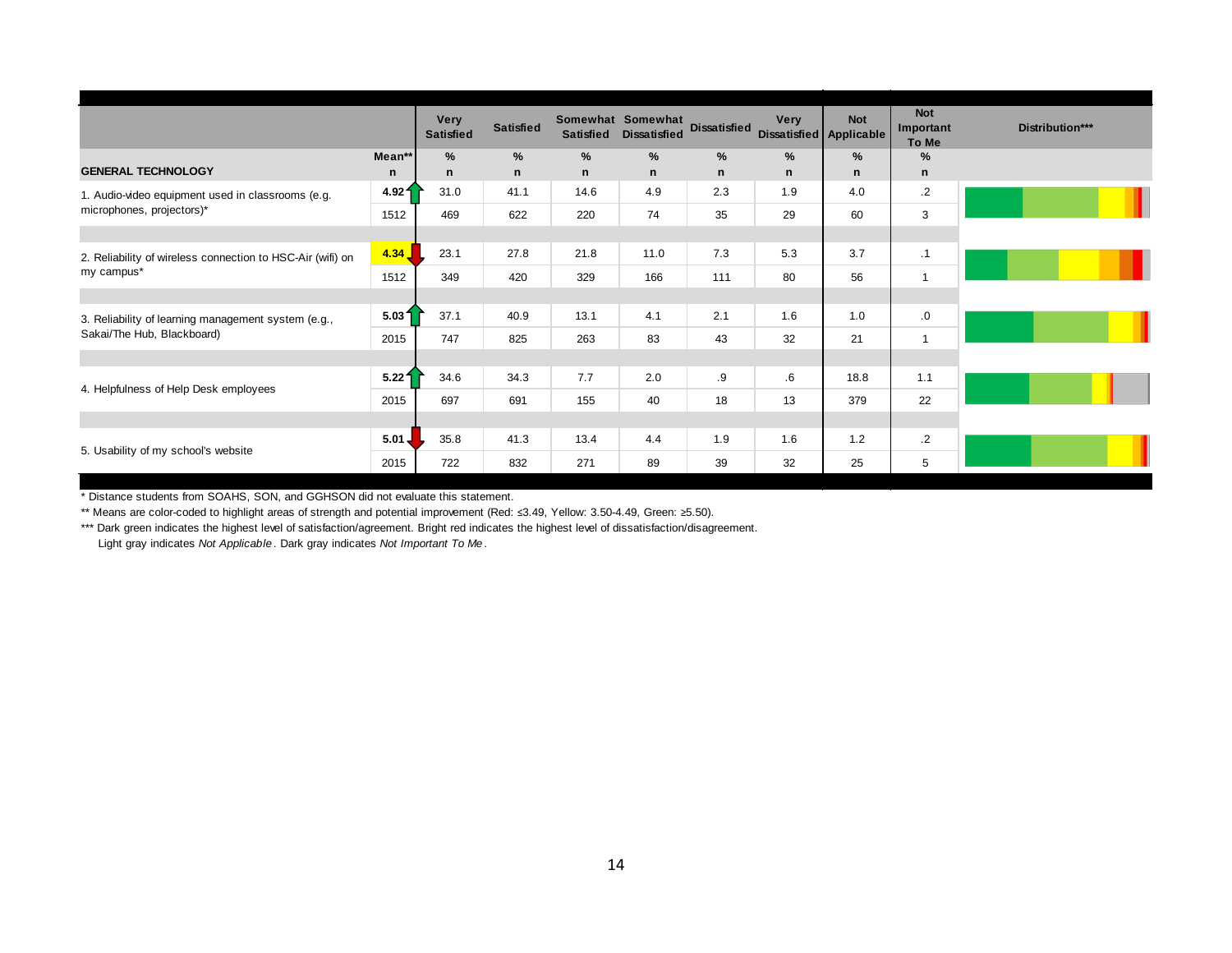| GENERAL TECHNOLOGY | Mean** n | Very Satisfied % n | Satisfied % n | Somewhat Satisfied % n | Somewhat Dissatisfied % n | Dissatisfied % n | Very Dissatisfied % n | Not Applicable % n | Not Important To Me % n | Distribution*** |
|---|---|---|---|---|---|---|---|---|---|---|
| 1. Audio-video equipment used in classrooms (e.g. microphones, projectors)* | 4.92 ↑ | 31.0 | 41.1 | 14.6 | 4.9 | 2.3 | 1.9 | 4.0 | .2 | |
| | 1512 | 469 | 622 | 220 | 74 | 35 | 29 | 60 | 3 | |
| 2. Reliability of wireless connection to HSC-Air (wifi) on my campus* | 4.34 ↓ | 23.1 | 27.8 | 21.8 | 11.0 | 7.3 | 5.3 | 3.7 | .1 | |
| | 1512 | 349 | 420 | 329 | 166 | 111 | 80 | 56 | 1 | |
| 3. Reliability of learning management system (e.g., Sakai/The Hub, Blackboard) | 5.03 ↑ | 37.1 | 40.9 | 13.1 | 4.1 | 2.1 | 1.6 | 1.0 | .0 | |
| | 2015 | 747 | 825 | 263 | 83 | 43 | 32 | 21 | 1 | |
| 4. Helpfulness of Help Desk employees | 5.22 ↑ | 34.6 | 34.3 | 7.7 | 2.0 | .9 | .6 | 18.8 | 1.1 | |
| | 2015 | 697 | 691 | 155 | 40 | 18 | 13 | 379 | 22 | |
| 5. Usability of my school's website | 5.01 ↓ | 35.8 | 41.3 | 13.4 | 4.4 | 1.9 | 1.6 | 1.2 | .2 | |
| | 2015 | 722 | 832 | 271 | 89 | 39 | 32 | 25 | 5 | |

* Distance students from SOAHS, SON, and GGHSON did not evaluate this statement.

** Means are color-coded to highlight areas of strength and potential improvement (Red: ≤3.49, Yellow: 3.50-4.49, Green: ≥5.50).

*** Dark green indicates the highest level of satisfaction/agreement. Bright red indicates the highest level of dissatisfaction/disagreement.
Light gray indicates *Not Applicable*. Dark gray indicates *Not Important To Me*.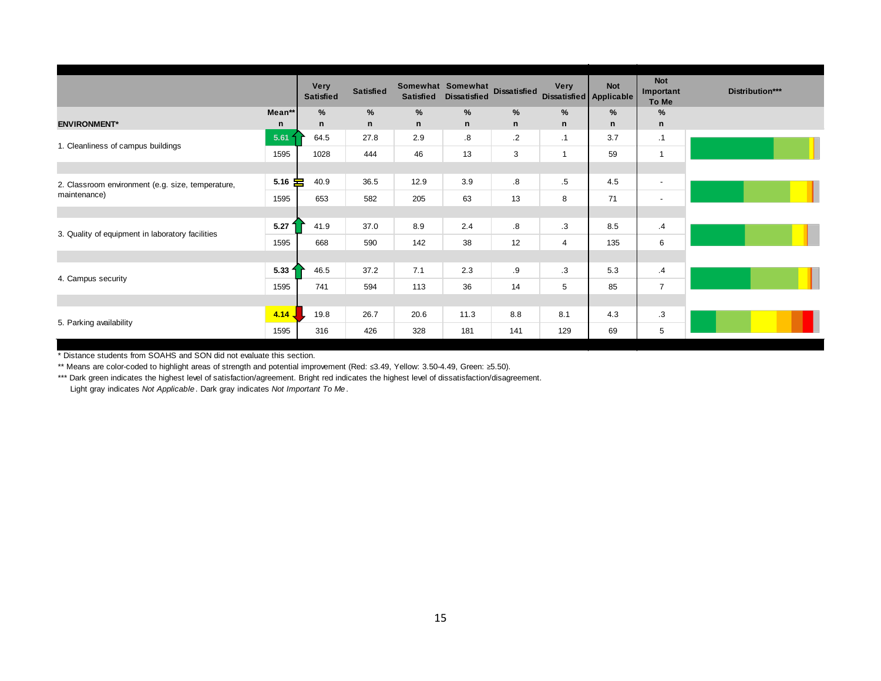| ENVIRONMENT* | Mean** / n | Very Satisfied % / n | Satisfied % / n | Somewhat Satisfied % / n | Somewhat Dissatisfied % / n | Dissatisfied % / n | Very Dissatisfied % / n | Not Applicable % / n | Not Important To Me % / n | Distribution*** |
|---|---|---|---|---|---|---|---|---|---|---|
| 1. Cleanliness of campus buildings | 5.61 | 64.5 | 27.8 | 2.9 | .8 | .2 | .1 | 3.7 | .1 | |
| | 1595 | 1028 | 444 | 46 | 13 | 3 | 1 | 59 | 1 | |
| 2. Classroom environment (e.g. size, temperature, maintenance) | 5.16 | 40.9 | 36.5 | 12.9 | 3.9 | .8 | .5 | 4.5 | - | |
| | 1595 | 653 | 582 | 205 | 63 | 13 | 8 | 71 | - | |
| 3. Quality of equipment in laboratory facilities | 5.27 | 41.9 | 37.0 | 8.9 | 2.4 | .8 | .3 | 8.5 | .4 | |
| | 1595 | 668 | 590 | 142 | 38 | 12 | 4 | 135 | 6 | |
| 4. Campus security | 5.33 | 46.5 | 37.2 | 7.1 | 2.3 | .9 | .3 | 5.3 | .4 | |
| | 1595 | 741 | 594 | 113 | 36 | 14 | 5 | 85 | 7 | |
| 5. Parking availability | 4.14 | 19.8 | 26.7 | 20.6 | 11.3 | 8.8 | 8.1 | 4.3 | .3 | |
| | 1595 | 316 | 426 | 328 | 181 | 141 | 129 | 69 | 5 | |

\* Distance students from SOAHS and SON did not evaluate this section.

** Means are color-coded to highlight areas of strength and potential improvement (Red: ≤3.49, Yellow: 3.50-4.49, Green: ≥5.50).

*** Dark green indicates the highest level of satisfaction/agreement. Bright red indicates the highest level of dissatisfaction/disagreement.
Light gray indicates *Not Applicable*. Dark gray indicates *Not Important To Me*.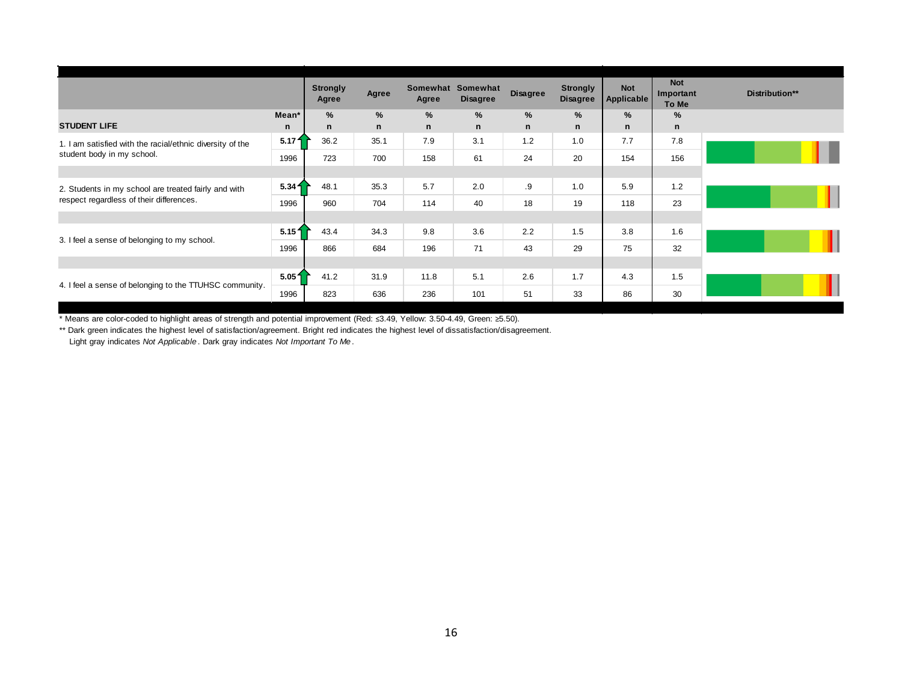| STUDENT LIFE | Mean* / n | Strongly Agree % / n | Agree % / n | Somewhat Agree % / n | Somewhat Disagree % / n | Disagree % / n | Strongly Disagree % / n | Not Applicable % / n | Not Important To Me % / n | Distribution** |
|---|---|---|---|---|---|---|---|---|---|---|
| 1. I am satisfied with the racial/ethnic diversity of the student body in my school. | 5.17 | 36.2 | 35.1 | 7.9 | 3.1 | 1.2 | 1.0 | 7.7 | 7.8 | |
| | 1996 | 723 | 700 | 158 | 61 | 24 | 20 | 154 | 156 | |
| 2. Students in my school are treated fairly and with respect regardless of their differences. | 5.34 | 48.1 | 35.3 | 5.7 | 2.0 | .9 | 1.0 | 5.9 | 1.2 | |
| | 1996 | 960 | 704 | 114 | 40 | 18 | 19 | 118 | 23 | |
| 3. I feel a sense of belonging to my school. | 5.15 | 43.4 | 34.3 | 9.8 | 3.6 | 2.2 | 1.5 | 3.8 | 1.6 | |
| | 1996 | 866 | 684 | 196 | 71 | 43 | 29 | 75 | 32 | |
| 4. I feel a sense of belonging to the TTUHSC community. | 5.05 | 41.2 | 31.9 | 11.8 | 5.1 | 2.6 | 1.7 | 4.3 | 1.5 | |
| | 1996 | 823 | 636 | 236 | 101 | 51 | 33 | 86 | 30 | |

\* Means are color-coded to highlight areas of strength and potential improvement (Red: ≤3.49, Yellow: 3.50-4.49, Green: ≥5.50).

\*\* Dark green indicates the highest level of satisfaction/agreement. Bright red indicates the highest level of dissatisfaction/disagreement. Light gray indicates *Not Applicable*. Dark gray indicates *Not Important To Me*.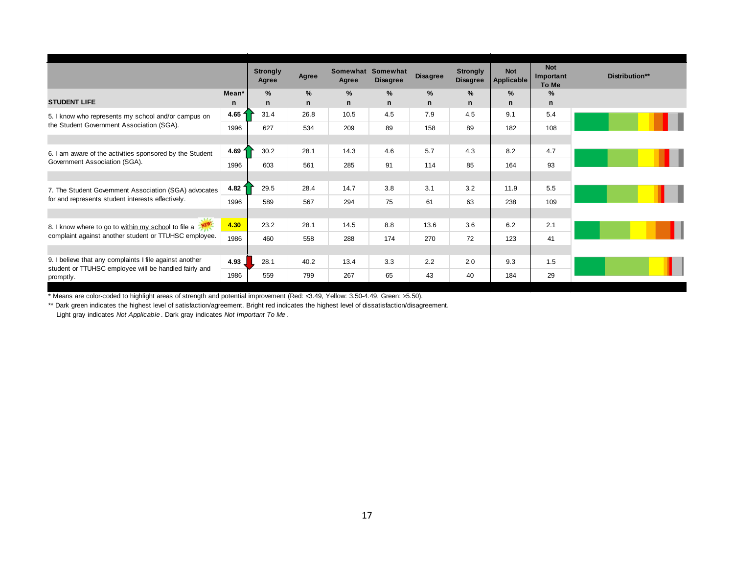| STUDENT LIFE | Mean* / n | Strongly Agree % / n | Agree % / n | Somewhat Agree % / n | Somewhat Disagree % / n | Disagree % / n | Strongly Disagree % / n | Not Applicable % / n | Not Important To Me % / n | Distribution** |
|---|---|---|---|---|---|---|---|---|---|---|
| 5. I know who represents my school and/or campus on the Student Government Association (SGA). | 4.65 ↑ | 31.4 | 26.8 | 10.5 | 4.5 | 7.9 | 4.5 | 9.1 | 5.4 | |
| | 1996 | 627 | 534 | 209 | 89 | 158 | 89 | 182 | 108 | |
| 6. I am aware of the activities sponsored by the Student Government Association (SGA). | 4.69 ↑ | 30.2 | 28.1 | 14.3 | 4.6 | 5.7 | 4.3 | 8.2 | 4.7 | |
| | 1996 | 603 | 561 | 285 | 91 | 114 | 85 | 164 | 93 | |
| 7. The Student Government Association (SGA) advocates for and represents student interests effectively. | 4.82 ↑ | 29.5 | 28.4 | 14.7 | 3.8 | 3.1 | 3.2 | 11.9 | 5.5 | |
| | 1996 | 589 | 567 | 294 | 75 | 61 | 63 | 238 | 109 | |
| 8. I know where to go to within my school to file a complaint against another student or TTUHSC employee. NEW! | 4.30 | 23.2 | 28.1 | 14.5 | 8.8 | 13.6 | 3.6 | 6.2 | 2.1 | |
| | 1986 | 460 | 558 | 288 | 174 | 270 | 72 | 123 | 41 | |
| 9. I believe that any complaints I file against another student or TTUHSC employee will be handled fairly and promptly. | 4.93 ↓ | 28.1 | 40.2 | 13.4 | 3.3 | 2.2 | 2.0 | 9.3 | 1.5 | |
| | 1986 | 559 | 799 | 267 | 65 | 43 | 40 | 184 | 29 | |

\* Means are color-coded to highlight areas of strength and potential improvement (Red: ≤3.49, Yellow: 3.50-4.49, Green: ≥5.50).

** Dark green indicates the highest level of satisfaction/agreement. Bright red indicates the highest level of dissatisfaction/disagreement.
Light gray indicates *Not Applicable*. Dark gray indicates *Not Important To Me*.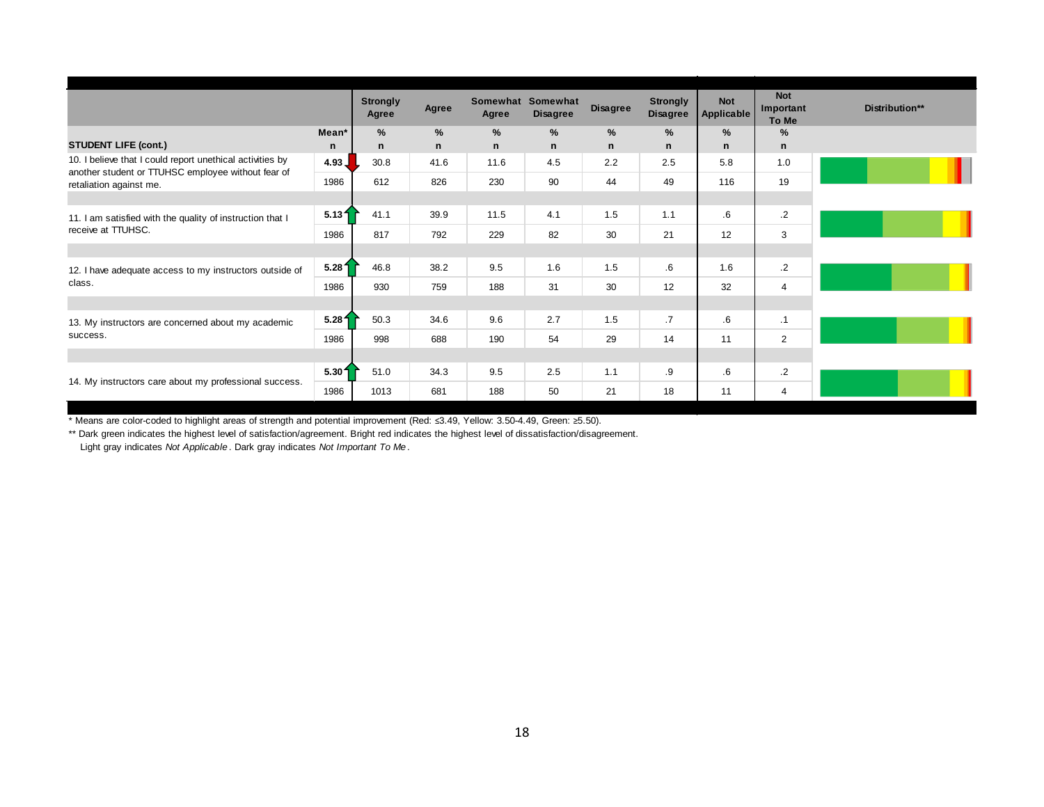| STUDENT LIFE (cont.) | Mean* / n | Strongly Agree % / n | Agree % / n | Somewhat Agree % / n | Somewhat Disagree % / n | Disagree % / n | Strongly Disagree % / n | Not Applicable % / n | Not Important To Me % / n | Distribution** |
|---|---|---|---|---|---|---|---|---|---|---|
| 10. I believe that I could report unethical activities by another student or TTUHSC employee without fear of retaliation against me. | 4.93 | 30.8 | 41.6 | 11.6 | 4.5 | 2.2 | 2.5 | 5.8 | 1.0 | |
| | 1986 | 612 | 826 | 230 | 90 | 44 | 49 | 116 | 19 | |
| 11. I am satisfied with the quality of instruction that I receive at TTUHSC. | 5.13 | 41.1 | 39.9 | 11.5 | 4.1 | 1.5 | 1.1 | .6 | .2 | |
| | 1986 | 817 | 792 | 229 | 82 | 30 | 21 | 12 | 3 | |
| 12. I have adequate access to my instructors outside of class. | 5.28 | 46.8 | 38.2 | 9.5 | 1.6 | 1.5 | .6 | 1.6 | .2 | |
| | 1986 | 930 | 759 | 188 | 31 | 30 | 12 | 32 | 4 | |
| 13. My instructors are concerned about my academic success. | 5.28 | 50.3 | 34.6 | 9.6 | 2.7 | 1.5 | .7 | .6 | .1 | |
| | 1986 | 998 | 688 | 190 | 54 | 29 | 14 | 11 | 2 | |
| 14. My instructors care about my professional success. | 5.30 | 51.0 | 34.3 | 9.5 | 2.5 | 1.1 | .9 | .6 | .2 | |
| | 1986 | 1013 | 681 | 188 | 50 | 21 | 18 | 11 | 4 | |

* Means are color-coded to highlight areas of strength and potential improvement (Red: ≤3.49, Yellow: 3.50-4.49, Green: ≥5.50).

** Dark green indicates the highest level of satisfaction/agreement. Bright red indicates the highest level of dissatisfaction/disagreement.
Light gray indicates *Not Applicable*. Dark gray indicates *Not Important To Me*.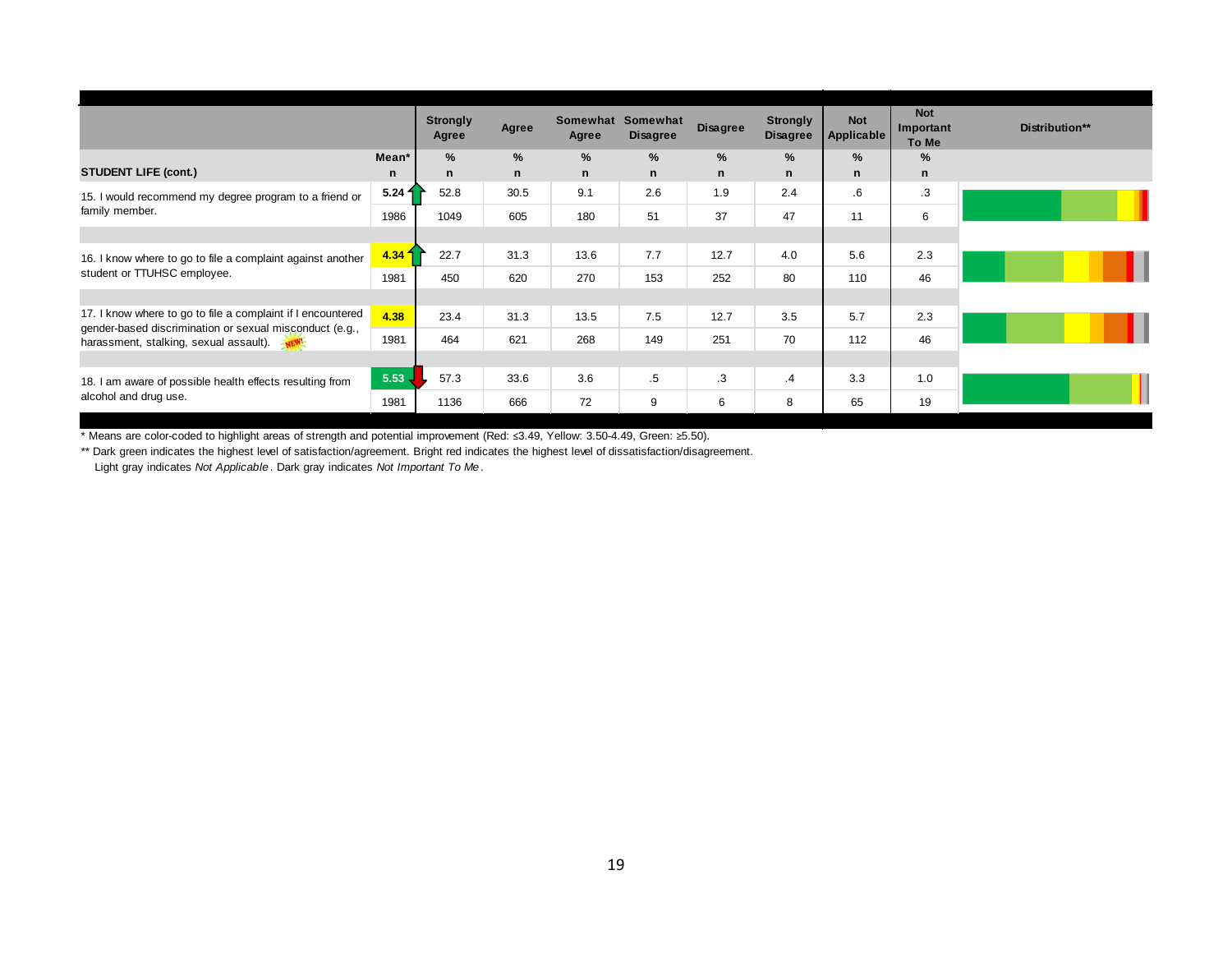| STUDENT LIFE (cont.) | Mean* / n | Strongly Agree % / n | Agree % / n | Somewhat Agree % / n | Somewhat Disagree % / n | Disagree % / n | Strongly Disagree % / n | Not Applicable % / n | Not Important To Me % / n | Distribution** |
|---|---|---|---|---|---|---|---|---|---|---|
| 15. I would recommend my degree program to a friend or family member. | 5.24 | 52.8 | 30.5 | 9.1 | 2.6 | 1.9 | 2.4 | .6 | .3 | |
| | 1986 | 1049 | 605 | 180 | 51 | 37 | 47 | 11 | 6 | |
| 16. I know where to go to file a complaint against another student or TTUHSC employee. | 4.34 | 22.7 | 31.3 | 13.6 | 7.7 | 12.7 | 4.0 | 5.6 | 2.3 | |
| | 1981 | 450 | 620 | 270 | 153 | 252 | 80 | 110 | 46 | |
| 17. I know where to go to file a complaint if I encountered gender-based discrimination or sexual misconduct (e.g., harassment, stalking, sexual assault). NEW! | 4.38 | 23.4 | 31.3 | 13.5 | 7.5 | 12.7 | 3.5 | 5.7 | 2.3 | |
| | 1981 | 464 | 621 | 268 | 149 | 251 | 70 | 112 | 46 | |
| 18. I am aware of possible health effects resulting from alcohol and drug use. | 5.53 | 57.3 | 33.6 | 3.6 | .5 | .3 | .4 | 3.3 | 1.0 | |
| | 1981 | 1136 | 666 | 72 | 9 | 6 | 8 | 65 | 19 | |

\* Means are color-coded to highlight areas of strength and potential improvement (Red: ≤3.49, Yellow: 3.50-4.49, Green: ≥5.50).

\** Dark green indicates the highest level of satisfaction/agreement. Bright red indicates the highest level of dissatisfaction/disagreement.
Light gray indicates *Not Applicable*. Dark gray indicates *Not Important To Me*.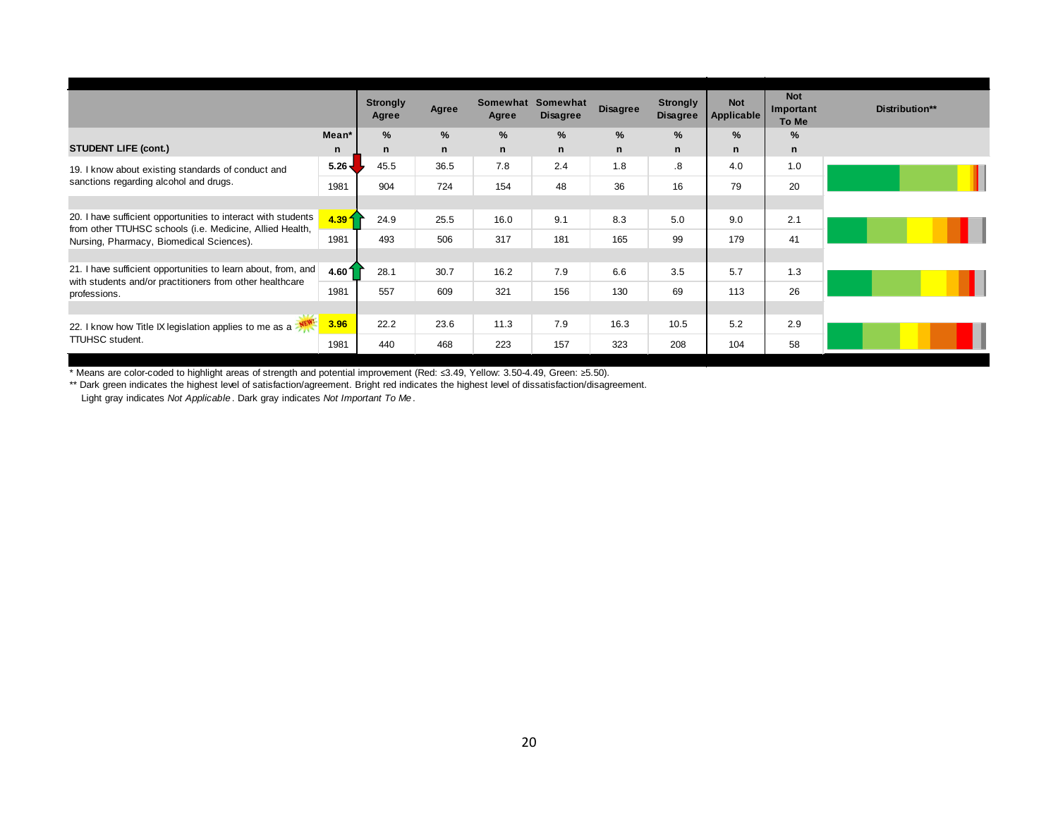| STUDENT LIFE (cont.) | Mean* n | Strongly Agree % n | Agree % n | Somewhat Agree % n | Somewhat Disagree % n | Disagree % n | Strongly Disagree % n | Not Applicable % n | Not Important To Me % n | Distribution** |
|---|---|---|---|---|---|---|---|---|---|---|
| 19. I know about existing standards of conduct and sanctions regarding alcohol and drugs. | 5.26 | 45.5 | 36.5 | 7.8 | 2.4 | 1.8 | .8 | 4.0 | 1.0 | |
| | 1981 | 904 | 724 | 154 | 48 | 36 | 16 | 79 | 20 | |
| 20. I have sufficient opportunities to interact with students from other TTUHSC schools (i.e. Medicine, Allied Health, Nursing, Pharmacy, Biomedical Sciences). | 4.39 | 24.9 | 25.5 | 16.0 | 9.1 | 8.3 | 5.0 | 9.0 | 2.1 | |
| | 1981 | 493 | 506 | 317 | 181 | 165 | 99 | 179 | 41 | |
| 21. I have sufficient opportunities to learn about, from, and with students and/or practitioners from other healthcare professions. | 4.60 | 28.1 | 30.7 | 16.2 | 7.9 | 6.6 | 3.5 | 5.7 | 1.3 | |
| | 1981 | 557 | 609 | 321 | 156 | 130 | 69 | 113 | 26 | |
| 22. I know how Title IX legislation applies to me as a TTUHSC student. NEW! | 3.96 | 22.2 | 23.6 | 11.3 | 7.9 | 16.3 | 10.5 | 5.2 | 2.9 | |
| | 1981 | 440 | 468 | 223 | 157 | 323 | 208 | 104 | 58 | |

* Means are color-coded to highlight areas of strength and potential improvement (Red: ≤3.49, Yellow: 3.50-4.49, Green: ≥5.50).

** Dark green indicates the highest level of satisfaction/agreement. Bright red indicates the highest level of dissatisfaction/disagreement. Light gray indicates *Not Applicable*. Dark gray indicates *Not Important To Me*.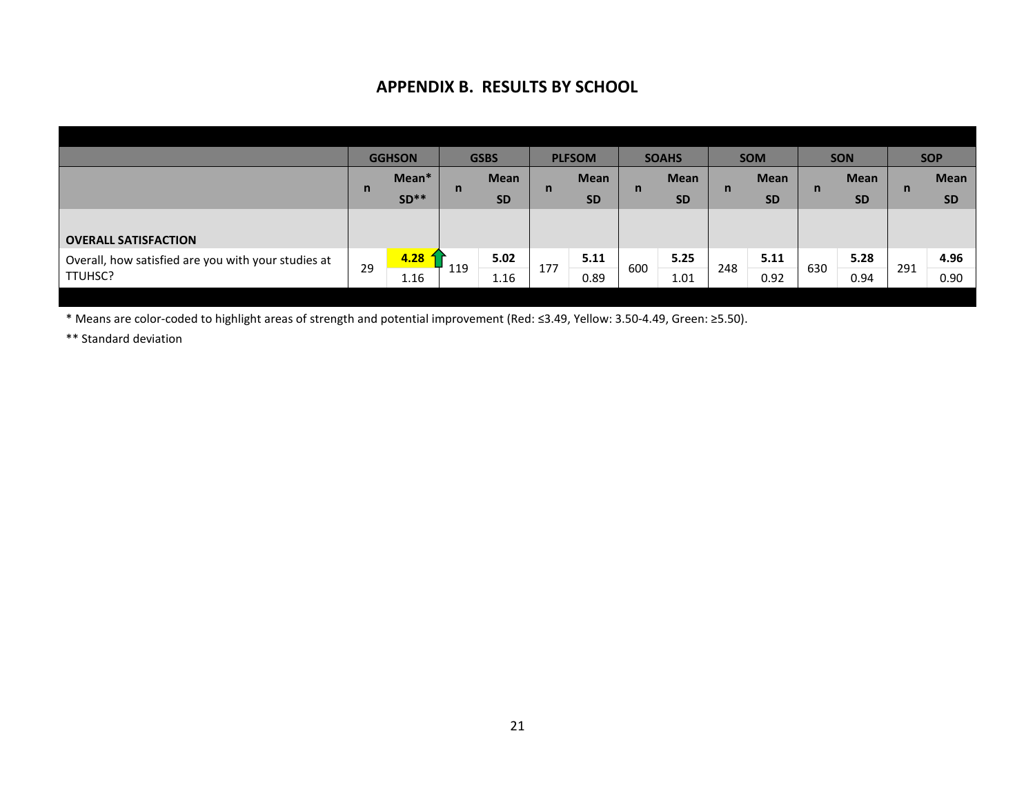## APPENDIX B. RESULTS BY SCHOOL

| | GGHSON | | GSBS | | PLFSOM | | SOAHS | | SOM | | SON | | SOP | |
|---|---|---|---|---|---|---|---|---|---|---|---|---|---|---|
| | n | Mean* SD** | n | Mean SD | n | Mean SD | n | Mean SD | n | Mean SD | n | Mean SD | n | Mean SD |
| **OVERALL SATISFACTION** | | | | | | | | | | | | | | |
| Overall, how satisfied are you with your studies at TTUHSC? | 29 | **4.28** 1.16 | 119 | **5.02** 1.16 | 177 | **5.11** 0.89 | 600 | **5.25** 1.01 | 248 | **5.11** 0.92 | 630 | **5.28** 0.94 | 291 | **4.96** 0.90 |

\* Means are color-coded to highlight areas of strength and potential improvement (Red: ≤3.49, Yellow: 3.50-4.49, Green: ≥5.50).

\** Standard deviation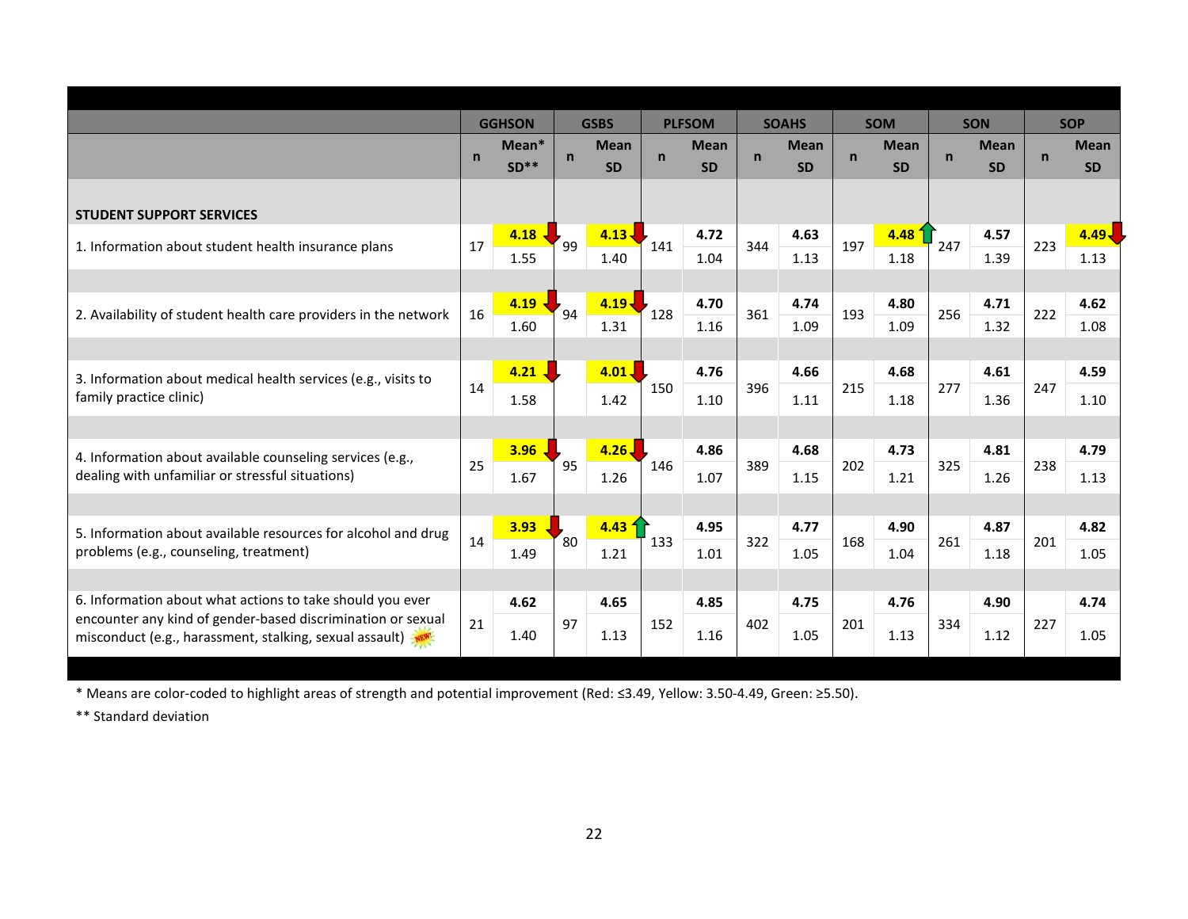| | GGHSON | | GSBS | | PLFSOM | | SOAHS | | SOM | | SON | | SOP | |
|---|---|---|---|---|---|---|---|---|---|---|---|---|---|---|
| | n | Mean* SD** | n | Mean SD | n | Mean SD | n | Mean SD | n | Mean SD | n | Mean SD | n | Mean SD |
| **STUDENT SUPPORT SERVICES** | | | | | | | | | | | | | | |
| 1. Information about student health insurance plans | 17 | **4.18** 1.55 | 99 | **4.13** 1.40 | 141 | **4.72** 1.04 | 344 | **4.63** 1.13 | 197 | **4.48** 1.18 | 247 | **4.57** 1.39 | 223 | **4.49** 1.13 |
| 2. Availability of student health care providers in the network | 16 | **4.19** 1.60 | 94 | **4.19** 1.31 | 128 | **4.70** 1.16 | 361 | **4.74** 1.09 | 193 | **4.80** 1.09 | 256 | **4.71** 1.32 | 222 | **4.62** 1.08 |
| 3. Information about medical health services (e.g., visits to family practice clinic) | 14 | **4.21** 1.58 | | **4.01** 1.42 | 150 | **4.76** 1.10 | 396 | **4.66** 1.11 | 215 | **4.68** 1.18 | 277 | **4.61** 1.36 | 247 | **4.59** 1.10 |
| 4. Information about available counseling services (e.g., dealing with unfamiliar or stressful situations) | 25 | **3.96** 1.67 | 95 | **4.26** 1.26 | 146 | **4.86** 1.07 | 389 | **4.68** 1.15 | 202 | **4.73** 1.21 | 325 | **4.81** 1.26 | 238 | **4.79** 1.13 |
| 5. Information about available resources for alcohol and drug problems (e.g., counseling, treatment) | 14 | **3.93** 1.49 | 80 | **4.43** 1.21 | 133 | **4.95** 1.01 | 322 | **4.77** 1.05 | 168 | **4.90** 1.04 | 261 | **4.87** 1.18 | 201 | **4.82** 1.05 |
| 6. Information about what actions to take should you ever encounter any kind of gender-based discrimination or sexual misconduct (e.g., harassment, stalking, sexual assault) NEW! | 21 | **4.62** 1.40 | 97 | **4.65** 1.13 | 152 | **4.85** 1.16 | 402 | **4.75** 1.05 | 201 | **4.76** 1.13 | 334 | **4.90** 1.12 | 227 | **4.74** 1.05 |

* Means are color-coded to highlight areas of strength and potential improvement (Red: ≤3.49, Yellow: 3.50-4.49, Green: ≥5.50).

** Standard deviation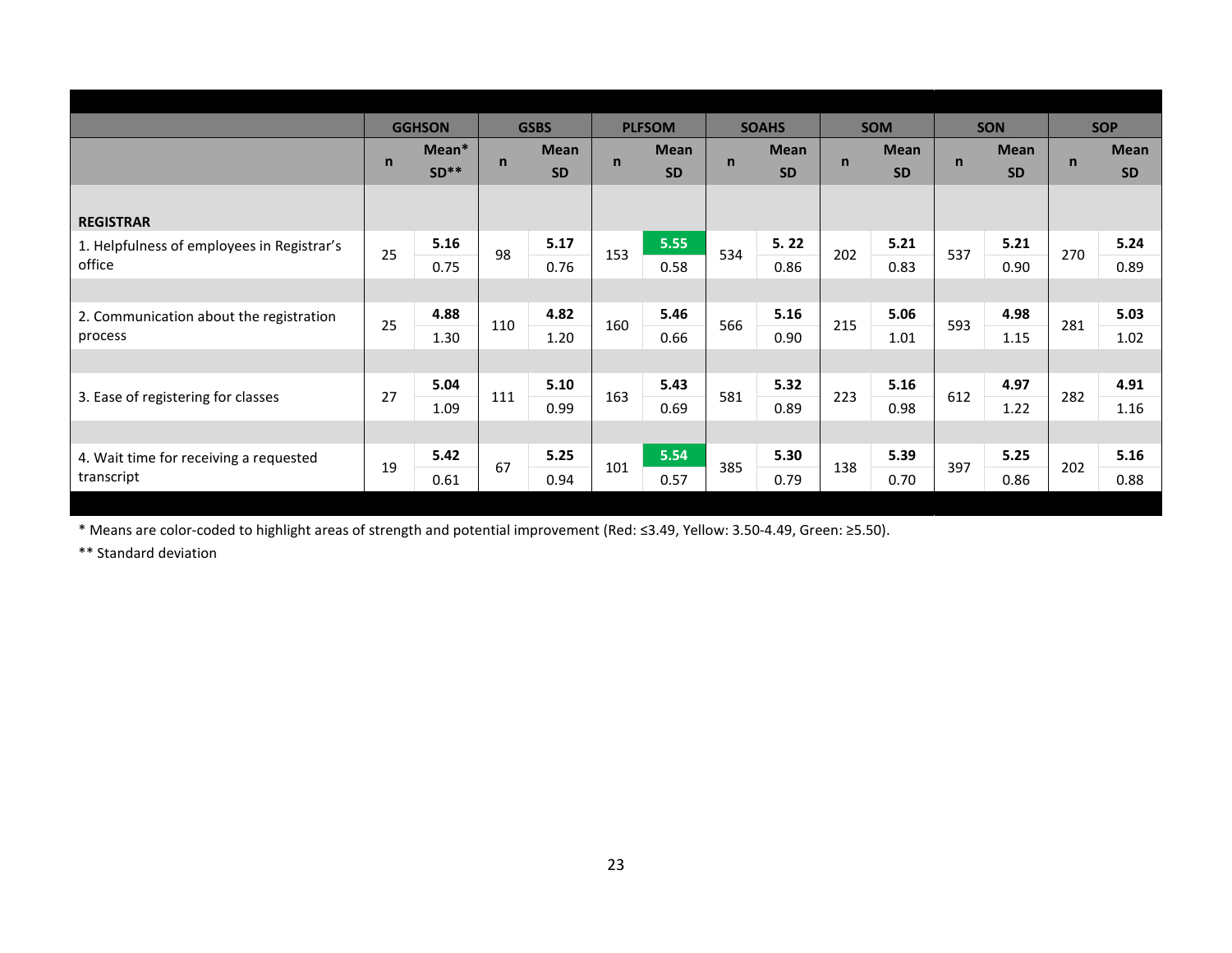| | GGHSON | | GSBS | | PLFSOM | | SOAHS | | SOM | | SON | | SOP | |
|---|---|---|---|---|---|---|---|---|---|---|---|---|---|---|
| | n | Mean* SD** | n | Mean SD | n | Mean SD | n | Mean SD | n | Mean SD | n | Mean SD | n | Mean SD |
| **REGISTRAR** | | | | | | | | | | | | | | |
| 1. Helpfulness of employees in Registrar's office | 25 | **5.16** 0.75 | 98 | **5.17** 0.76 | 153 | **5.55** 0.58 | 534 | **5. 22** 0.86 | 202 | **5.21** 0.83 | 537 | **5.21** 0.90 | 270 | **5.24** 0.89 |
| 2. Communication about the registration process | 25 | **4.88** 1.30 | 110 | **4.82** 1.20 | 160 | **5.46** 0.66 | 566 | **5.16** 0.90 | 215 | **5.06** 1.01 | 593 | **4.98** 1.15 | 281 | **5.03** 1.02 |
| 3. Ease of registering for classes | 27 | **5.04** 1.09 | 111 | **5.10** 0.99 | 163 | **5.43** 0.69 | 581 | **5.32** 0.89 | 223 | **5.16** 0.98 | 612 | **4.97** 1.22 | 282 | **4.91** 1.16 |
| 4. Wait time for receiving a requested transcript | 19 | **5.42** 0.61 | 67 | **5.25** 0.94 | 101 | **5.54** 0.57 | 385 | **5.30** 0.79 | 138 | **5.39** 0.70 | 397 | **5.25** 0.86 | 202 | **5.16** 0.88 |

* Means are color-coded to highlight areas of strength and potential improvement (Red: ≤3.49, Yellow: 3.50-4.49, Green: ≥5.50).

** Standard deviation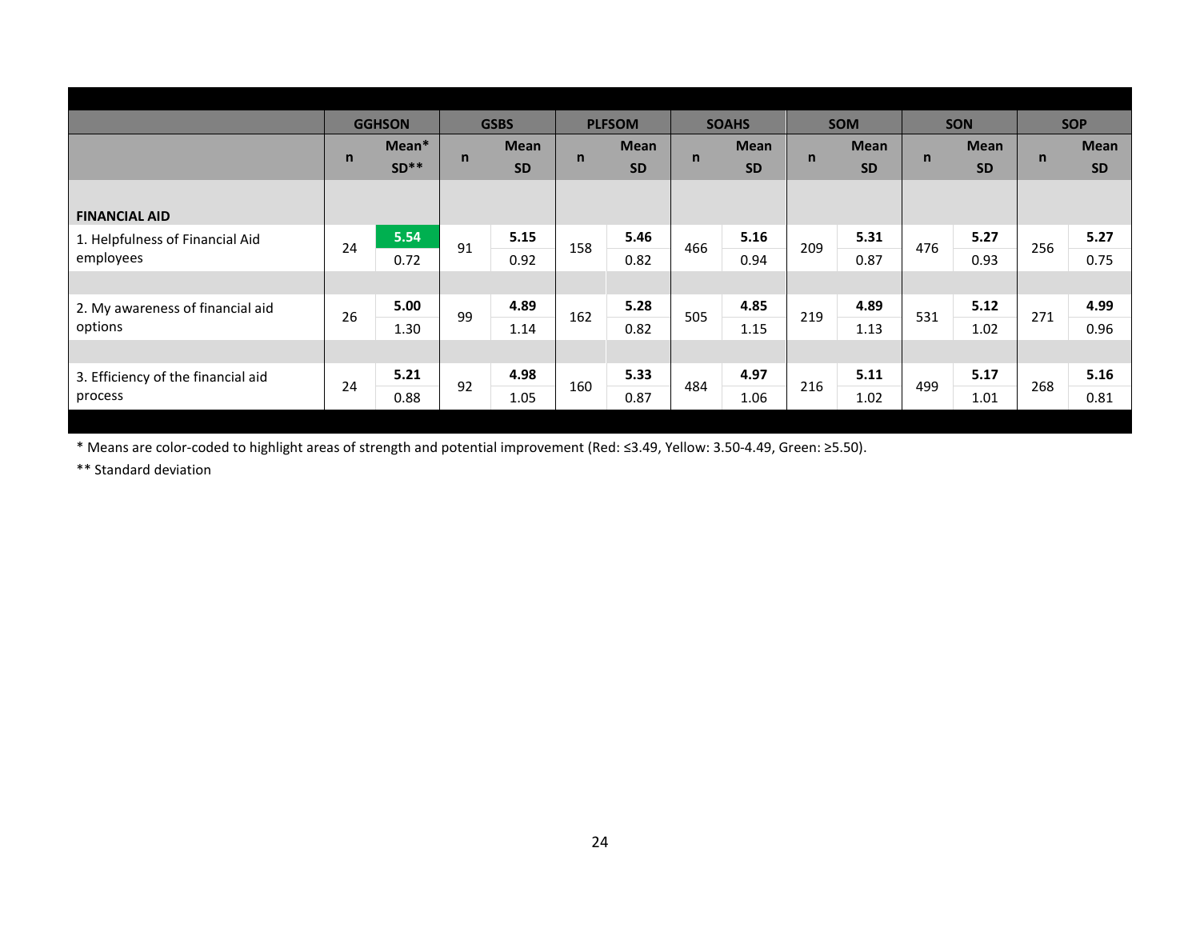| | GGHSON | | GSBS | | PLFSOM | | SOAHS | | SOM | | SON | | SOP | |
|---|---|---|---|---|---|---|---|---|---|---|---|---|---|---|
| | n | Mean* SD** | n | Mean SD | n | Mean SD | n | Mean SD | n | Mean SD | n | Mean SD | n | Mean SD |
| **FINANCIAL AID** | | | | | | | | | | | | | | |
| 1. Helpfulness of Financial Aid employees | 24 | **5.54** 0.72 | 91 | **5.15** 0.92 | 158 | **5.46** 0.82 | 466 | **5.16** 0.94 | 209 | **5.31** 0.87 | 476 | **5.27** 0.93 | 256 | **5.27** 0.75 |
| 2. My awareness of financial aid options | 26 | **5.00** 1.30 | 99 | **4.89** 1.14 | 162 | **5.28** 0.82 | 505 | **4.85** 1.15 | 219 | **4.89** 1.13 | 531 | **5.12** 1.02 | 271 | **4.99** 0.96 |
| 3. Efficiency of the financial aid process | 24 | **5.21** 0.88 | 92 | **4.98** 1.05 | 160 | **5.33** 0.87 | 484 | **4.97** 1.06 | 216 | **5.11** 1.02 | 499 | **5.17** 1.01 | 268 | **5.16** 0.81 |

* Means are color-coded to highlight areas of strength and potential improvement (Red: ≤3.49, Yellow: 3.50-4.49, Green: ≥5.50).

** Standard deviation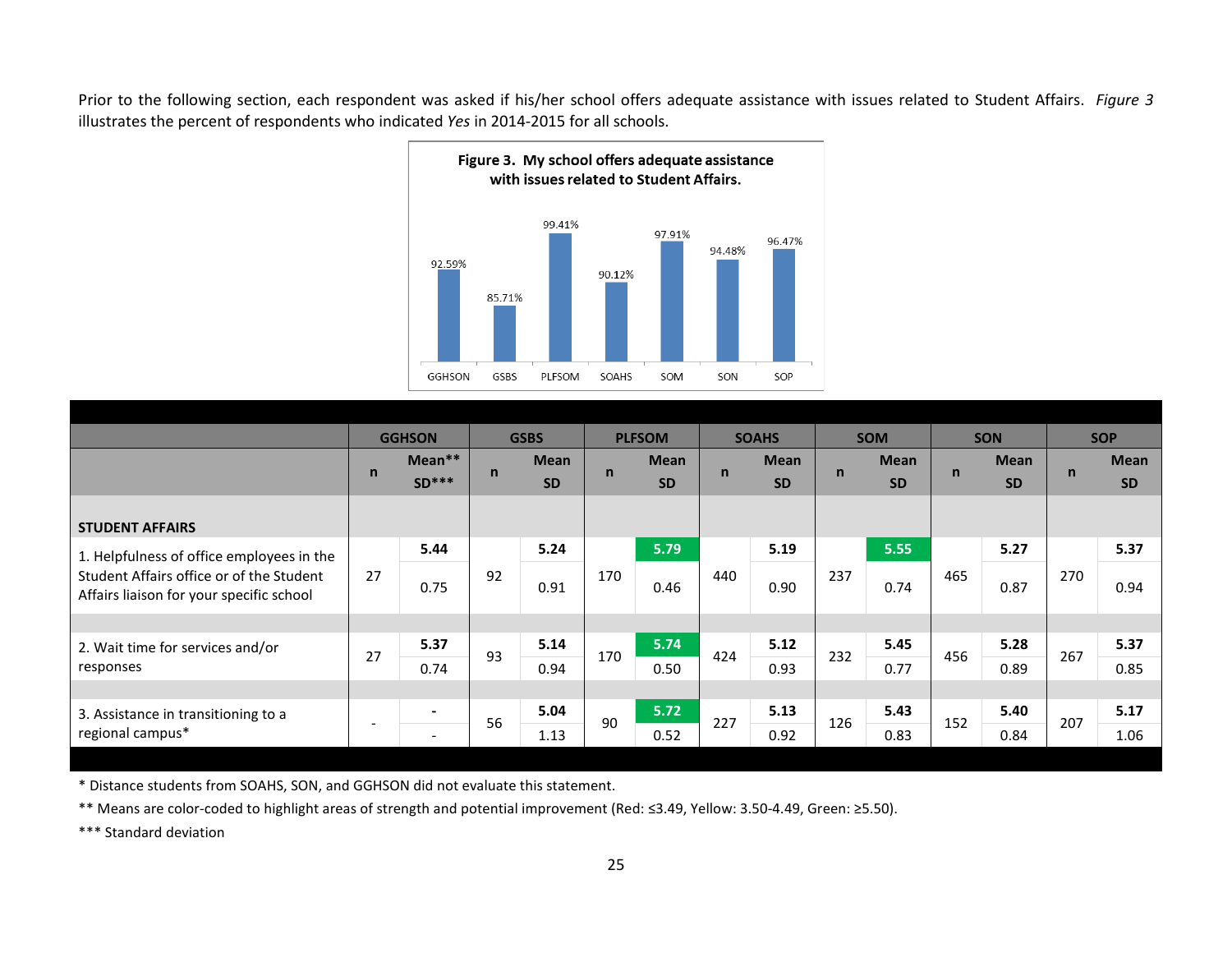Prior to the following section, each respondent was asked if his/her school offers adequate assistance with issues related to Student Affairs. *Figure 3* illustrates the percent of respondents who indicated *Yes* in 2014-2015 for all schools.

**Figure 3. My school offers adequate assistance with issues related to Student Affairs.**

| GGHSON | GSBS | PLFSOM | SOAHS | SOM | SON | SOP |
|---|---|---|---|---|---|---|
| 92.59% | 85.71% | 99.41% | 90.12% | 97.91% | 94.48% | 96.47% |

| | GGHSON | | GSBS | | PLFSOM | | SOAHS | | SOM | | SON | | SOP | |
|---|---|---|---|---|---|---|---|---|---|---|---|---|---|---|
| | n | Mean** SD*** | n | Mean SD | n | Mean SD | n | Mean SD | n | Mean SD | n | Mean SD | n | Mean SD |
| **STUDENT AFFAIRS** | | | | | | | | | | | | | | |
| 1. Helpfulness of office employees in the Student Affairs office or of the Student Affairs liaison for your specific school | 27 | **5.44** 0.75 | 92 | **5.24** 0.91 | 170 | **5.79** 0.46 | 440 | **5.19** 0.90 | 237 | **5.55** 0.74 | 465 | **5.27** 0.87 | 270 | **5.37** 0.94 |
| 2. Wait time for services and/or responses | 27 | **5.37** 0.74 | 93 | **5.14** 0.94 | 170 | **5.74** 0.50 | 424 | **5.12** 0.93 | 232 | **5.45** 0.77 | 456 | **5.28** 0.89 | 267 | **5.37** 0.85 |
| 3. Assistance in transitioning to a regional campus* | - | - - | 56 | **5.04** 1.13 | 90 | **5.72** 0.52 | 227 | **5.13** 0.92 | 126 | **5.43** 0.83 | 152 | **5.40** 0.84 | 207 | **5.17** 1.06 |

\* Distance students from SOAHS, SON, and GGHSON did not evaluate this statement.

** Means are color-coded to highlight areas of strength and potential improvement (Red: ≤3.49, Yellow: 3.50-4.49, Green: ≥5.50).

*** Standard deviation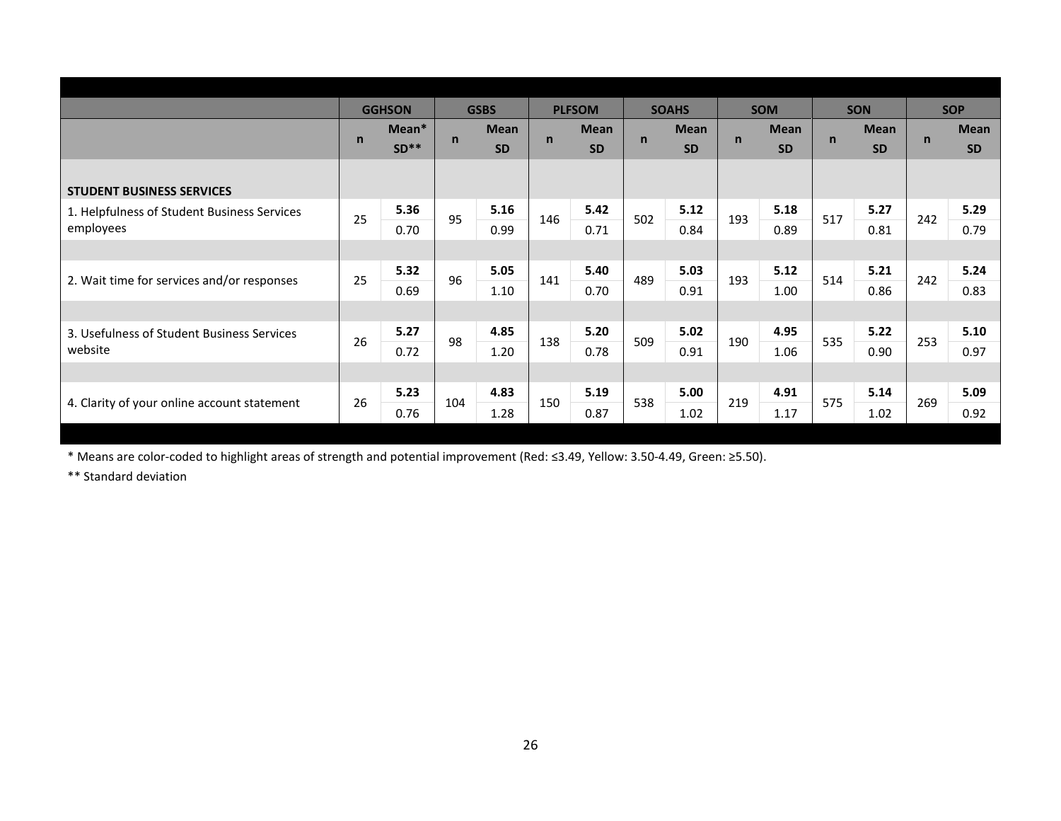| | GGHSON | | GSBS | | PLFSOM | | SOAHS | | SOM | | SON | | SOP | |
|---|---|---|---|---|---|---|---|---|---|---|---|---|---|---|
| | n | Mean* SD** | n | Mean SD | n | Mean SD | n | Mean SD | n | Mean SD | n | Mean SD | n | Mean SD |
| **STUDENT BUSINESS SERVICES** | | | | | | | | | | | | | | |
| 1. Helpfulness of Student Business Services employees | 25 | **5.36** 0.70 | 95 | **5.16** 0.99 | 146 | **5.42** 0.71 | 502 | **5.12** 0.84 | 193 | **5.18** 0.89 | 517 | **5.27** 0.81 | 242 | **5.29** 0.79 |
| 2. Wait time for services and/or responses | 25 | **5.32** 0.69 | 96 | **5.05** 1.10 | 141 | **5.40** 0.70 | 489 | **5.03** 0.91 | 193 | **5.12** 1.00 | 514 | **5.21** 0.86 | 242 | **5.24** 0.83 |
| 3. Usefulness of Student Business Services website | 26 | **5.27** 0.72 | 98 | **4.85** 1.20 | 138 | **5.20** 0.78 | 509 | **5.02** 0.91 | 190 | **4.95** 1.06 | 535 | **5.22** 0.90 | 253 | **5.10** 0.97 |
| 4. Clarity of your online account statement | 26 | **5.23** 0.76 | 104 | **4.83** 1.28 | 150 | **5.19** 0.87 | 538 | **5.00** 1.02 | 219 | **4.91** 1.17 | 575 | **5.14** 1.02 | 269 | **5.09** 0.92 |

* Means are color-coded to highlight areas of strength and potential improvement (Red: ≤3.49, Yellow: 3.50-4.49, Green: ≥5.50).

** Standard deviation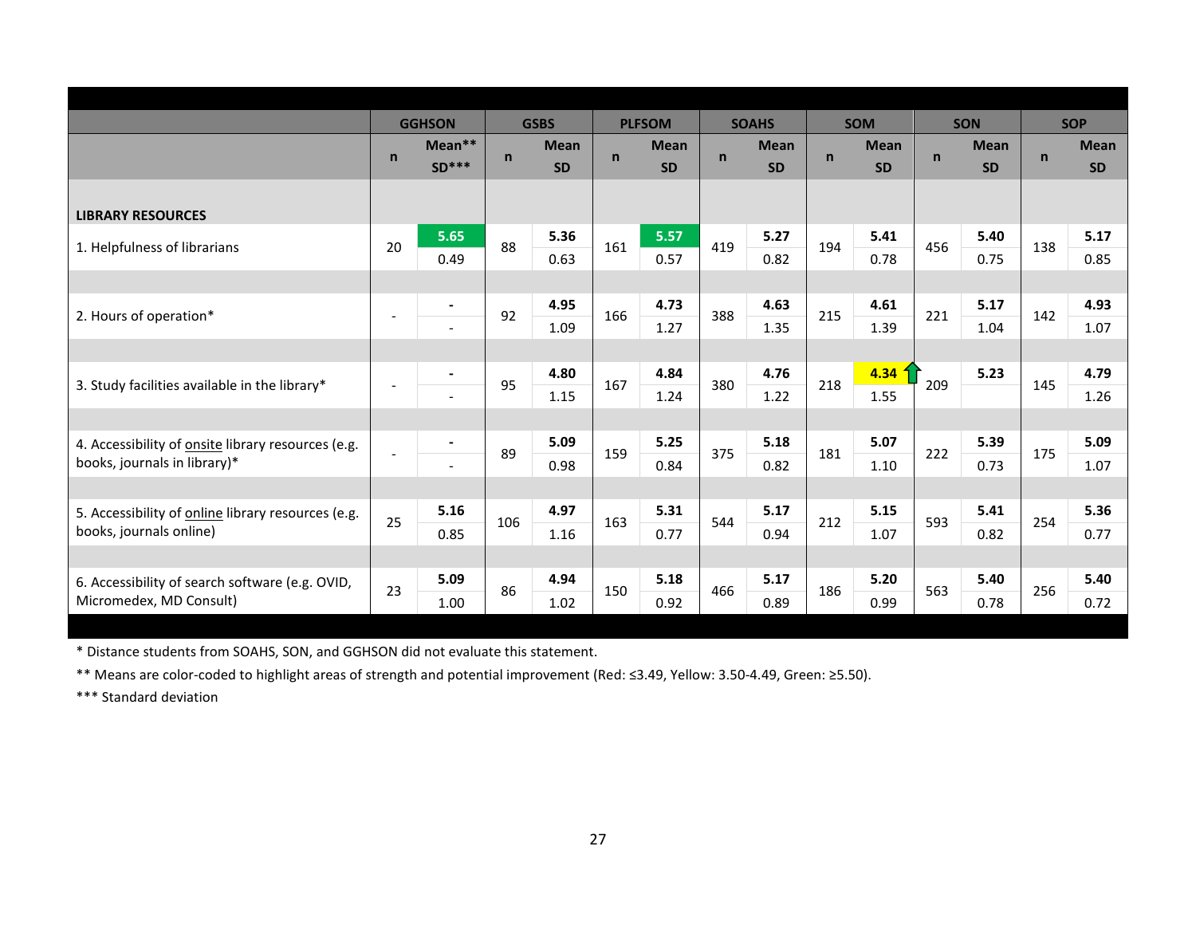| | GGHSON | | GSBS | | PLFSOM | | SOAHS | | SOM | | SON | | SOP | |
|---|---|---|---|---|---|---|---|---|---|---|---|---|---|---|
| | n | Mean** SD*** | n | Mean SD | n | Mean SD | n | Mean SD | n | Mean SD | n | Mean SD | n | Mean SD |
| **LIBRARY RESOURCES** | | | | | | | | | | | | | | |
| 1. Helpfulness of librarians | 20 | **5.65** 0.49 | 88 | **5.36** 0.63 | 161 | **5.57** 0.57 | 419 | **5.27** 0.82 | 194 | **5.41** 0.78 | 456 | **5.40** 0.75 | 138 | **5.17** 0.85 |
| 2. Hours of operation* | - | **-** - | 92 | **4.95** 1.09 | 166 | **4.73** 1.27 | 388 | **4.63** 1.35 | 215 | **4.61** 1.39 | 221 | **5.17** 1.04 | 142 | **4.93** 1.07 |
| 3. Study facilities available in the library* | - | **-** - | 95 | **4.80** 1.15 | 167 | **4.84** 1.24 | 380 | **4.76** 1.22 | 218 | **4.34** ↑ 1.55 | 209 | **5.23** | 145 | **4.79** 1.26 |
| 4. Accessibility of onsite library resources (e.g. books, journals in library)* | - | **-** - | 89 | **5.09** 0.98 | 159 | **5.25** 0.84 | 375 | **5.18** 0.82 | 181 | **5.07** 1.10 | 222 | **5.39** 0.73 | 175 | **5.09** 1.07 |
| 5. Accessibility of online library resources (e.g. books, journals online) | 25 | **5.16** 0.85 | 106 | **4.97** 1.16 | 163 | **5.31** 0.77 | 544 | **5.17** 0.94 | 212 | **5.15** 1.07 | 593 | **5.41** 0.82 | 254 | **5.36** 0.77 |
| 6. Accessibility of search software (e.g. OVID, Micromedex, MD Consult) | 23 | **5.09** 1.00 | 86 | **4.94** 1.02 | 150 | **5.18** 0.92 | 466 | **5.17** 0.89 | 186 | **5.20** 0.99 | 563 | **5.40** 0.78 | 256 | **5.40** 0.72 |

* Distance students from SOAHS, SON, and GGHSON did not evaluate this statement.

** Means are color-coded to highlight areas of strength and potential improvement (Red: ≤3.49, Yellow: 3.50-4.49, Green: ≥5.50).

*** Standard deviation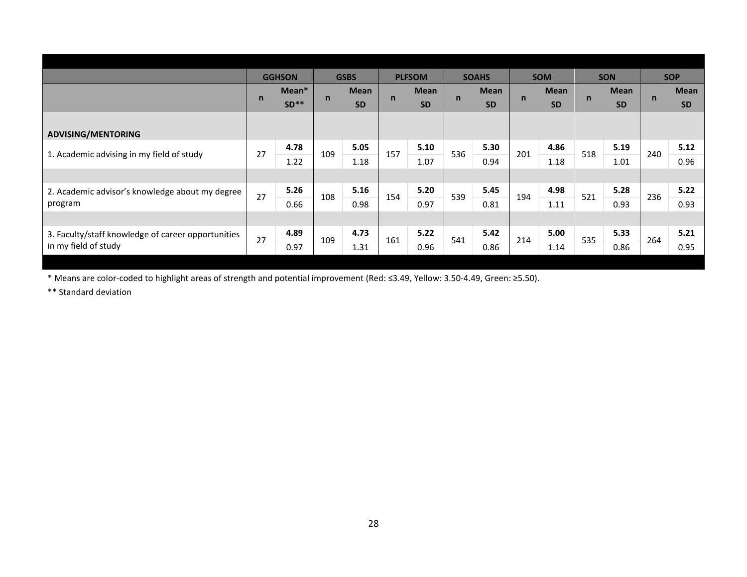| | GGHSON | | GSBS | | PLFSOM | | SOAHS | | SOM | | SON | | SOP | |
|---|---|---|---|---|---|---|---|---|---|---|---|---|---|---|
| | n | Mean* SD** | n | Mean SD | n | Mean SD | n | Mean SD | n | Mean SD | n | Mean SD | n | Mean SD |
| **ADVISING/MENTORING** | | | | | | | | | | | | | | |
| 1. Academic advising in my field of study | 27 | **4.78** 1.22 | 109 | **5.05** 1.18 | 157 | **5.10** 1.07 | 536 | **5.30** 0.94 | 201 | **4.86** 1.18 | 518 | **5.19** 1.01 | 240 | **5.12** 0.96 |
| 2. Academic advisor's knowledge about my degree program | 27 | **5.26** 0.66 | 108 | **5.16** 0.98 | 154 | **5.20** 0.97 | 539 | **5.45** 0.81 | 194 | **4.98** 1.11 | 521 | **5.28** 0.93 | 236 | **5.22** 0.93 |
| 3. Faculty/staff knowledge of career opportunities in my field of study | 27 | **4.89** 0.97 | 109 | **4.73** 1.31 | 161 | **5.22** 0.96 | 541 | **5.42** 0.86 | 214 | **5.00** 1.14 | 535 | **5.33** 0.86 | 264 | **5.21** 0.95 |

* Means are color-coded to highlight areas of strength and potential improvement (Red: ≤3.49, Yellow: 3.50-4.49, Green: ≥5.50).

** Standard deviation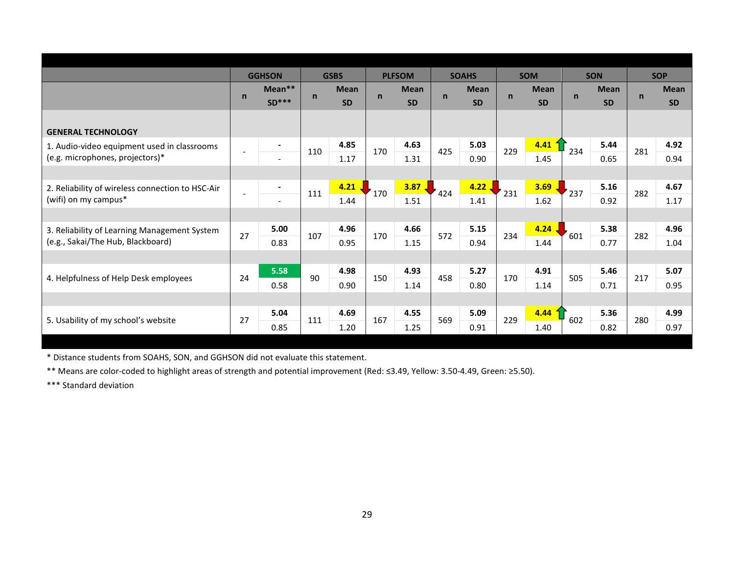| | GGHSON | | GSBS | | PLFSOM | | SOAHS | | SOM | | SON | | SOP | |
|---|---|---|---|---|---|---|---|---|---|---|---|---|---|---|
| | n | Mean** SD*** | n | Mean SD | n | Mean SD | n | Mean SD | n | Mean SD | n | Mean SD | n | Mean SD |
| **GENERAL TECHNOLOGY** | | | | | | | | | | | | | | |
| 1. Audio-video equipment used in classrooms (e.g. microphones, projectors)* | - | -<br>- | 110 | **4.85**<br>1.17 | 170 | **4.63**<br>1.31 | 425 | **5.03**<br>0.90 | 229 | **4.41** ↑<br>1.45 | 234 | **5.44**<br>0.65 | 281 | **4.92**<br>0.94 |
| 2. Reliability of wireless connection to HSC-Air (wifi) on my campus* | - | -<br>- | 111 | **4.21** ↓<br>1.44 | 170 | **3.87** ↓<br>1.51 | 424 | **4.22** ↓<br>1.41 | 231 | **3.69** ↓<br>1.62 | 237 | **5.16**<br>0.92 | 282 | **4.67**<br>1.17 |
| 3. Reliability of Learning Management System (e.g., Sakai/The Hub, Blackboard) | 27 | **5.00**<br>0.83 | 107 | **4.96**<br>0.95 | 170 | **4.66**<br>1.15 | 572 | **5.15**<br>0.94 | 234 | **4.24** ↓<br>1.44 | 601 | **5.38**<br>0.77 | 282 | **4.96**<br>1.04 |
| 4. Helpfulness of Help Desk employees | 24 | **5.58**<br>0.58 | 90 | **4.98**<br>0.90 | 150 | **4.93**<br>1.14 | 458 | **5.27**<br>0.80 | 170 | **4.91**<br>1.14 | 505 | **5.46**<br>0.71 | 217 | **5.07**<br>0.95 |
| 5. Usability of my school's website | 27 | **5.04**<br>0.85 | 111 | **4.69**<br>1.20 | 167 | **4.55**<br>1.25 | 569 | **5.09**<br>0.91 | 229 | **4.44** ↑<br>1.40 | 602 | **5.36**<br>0.82 | 280 | **4.99**<br>0.97 |

* Distance students from SOAHS, SON, and GGHSON did not evaluate this statement.

** Means are color-coded to highlight areas of strength and potential improvement (Red: ≤3.49, Yellow: 3.50-4.49, Green: ≥5.50).

*** Standard deviation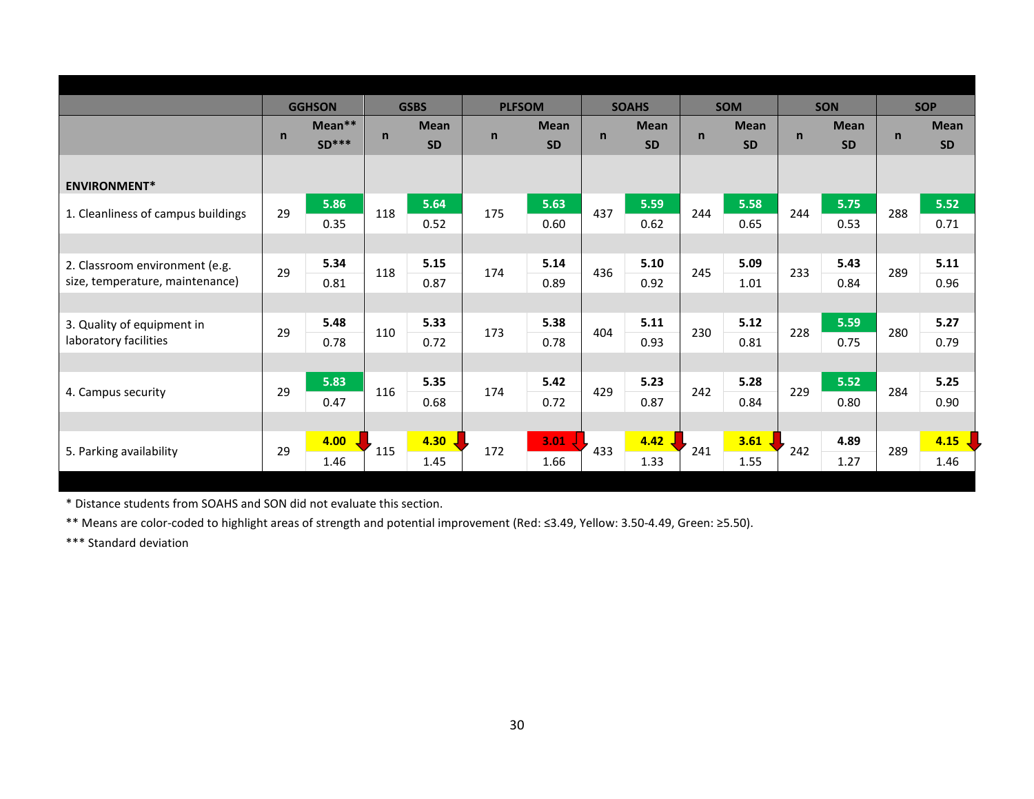| | GGHSON | | GSBS | | PLFSOM | | SOAHS | | SOM | | SON | | SOP | |
|---|---|---|---|---|---|---|---|---|---|---|---|---|---|---|
| | n | Mean** SD*** | n | Mean SD | n | Mean SD | n | Mean SD | n | Mean SD | n | Mean SD | n | Mean SD |
| **ENVIRONMENT*** | | | | | | | | | | | | | | |
| 1. Cleanliness of campus buildings | 29 | **5.86** 0.35 | 118 | **5.64** 0.52 | 175 | **5.63** 0.60 | 437 | **5.59** 0.62 | 244 | **5.58** 0.65 | 244 | **5.75** 0.53 | 288 | **5.52** 0.71 |
| 2. Classroom environment (e.g. size, temperature, maintenance) | 29 | **5.34** 0.81 | 118 | **5.15** 0.87 | 174 | **5.14** 0.89 | 436 | **5.10** 0.92 | 245 | **5.09** 1.01 | 233 | **5.43** 0.84 | 289 | **5.11** 0.96 |
| 3. Quality of equipment in laboratory facilities | 29 | **5.48** 0.78 | 110 | **5.33** 0.72 | 173 | **5.38** 0.78 | 404 | **5.11** 0.93 | 230 | **5.12** 0.81 | 228 | **5.59** 0.75 | 280 | **5.27** 0.79 |
| 4. Campus security | 29 | **5.83** 0.47 | 116 | **5.35** 0.68 | 174 | **5.42** 0.72 | 429 | **5.23** 0.87 | 242 | **5.28** 0.84 | 229 | **5.52** 0.80 | 284 | **5.25** 0.90 |
| 5. Parking availability | 29 | **4.00** 1.46 | 115 | **4.30** 1.45 | 172 | **3.01** 1.66 | 433 | **4.42** 1.33 | 241 | **3.61** 1.55 | 242 | **4.89** 1.27 | 289 | **4.15** 1.46 |

\* Distance students from SOAHS and SON did not evaluate this section.

** Means are color-coded to highlight areas of strength and potential improvement (Red: ≤3.49, Yellow: 3.50-4.49, Green: ≥5.50).

*** Standard deviation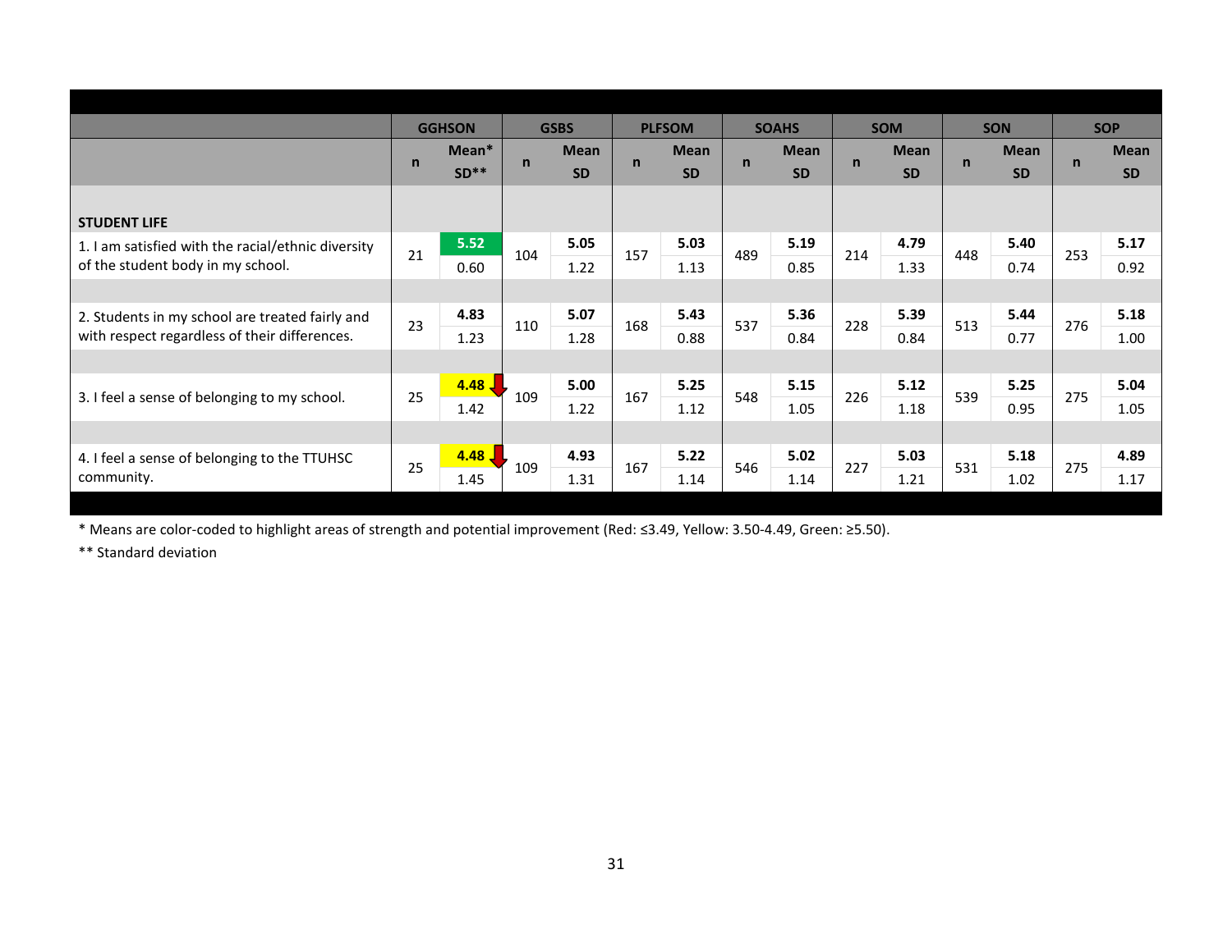| | GGHSON | | GSBS | | PLFSOM | | SOAHS | | SOM | | SON | | SOP | |
|---|---|---|---|---|---|---|---|---|---|---|---|---|---|---|
| | n | Mean* SD** | n | Mean SD | n | Mean SD | n | Mean SD | n | Mean SD | n | Mean SD | n | Mean SD |
| **STUDENT LIFE** | | | | | | | | | | | | | | |
| 1. I am satisfied with the racial/ethnic diversity of the student body in my school. | 21 | **5.52** 0.60 | 104 | **5.05** 1.22 | 157 | **5.03** 1.13 | 489 | **5.19** 0.85 | 214 | **4.79** 1.33 | 448 | **5.40** 0.74 | 253 | **5.17** 0.92 |
| 2. Students in my school are treated fairly and with respect regardless of their differences. | 23 | **4.83** 1.23 | 110 | **5.07** 1.28 | 168 | **5.43** 0.88 | 537 | **5.36** 0.84 | 228 | **5.39** 0.84 | 513 | **5.44** 0.77 | 276 | **5.18** 1.00 |
| 3. I feel a sense of belonging to my school. | 25 | **4.48** 1.42 | 109 | **5.00** 1.22 | 167 | **5.25** 1.12 | 548 | **5.15** 1.05 | 226 | **5.12** 1.18 | 539 | **5.25** 0.95 | 275 | **5.04** 1.05 |
| 4. I feel a sense of belonging to the TTUHSC community. | 25 | **4.48** 1.45 | 109 | **4.93** 1.31 | 167 | **5.22** 1.14 | 546 | **5.02** 1.14 | 227 | **5.03** 1.21 | 531 | **5.18** 1.02 | 275 | **4.89** 1.17 |

\* Means are color-coded to highlight areas of strength and potential improvement (Red: ≤3.49, Yellow: 3.50-4.49, Green: ≥5.50).

\*\* Standard deviation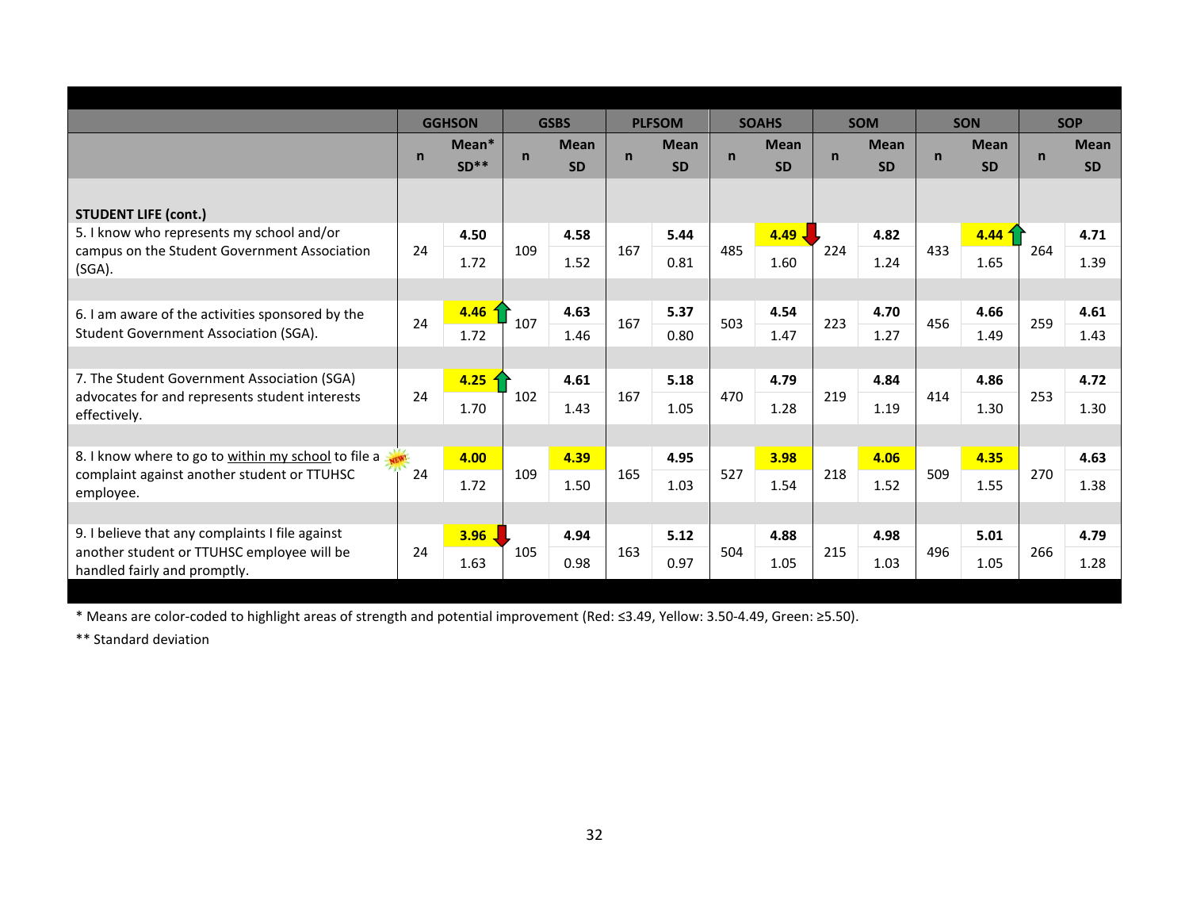| | GGHSON | | GSBS | | PLFSOM | | SOAHS | | SOM | | SON | | SOP | |
|---|---|---|---|---|---|---|---|---|---|---|---|---|---|---|
| | n | Mean* SD** | n | Mean SD | n | Mean SD | n | Mean SD | n | Mean SD | n | Mean SD | n | Mean SD |
| **STUDENT LIFE (cont.)** | | | | | | | | | | | | | | |
| 5. I know who represents my school and/or campus on the Student Government Association (SGA). | 24 | **4.50** 1.72 | 109 | **4.58** 1.52 | 167 | **5.44** 0.81 | 485 | **4.49** ↓ 1.60 | 224 | **4.82** 1.24 | 433 | **4.44** ↑ 1.65 | 264 | **4.71** 1.39 |
| 6. I am aware of the activities sponsored by the Student Government Association (SGA). | 24 | **4.46** ↑ 1.72 | 107 | **4.63** 1.46 | 167 | **5.37** 0.80 | 503 | **4.54** 1.47 | 223 | **4.70** 1.27 | 456 | **4.66** 1.49 | 259 | **4.61** 1.43 |
| 7. The Student Government Association (SGA) advocates for and represents student interests effectively. | 24 | **4.25** ↑ 1.70 | 102 | **4.61** 1.43 | 167 | **5.18** 1.05 | 470 | **4.79** 1.28 | 219 | **4.84** 1.19 | 414 | **4.86** 1.30 | 253 | **4.72** 1.30 |
| 8. I know where to go to <u>within my school</u> to file a complaint against another student or TTUHSC employee. (NEW!) | 24 | **4.00** 1.72 | 109 | **4.39** 1.50 | 165 | **4.95** 1.03 | 527 | **3.98** 1.54 | 218 | **4.06** 1.52 | 509 | **4.35** 1.55 | 270 | **4.63** 1.38 |
| 9. I believe that any complaints I file against another student or TTUHSC employee will be handled fairly and promptly. | 24 | **3.96** ↓ 1.63 | 105 | **4.94** 0.98 | 163 | **5.12** 0.97 | 504 | **4.88** 1.05 | 215 | **4.98** 1.03 | 496 | **5.01** 1.05 | 266 | **4.79** 1.28 |

* Means are color-coded to highlight areas of strength and potential improvement (Red: ≤3.49, Yellow: 3.50-4.49, Green: ≥5.50).

** Standard deviation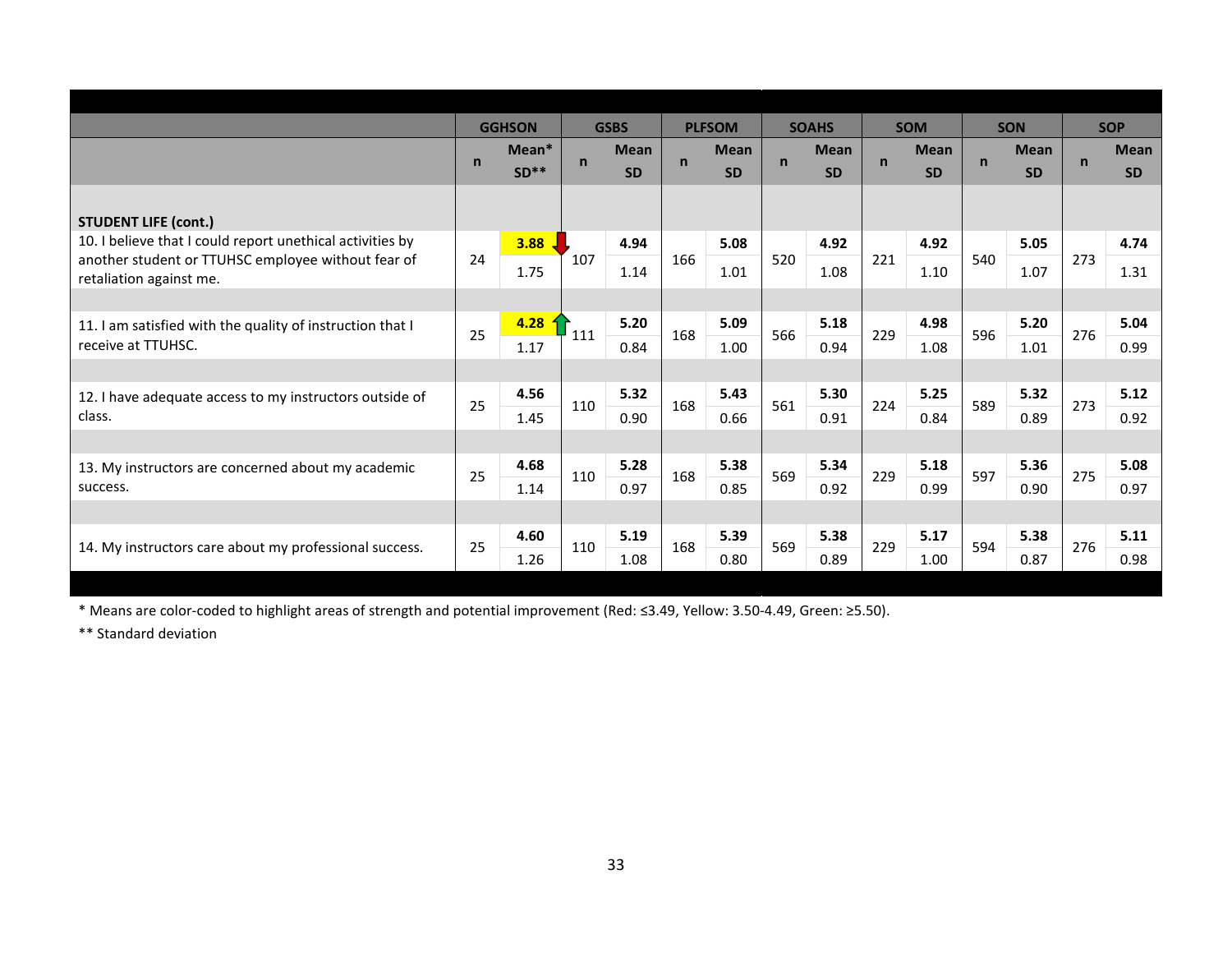| | GGHSON | | GSBS | | PLFSOM | | SOAHS | | SOM | | SON | | SOP | |
|---|---|---|---|---|---|---|---|---|---|---|---|---|---|---|
| | n | Mean* SD** | n | Mean SD | n | Mean SD | n | Mean SD | n | Mean SD | n | Mean SD | n | Mean SD |
| **STUDENT LIFE (cont.)** | | | | | | | | | | | | | | |
| 10. I believe that I could report unethical activities by another student or TTUHSC employee without fear of retaliation against me. | 24 | **3.88** ↓<br>1.75 | 107 | **4.94**<br>1.14 | 166 | **5.08**<br>1.01 | 520 | **4.92**<br>1.08 | 221 | **4.92**<br>1.10 | 540 | **5.05**<br>1.07 | 273 | **4.74**<br>1.31 |
| 11. I am satisfied with the quality of instruction that I receive at TTUHSC. | 25 | **4.28** ↑<br>1.17 | 111 | **5.20**<br>0.84 | 168 | **5.09**<br>1.00 | 566 | **5.18**<br>0.94 | 229 | **4.98**<br>1.08 | 596 | **5.20**<br>1.01 | 276 | **5.04**<br>0.99 |
| 12. I have adequate access to my instructors outside of class. | 25 | **4.56**<br>1.45 | 110 | **5.32**<br>0.90 | 168 | **5.43**<br>0.66 | 561 | **5.30**<br>0.91 | 224 | **5.25**<br>0.84 | 589 | **5.32**<br>0.89 | 273 | **5.12**<br>0.92 |
| 13. My instructors are concerned about my academic success. | 25 | **4.68**<br>1.14 | 110 | **5.28**<br>0.97 | 168 | **5.38**<br>0.85 | 569 | **5.34**<br>0.92 | 229 | **5.18**<br>0.99 | 597 | **5.36**<br>0.90 | 275 | **5.08**<br>0.97 |
| 14. My instructors care about my professional success. | 25 | **4.60**<br>1.26 | 110 | **5.19**<br>1.08 | 168 | **5.39**<br>0.80 | 569 | **5.38**<br>0.89 | 229 | **5.17**<br>1.00 | 594 | **5.38**<br>0.87 | 276 | **5.11**<br>0.98 |

* Means are color-coded to highlight areas of strength and potential improvement (Red: ≤3.49, Yellow: 3.50-4.49, Green: ≥5.50).

** Standard deviation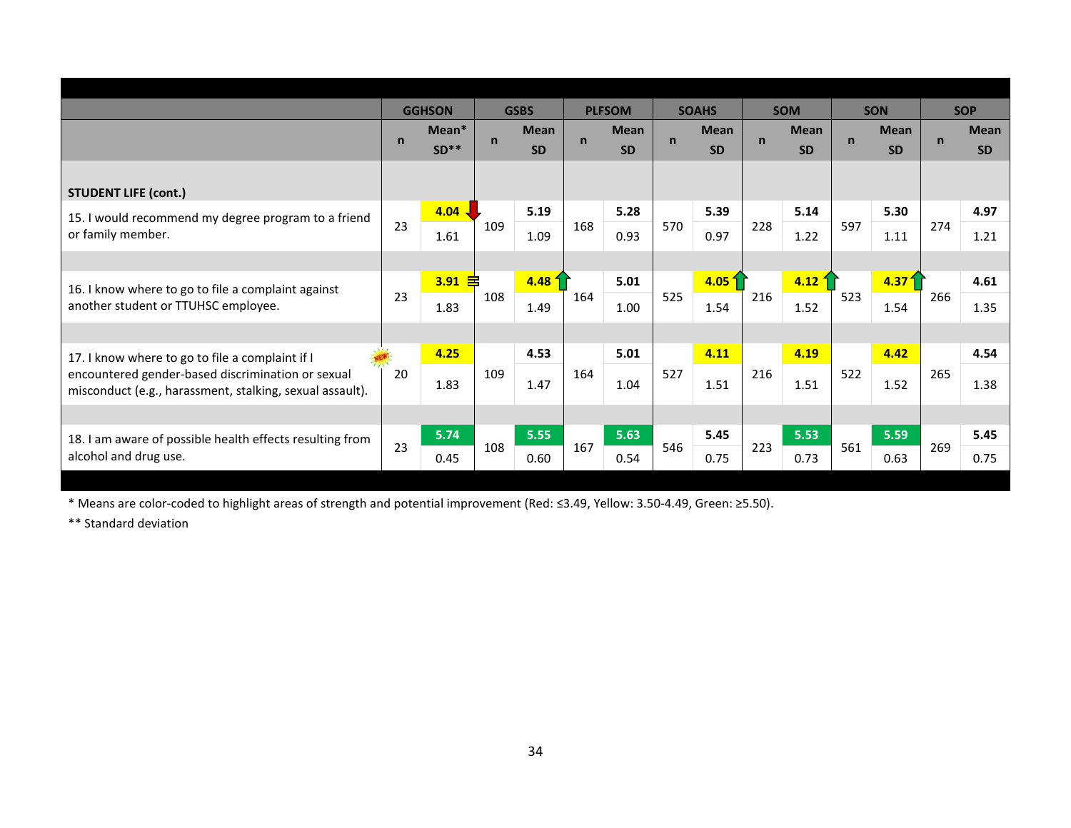| | GGHSON | | GSBS | | PLFSOM | | SOAHS | | SOM | | SON | | SOP | |
|---|---|---|---|---|---|---|---|---|---|---|---|---|---|---|
| | n | Mean* SD** | n | Mean SD | n | Mean SD | n | Mean SD | n | Mean SD | n | Mean SD | n | Mean SD |
| **STUDENT LIFE (cont.)** | | | | | | | | | | | | | | |
| 15. I would recommend my degree program to a friend or family member. | 23 | **4.04** 1.61 | 109 | **5.19** 1.09 | 168 | **5.28** 0.93 | 570 | **5.39** 0.97 | 228 | **5.14** 1.22 | 597 | **5.30** 1.11 | 274 | **4.97** 1.21 |
| 16. I know where to go to file a complaint against another student or TTUHSC employee. | 23 | **3.91** 1.83 | 108 | **4.48** 1.49 | 164 | **5.01** 1.00 | 525 | **4.05** 1.54 | 216 | **4.12** 1.52 | 523 | **4.37** 1.54 | 266 | **4.61** 1.35 |
| 17. I know where to go to file a complaint if I encountered gender-based discrimination or sexual misconduct (e.g., harassment, stalking, sexual assault). NEW! | 20 | **4.25** 1.83 | 109 | **4.53** 1.47 | 164 | **5.01** 1.04 | 527 | **4.11** 1.51 | 216 | **4.19** 1.51 | 522 | **4.42** 1.52 | 265 | **4.54** 1.38 |
| 18. I am aware of possible health effects resulting from alcohol and drug use. | 23 | **5.74** 0.45 | 108 | **5.55** 0.60 | 167 | **5.63** 0.54 | 546 | **5.45** 0.75 | 223 | **5.53** 0.73 | 561 | **5.59** 0.63 | 269 | **5.45** 0.75 |

* Means are color-coded to highlight areas of strength and potential improvement (Red: ≤3.49, Yellow: 3.50-4.49, Green: ≥5.50).

** Standard deviation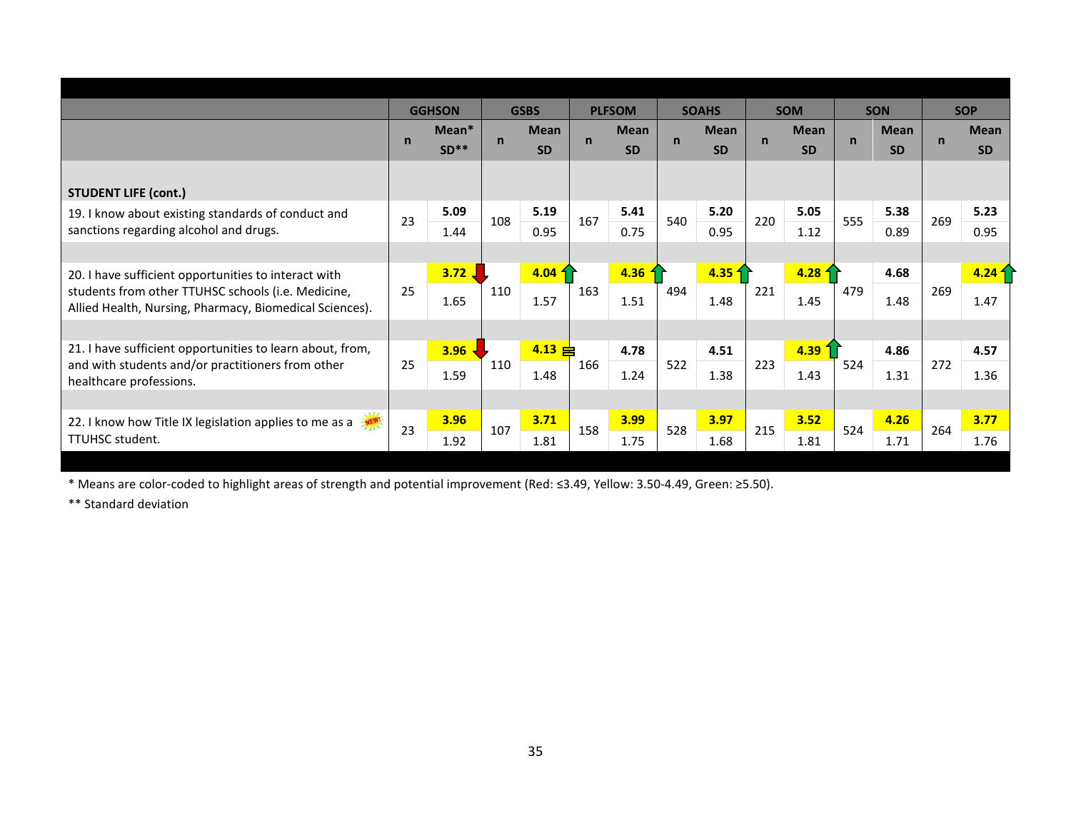| | GGHSON | | GSBS | | PLFSOM | | SOAHS | | SOM | | SON | | SOP | |
|---|---|---|---|---|---|---|---|---|---|---|---|---|---|---|
| | n | Mean* SD** | n | Mean SD | n | Mean SD | n | Mean SD | n | Mean SD | n | Mean SD | n | Mean SD |
| **STUDENT LIFE (cont.)** | | | | | | | | | | | | | | |
| 19. I know about existing standards of conduct and sanctions regarding alcohol and drugs. | 23 | **5.09** 1.44 | 108 | **5.19** 0.95 | 167 | **5.41** 0.75 | 540 | **5.20** 0.95 | 220 | **5.05** 1.12 | 555 | **5.38** 0.89 | 269 | **5.23** 0.95 |
| 20. I have sufficient opportunities to interact with students from other TTUHSC schools (i.e. Medicine, Allied Health, Nursing, Pharmacy, Biomedical Sciences). | 25 | **3.72** ↓ 1.65 | 110 | **4.04** ↑ 1.57 | 163 | **4.36** ↑ 1.51 | 494 | **4.35** ↑ 1.48 | 221 | **4.28** ↑ 1.45 | 479 | **4.68** 1.48 | 269 | **4.24** ↑ 1.47 |
| 21. I have sufficient opportunities to learn about, from, and with students and/or practitioners from other healthcare professions. | 25 | **3.96** ↓ 1.59 | 110 | **4.13** = 1.48 | 166 | **4.78** 1.24 | 522 | **4.51** 1.38 | 223 | **4.39** ↑ 1.43 | 524 | **4.86** 1.31 | 272 | **4.57** 1.36 |
| 22. I know how Title IX legislation applies to me as a TTUHSC student. (NEW!) | 23 | **3.96** 1.92 | 107 | **3.71** 1.81 | 158 | **3.99** 1.75 | 528 | **3.97** 1.68 | 215 | **3.52** 1.81 | 524 | **4.26** 1.71 | 264 | **3.77** 1.76 |

\* Means are color-coded to highlight areas of strength and potential improvement (Red: ≤3.49, Yellow: 3.50-4.49, Green: ≥5.50).

\*\* Standard deviation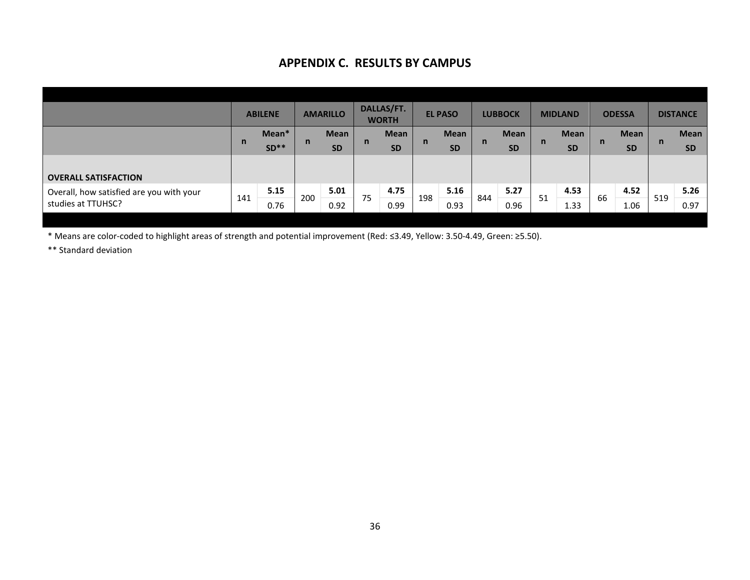## APPENDIX C. RESULTS BY CAMPUS

| | ABILENE | | AMARILLO | | DALLAS/FT. WORTH | | EL PASO | | LUBBOCK | | MIDLAND | | ODESSA | | DISTANCE | |
|---|---|---|---|---|---|---|---|---|---|---|---|---|---|---|---|---|
| | n | Mean* SD** | n | Mean SD | n | Mean SD | n | Mean SD | n | Mean SD | n | Mean SD | n | Mean SD | n | Mean SD |
| **OVERALL SATISFACTION** | | | | | | | | | | | | | | | | |
| Overall, how satisfied are you with your studies at TTUHSC? | 141 | **5.15** 0.76 | 200 | **5.01** 0.92 | 75 | **4.75** 0.99 | 198 | **5.16** 0.93 | 844 | **5.27** 0.96 | 51 | **4.53** 1.33 | 66 | **4.52** 1.06 | 519 | **5.26** 0.97 |

* Means are color-coded to highlight areas of strength and potential improvement (Red: ≤3.49, Yellow: 3.50-4.49, Green: ≥5.50).

** Standard deviation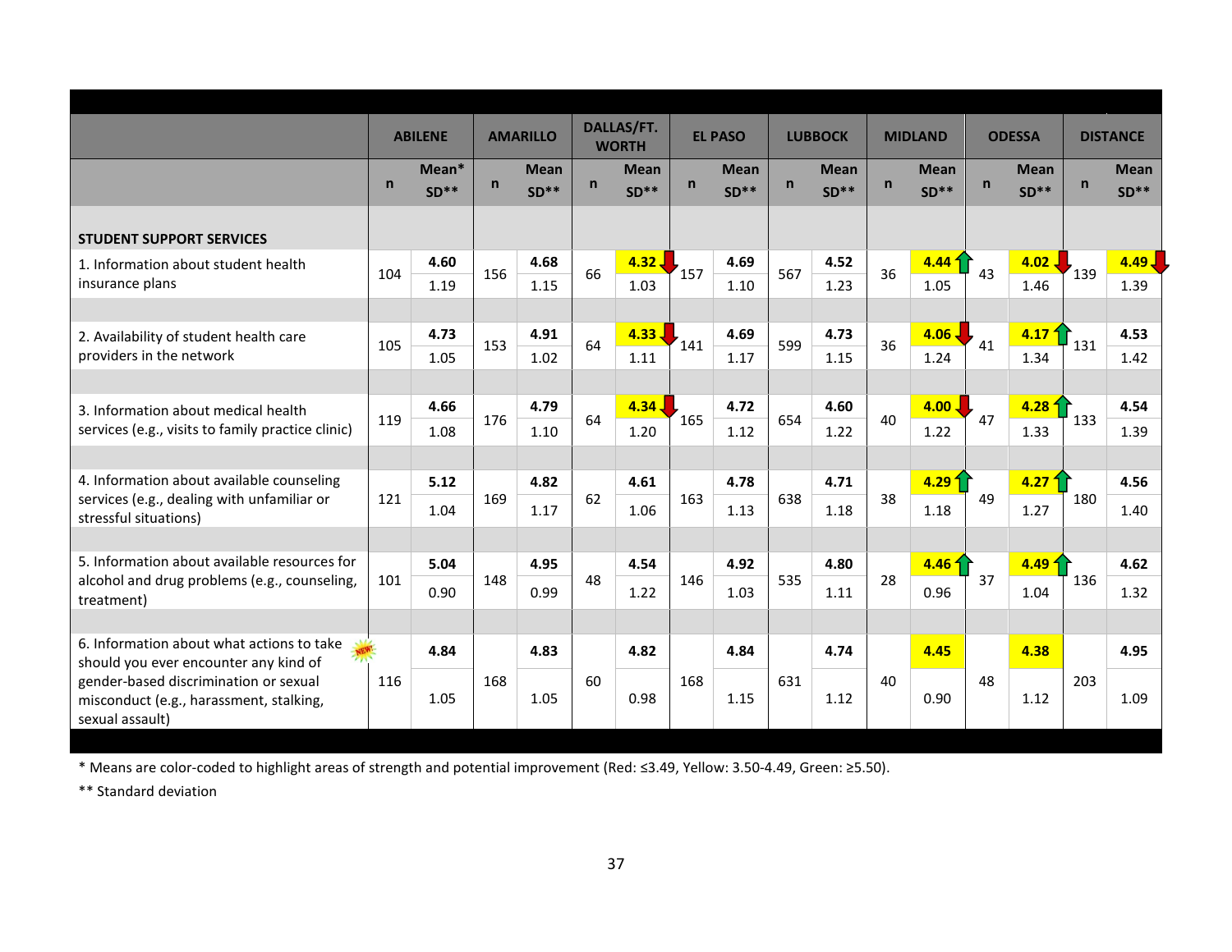| | ABILENE | | AMARILLO | | DALLAS/FT. WORTH | | EL PASO | | LUBBOCK | | MIDLAND | | ODESSA | | DISTANCE | |
|---|---|---|---|---|---|---|---|---|---|---|---|---|---|---|---|---|
| | n | Mean* SD** | n | Mean SD** | n | Mean SD** | n | Mean SD** | n | Mean SD** | n | Mean SD** | n | Mean SD** | n | Mean SD** |
| **STUDENT SUPPORT SERVICES** | | | | | | | | | | | | | | | | |
| 1. Information about student health insurance plans | 104 | **4.60** 1.19 | 156 | **4.68** 1.15 | 66 | **4.32** 1.03 | 157 | **4.69** 1.10 | 567 | **4.52** 1.23 | 36 | **4.44** 1.05 | 43 | **4.02** 1.46 | 139 | **4.49** 1.39 |
| 2. Availability of student health care providers in the network | 105 | **4.73** 1.05 | 153 | **4.91** 1.02 | 64 | **4.33** 1.11 | 141 | **4.69** 1.17 | 599 | **4.73** 1.15 | 36 | **4.06** 1.24 | 41 | **4.17** 1.34 | 131 | **4.53** 1.42 |
| 3. Information about medical health services (e.g., visits to family practice clinic) | 119 | **4.66** 1.08 | 176 | **4.79** 1.10 | 64 | **4.34** 1.20 | 165 | **4.72** 1.12 | 654 | **4.60** 1.22 | 40 | **4.00** 1.22 | 47 | **4.28** 1.33 | 133 | **4.54** 1.39 |
| 4. Information about available counseling services (e.g., dealing with unfamiliar or stressful situations) | 121 | **5.12** 1.04 | 169 | **4.82** 1.17 | 62 | **4.61** 1.06 | 163 | **4.78** 1.13 | 638 | **4.71** 1.18 | 38 | **4.29** 1.18 | 49 | **4.27** 1.27 | 180 | **4.56** 1.40 |
| 5. Information about available resources for alcohol and drug problems (e.g., counseling, treatment) | 101 | **5.04** 0.90 | 148 | **4.95** 0.99 | 48 | **4.54** 1.22 | 146 | **4.92** 1.03 | 535 | **4.80** 1.11 | 28 | **4.46** 0.96 | 37 | **4.49** 1.04 | 136 | **4.62** 1.32 |
| 6. Information about what actions to take should you ever encounter any kind of gender-based discrimination or sexual misconduct (e.g., harassment, stalking, sexual assault) NEW! | 116 | **4.84** 1.05 | 168 | **4.83** 1.05 | 60 | **4.82** 0.98 | 168 | **4.84** 1.15 | 631 | **4.74** 1.12 | 40 | **4.45** 0.90 | 48 | **4.38** 1.12 | 203 | **4.95** 1.09 |

\* Means are color-coded to highlight areas of strength and potential improvement (Red: ≤3.49, Yellow: 3.50-4.49, Green: ≥5.50).

** Standard deviation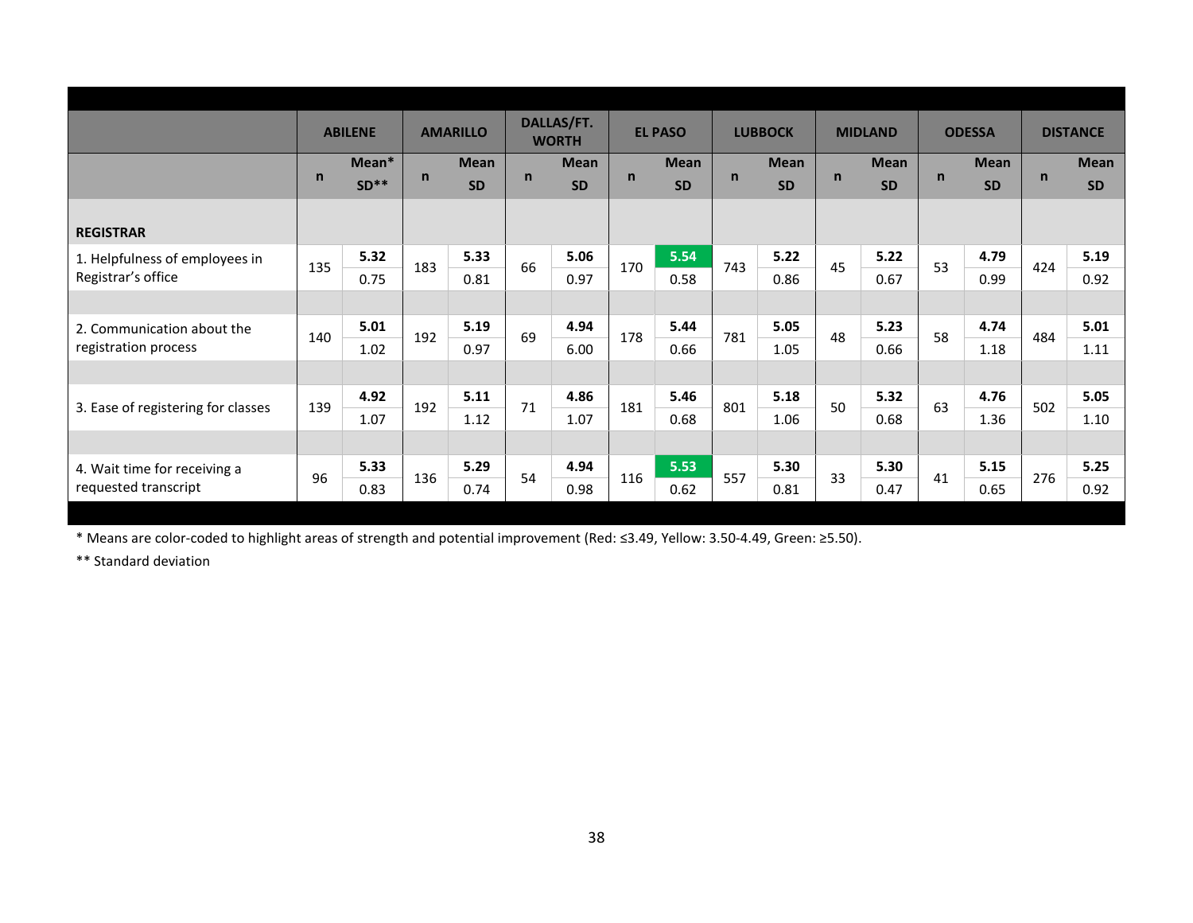| | ABILENE | | AMARILLO | | DALLAS/FT. WORTH | | EL PASO | | LUBBOCK | | MIDLAND | | ODESSA | | DISTANCE | |
|---|---|---|---|---|---|---|---|---|---|---|---|---|---|---|---|---|
| | n | Mean* SD** | n | Mean SD | n | Mean SD | n | Mean SD | n | Mean SD | n | Mean SD | n | Mean SD | n | Mean SD |
| **REGISTRAR** | | | | | | | | | | | | | | | | |
| 1. Helpfulness of employees in Registrar's office | 135 | **5.32** 0.75 | 183 | **5.33** 0.81 | 66 | **5.06** 0.97 | 170 | **5.54** 0.58 | 743 | **5.22** 0.86 | 45 | **5.22** 0.67 | 53 | **4.79** 0.99 | 424 | **5.19** 0.92 |
| 2. Communication about the registration process | 140 | **5.01** 1.02 | 192 | **5.19** 0.97 | 69 | **4.94** 6.00 | 178 | **5.44** 0.66 | 781 | **5.05** 1.05 | 48 | **5.23** 0.66 | 58 | **4.74** 1.18 | 484 | **5.01** 1.11 |
| 3. Ease of registering for classes | 139 | **4.92** 1.07 | 192 | **5.11** 1.12 | 71 | **4.86** 1.07 | 181 | **5.46** 0.68 | 801 | **5.18** 1.06 | 50 | **5.32** 0.68 | 63 | **4.76** 1.36 | 502 | **5.05** 1.10 |
| 4. Wait time for receiving a requested transcript | 96 | **5.33** 0.83 | 136 | **5.29** 0.74 | 54 | **4.94** 0.98 | 116 | **5.53** 0.62 | 557 | **5.30** 0.81 | 33 | **5.30** 0.47 | 41 | **5.15** 0.65 | 276 | **5.25** 0.92 |

* Means are color-coded to highlight areas of strength and potential improvement (Red: ≤3.49, Yellow: 3.50-4.49, Green: ≥5.50).

** Standard deviation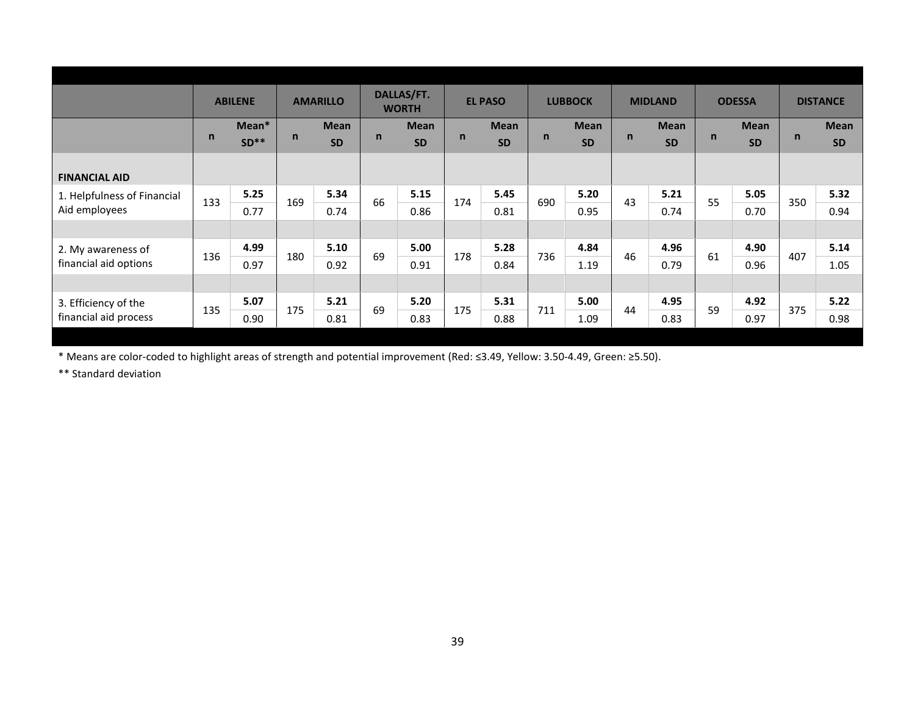| | ABILENE | | AMARILLO | | DALLAS/FT. WORTH | | EL PASO | | LUBBOCK | | MIDLAND | | ODESSA | | DISTANCE | |
|---|---|---|---|---|---|---|---|---|---|---|---|---|---|---|---|---|
| | n | Mean* SD** | n | Mean SD | n | Mean SD | n | Mean SD | n | Mean SD | n | Mean SD | n | Mean SD | n | Mean SD |
| **FINANCIAL AID** | | | | | | | | | | | | | | | | |
| 1. Helpfulness of Financial Aid employees | 133 | **5.25** 0.77 | 169 | **5.34** 0.74 | 66 | **5.15** 0.86 | 174 | **5.45** 0.81 | 690 | **5.20** 0.95 | 43 | **5.21** 0.74 | 55 | **5.05** 0.70 | 350 | **5.32** 0.94 |
| 2. My awareness of financial aid options | 136 | **4.99** 0.97 | 180 | **5.10** 0.92 | 69 | **5.00** 0.91 | 178 | **5.28** 0.84 | 736 | **4.84** 1.19 | 46 | **4.96** 0.79 | 61 | **4.90** 0.96 | 407 | **5.14** 1.05 |
| 3. Efficiency of the financial aid process | 135 | **5.07** 0.90 | 175 | **5.21** 0.81 | 69 | **5.20** 0.83 | 175 | **5.31** 0.88 | 711 | **5.00** 1.09 | 44 | **4.95** 0.83 | 59 | **4.92** 0.97 | 375 | **5.22** 0.98 |

\* Means are color-coded to highlight areas of strength and potential improvement (Red: ≤3.49, Yellow: 3.50-4.49, Green: ≥5.50).

\** Standard deviation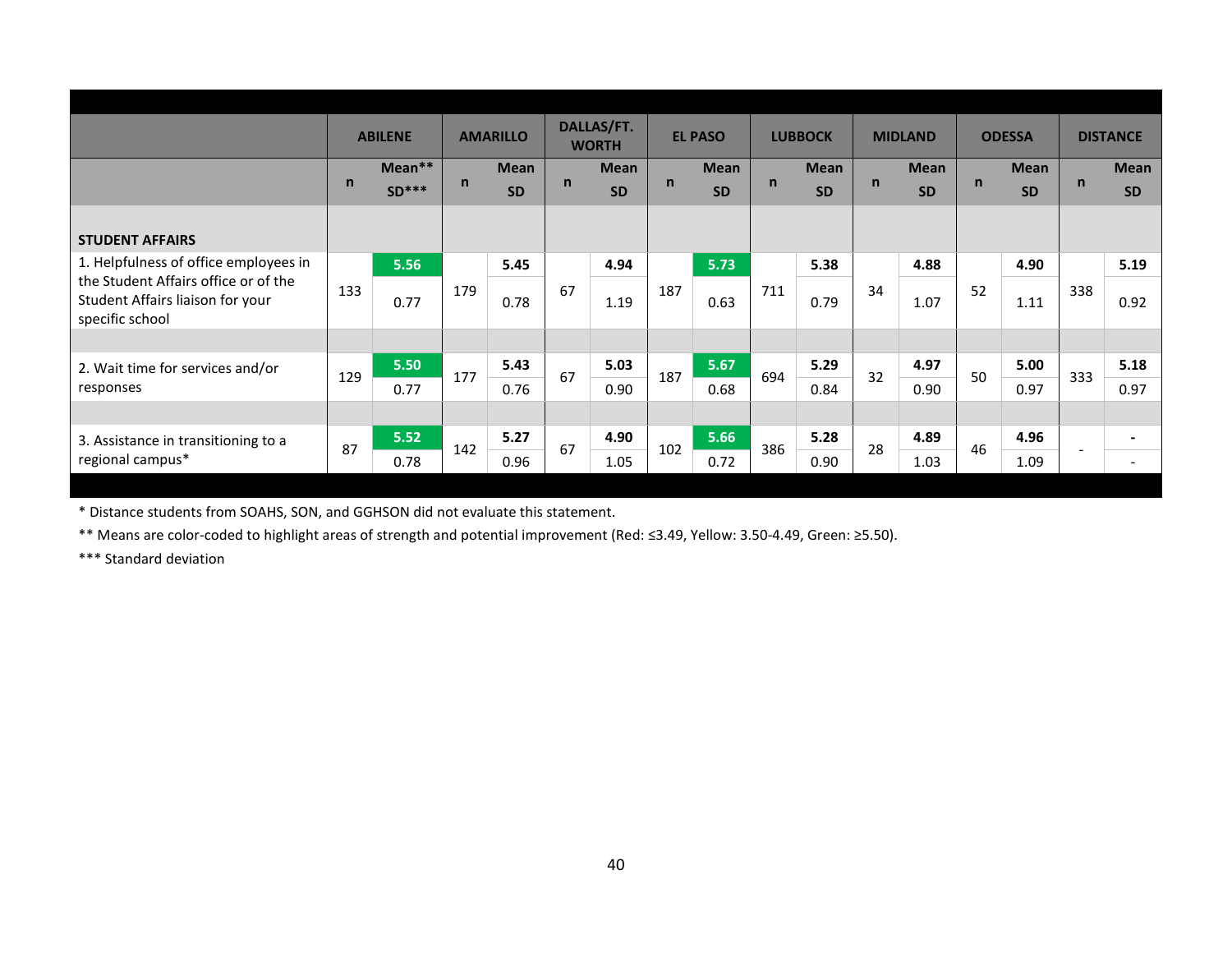| | ABILENE | | AMARILLO | | DALLAS/FT. WORTH | | EL PASO | | LUBBOCK | | MIDLAND | | ODESSA | | DISTANCE | |
|---|---|---|---|---|---|---|---|---|---|---|---|---|---|---|---|---|
| | n | Mean** SD*** | n | Mean SD | n | Mean SD | n | Mean SD | n | Mean SD | n | Mean SD | n | Mean SD | n | Mean SD |
| **STUDENT AFFAIRS** | | | | | | | | | | | | | | | | |
| 1. Helpfulness of office employees in the Student Affairs office or of the Student Affairs liaison for your specific school | 133 | **5.56** 0.77 | 179 | **5.45** 0.78 | 67 | **4.94** 1.19 | 187 | **5.73** 0.63 | 711 | **5.38** 0.79 | 34 | **4.88** 1.07 | 52 | **4.90** 1.11 | 338 | **5.19** 0.92 |
| 2. Wait time for services and/or responses | 129 | **5.50** 0.77 | 177 | **5.43** 0.76 | 67 | **5.03** 0.90 | 187 | **5.67** 0.68 | 694 | **5.29** 0.84 | 32 | **4.97** 0.90 | 50 | **5.00** 0.97 | 333 | **5.18** 0.97 |
| 3. Assistance in transitioning to a regional campus* | 87 | **5.52** 0.78 | 142 | **5.27** 0.96 | 67 | **4.90** 1.05 | 102 | **5.66** 0.72 | 386 | **5.28** 0.90 | 28 | **4.89** 1.03 | 46 | **4.96** 1.09 | - | - - |

* Distance students from SOAHS, SON, and GGHSON did not evaluate this statement.

** Means are color-coded to highlight areas of strength and potential improvement (Red: ≤3.49, Yellow: 3.50-4.49, Green: ≥5.50).

*** Standard deviation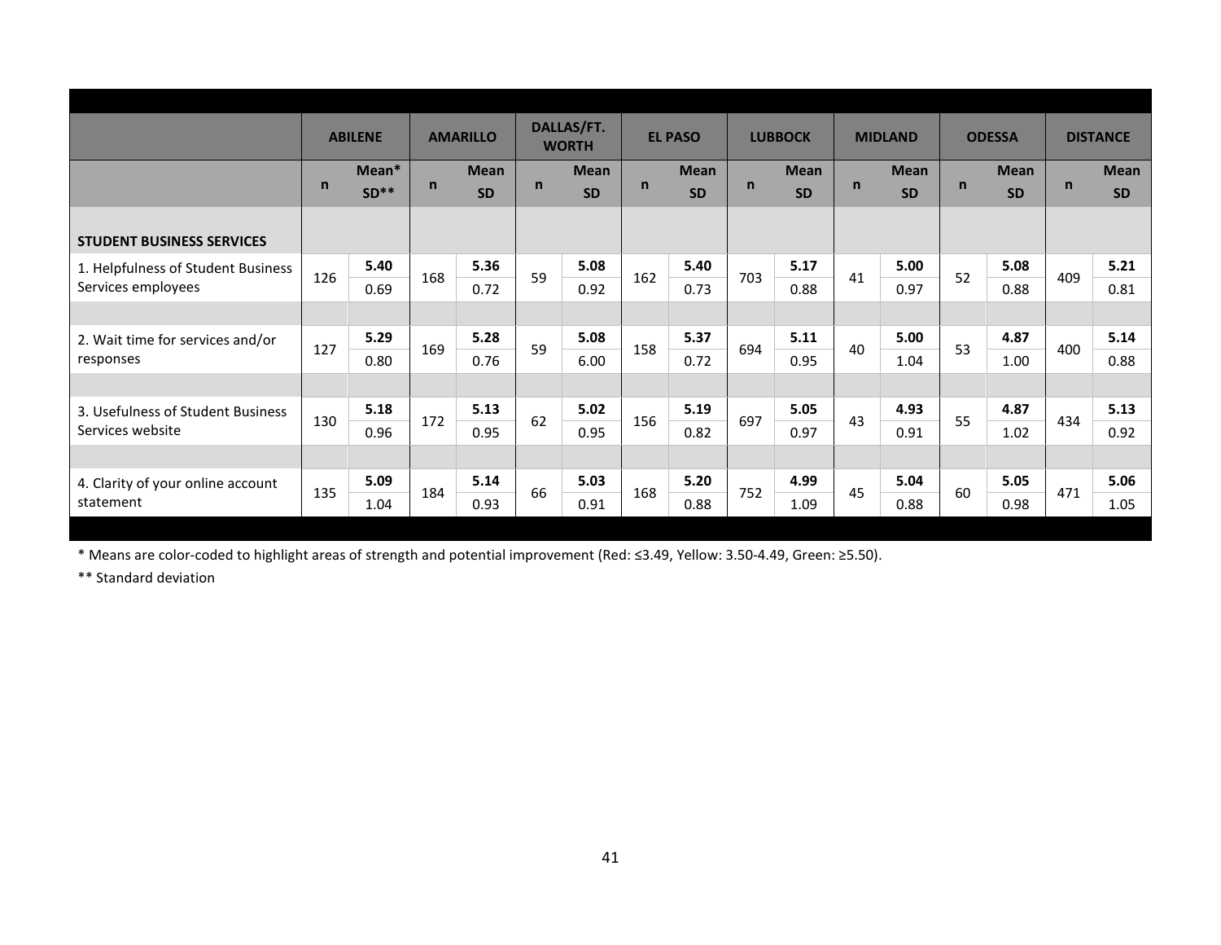| | ABILENE | | AMARILLO | | DALLAS/FT. WORTH | | EL PASO | | LUBBOCK | | MIDLAND | | ODESSA | | DISTANCE | |
|---|---|---|---|---|---|---|---|---|---|---|---|---|---|---|---|---|
| | n | Mean* SD** | n | Mean SD | n | Mean SD | n | Mean SD | n | Mean SD | n | Mean SD | n | Mean SD | n | Mean SD |
| **STUDENT BUSINESS SERVICES** | | | | | | | | | | | | | | | | |
| 1. Helpfulness of Student Business Services employees | 126 | **5.40** 0.69 | 168 | **5.36** 0.72 | 59 | **5.08** 0.92 | 162 | **5.40** 0.73 | 703 | **5.17** 0.88 | 41 | **5.00** 0.97 | 52 | **5.08** 0.88 | 409 | **5.21** 0.81 |
| 2. Wait time for services and/or responses | 127 | **5.29** 0.80 | 169 | **5.28** 0.76 | 59 | **5.08** 6.00 | 158 | **5.37** 0.72 | 694 | **5.11** 0.95 | 40 | **5.00** 1.04 | 53 | **4.87** 1.00 | 400 | **5.14** 0.88 |
| 3. Usefulness of Student Business Services website | 130 | **5.18** 0.96 | 172 | **5.13** 0.95 | 62 | **5.02** 0.95 | 156 | **5.19** 0.82 | 697 | **5.05** 0.97 | 43 | **4.93** 0.91 | 55 | **4.87** 1.02 | 434 | **5.13** 0.92 |
| 4. Clarity of your online account statement | 135 | **5.09** 1.04 | 184 | **5.14** 0.93 | 66 | **5.03** 0.91 | 168 | **5.20** 0.88 | 752 | **4.99** 1.09 | 45 | **5.04** 0.88 | 60 | **5.05** 0.98 | 471 | **5.06** 1.05 |

* Means are color-coded to highlight areas of strength and potential improvement (Red: ≤3.49, Yellow: 3.50-4.49, Green: ≥5.50).

** Standard deviation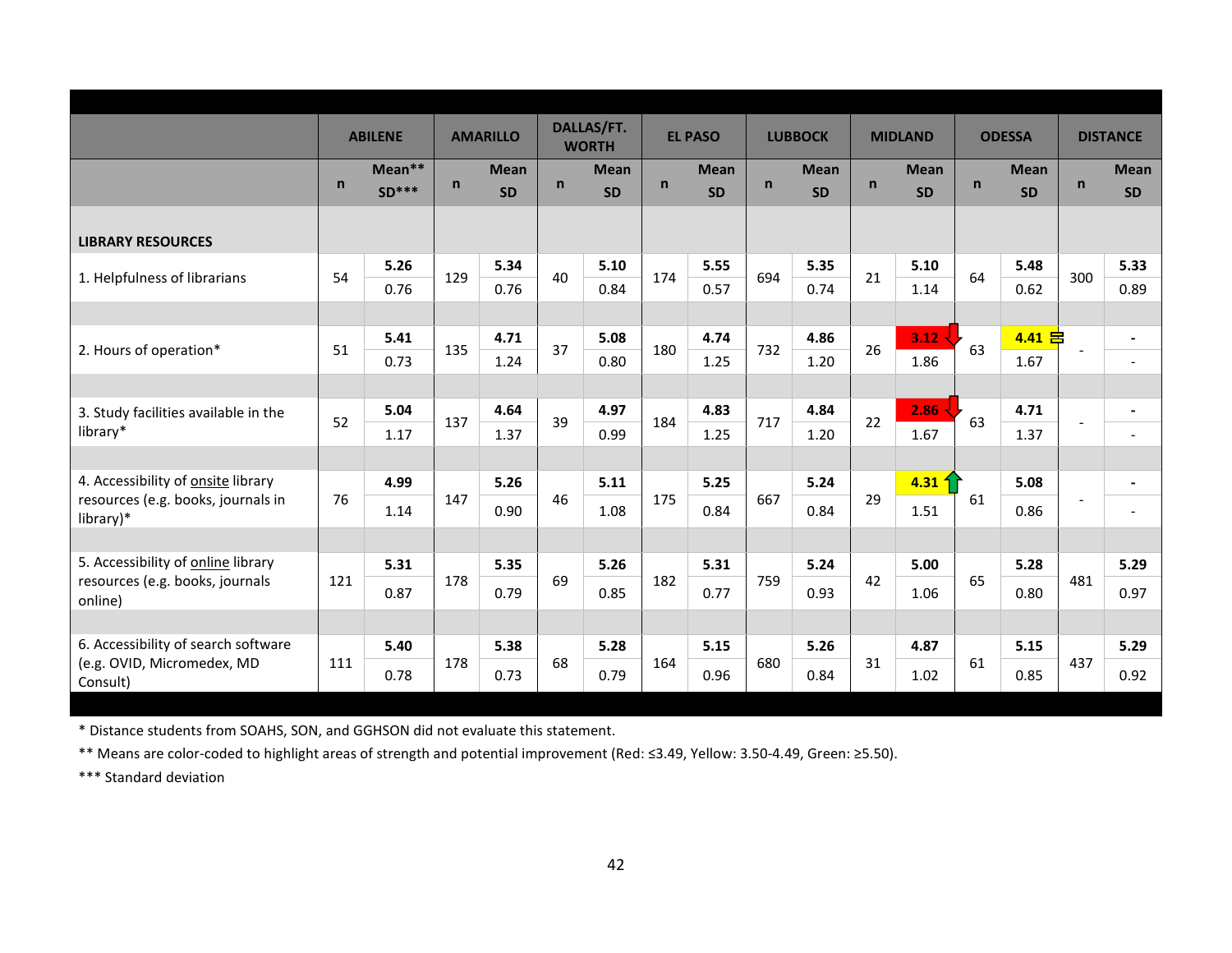| | ABILENE | | AMARILLO | | DALLAS/FT. WORTH | | EL PASO | | LUBBOCK | | MIDLAND | | ODESSA | | DISTANCE | |
|---|---|---|---|---|---|---|---|---|---|---|---|---|---|---|---|---|
| | n | Mean** SD*** | n | Mean SD | n | Mean SD | n | Mean SD | n | Mean SD | n | Mean SD | n | Mean SD | n | Mean SD |
| **LIBRARY RESOURCES** | | | | | | | | | | | | | | | | |
| 1. Helpfulness of librarians | 54 | **5.26** 0.76 | 129 | **5.34** 0.76 | 40 | **5.10** 0.84 | 174 | **5.55** 0.57 | 694 | **5.35** 0.74 | 21 | **5.10** 1.14 | 64 | **5.48** 0.62 | 300 | **5.33** 0.89 |
| 2. Hours of operation* | 51 | **5.41** 0.73 | 135 | **4.71** 1.24 | 37 | **5.08** 0.80 | 180 | **4.74** 1.25 | 732 | **4.86** 1.20 | 26 | **3.12** 1.86 | 63 | **4.41** 1.67 | - | - - |
| 3. Study facilities available in the library* | 52 | **5.04** 1.17 | 137 | **4.64** 1.37 | 39 | **4.97** 0.99 | 184 | **4.83** 1.25 | 717 | **4.84** 1.20 | 22 | **2.86** 1.67 | 63 | **4.71** 1.37 | - | - - |
| 4. Accessibility of onsite library resources (e.g. books, journals in library)* | 76 | **4.99** 1.14 | 147 | **5.26** 0.90 | 46 | **5.11** 1.08 | 175 | **5.25** 0.84 | 667 | **5.24** 0.84 | 29 | **4.31** 1.51 | 61 | **5.08** 0.86 | - | - - |
| 5. Accessibility of online library resources (e.g. books, journals online) | 121 | **5.31** 0.87 | 178 | **5.35** 0.79 | 69 | **5.26** 0.85 | 182 | **5.31** 0.77 | 759 | **5.24** 0.93 | 42 | **5.00** 1.06 | 65 | **5.28** 0.80 | 481 | **5.29** 0.97 |
| 6. Accessibility of search software (e.g. OVID, Micromedex, MD Consult) | 111 | **5.40** 0.78 | 178 | **5.38** 0.73 | 68 | **5.28** 0.79 | 164 | **5.15** 0.96 | 680 | **5.26** 0.84 | 31 | **4.87** 1.02 | 61 | **5.15** 0.85 | 437 | **5.29** 0.92 |

* Distance students from SOAHS, SON, and GGHSON did not evaluate this statement.

** Means are color-coded to highlight areas of strength and potential improvement (Red: ≤3.49, Yellow: 3.50-4.49, Green: ≥5.50).

*** Standard deviation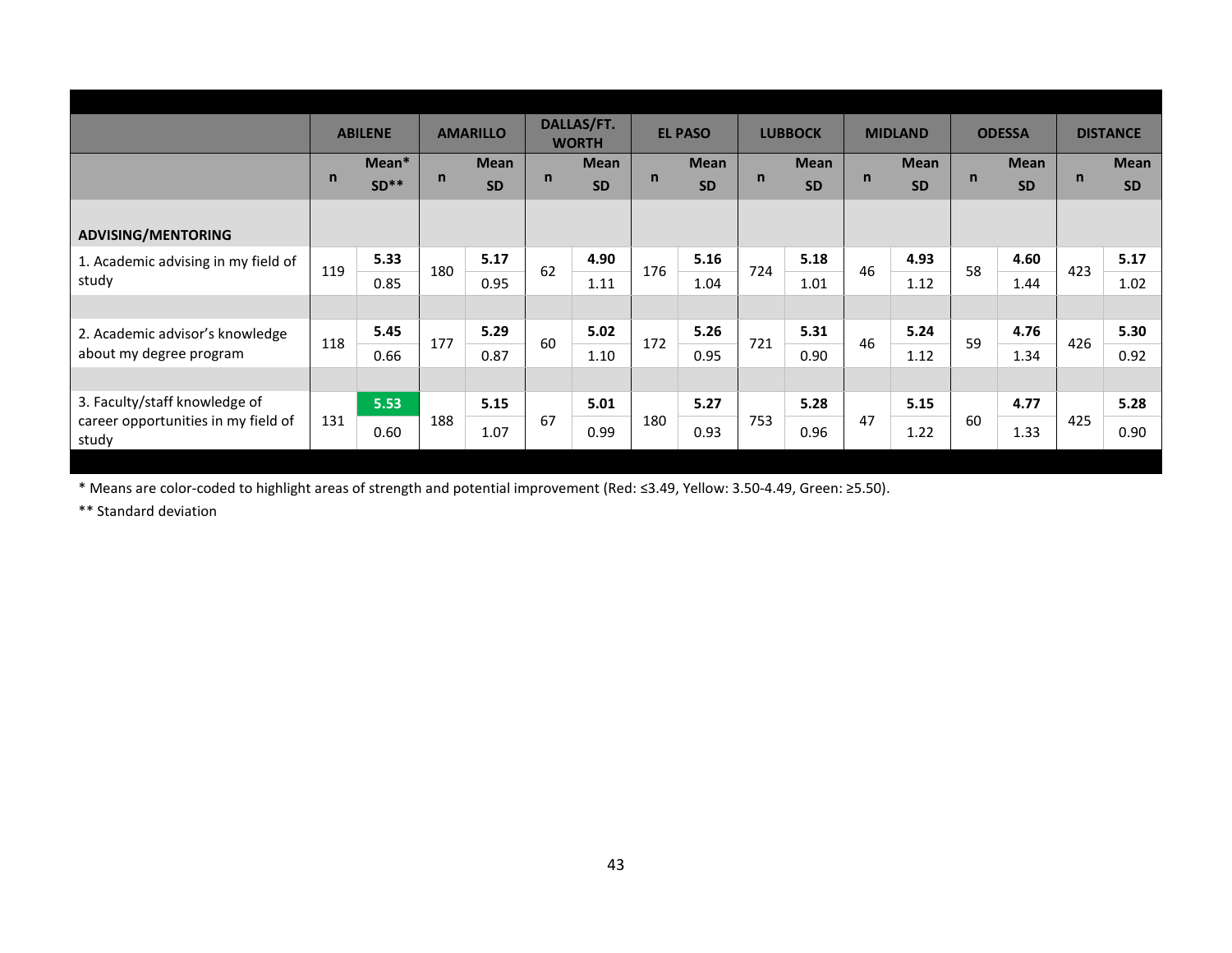| | ABILENE | | AMARILLO | | DALLAS/FT. WORTH | | EL PASO | | LUBBOCK | | MIDLAND | | ODESSA | | DISTANCE | |
|---|---|---|---|---|---|---|---|---|---|---|---|---|---|---|---|---|
| | n | Mean* SD** | n | Mean SD | n | Mean SD | n | Mean SD | n | Mean SD | n | Mean SD | n | Mean SD | n | Mean SD |
| **ADVISING/MENTORING** | | | | | | | | | | | | | | | | |
| 1. Academic advising in my field of study | 119 | **5.33** 0.85 | 180 | **5.17** 0.95 | 62 | **4.90** 1.11 | 176 | **5.16** 1.04 | 724 | **5.18** 1.01 | 46 | **4.93** 1.12 | 58 | **4.60** 1.44 | 423 | **5.17** 1.02 |
| 2. Academic advisor's knowledge about my degree program | 118 | **5.45** 0.66 | 177 | **5.29** 0.87 | 60 | **5.02** 1.10 | 172 | **5.26** 0.95 | 721 | **5.31** 0.90 | 46 | **5.24** 1.12 | 59 | **4.76** 1.34 | 426 | **5.30** 0.92 |
| 3. Faculty/staff knowledge of career opportunities in my field of study | 131 | **5.53** 0.60 | 188 | **5.15** 1.07 | 67 | **5.01** 0.99 | 180 | **5.27** 0.93 | 753 | **5.28** 0.96 | 47 | **5.15** 1.22 | 60 | **4.77** 1.33 | 425 | **5.28** 0.90 |

* Means are color-coded to highlight areas of strength and potential improvement (Red: ≤3.49, Yellow: 3.50-4.49, Green: ≥5.50).

** Standard deviation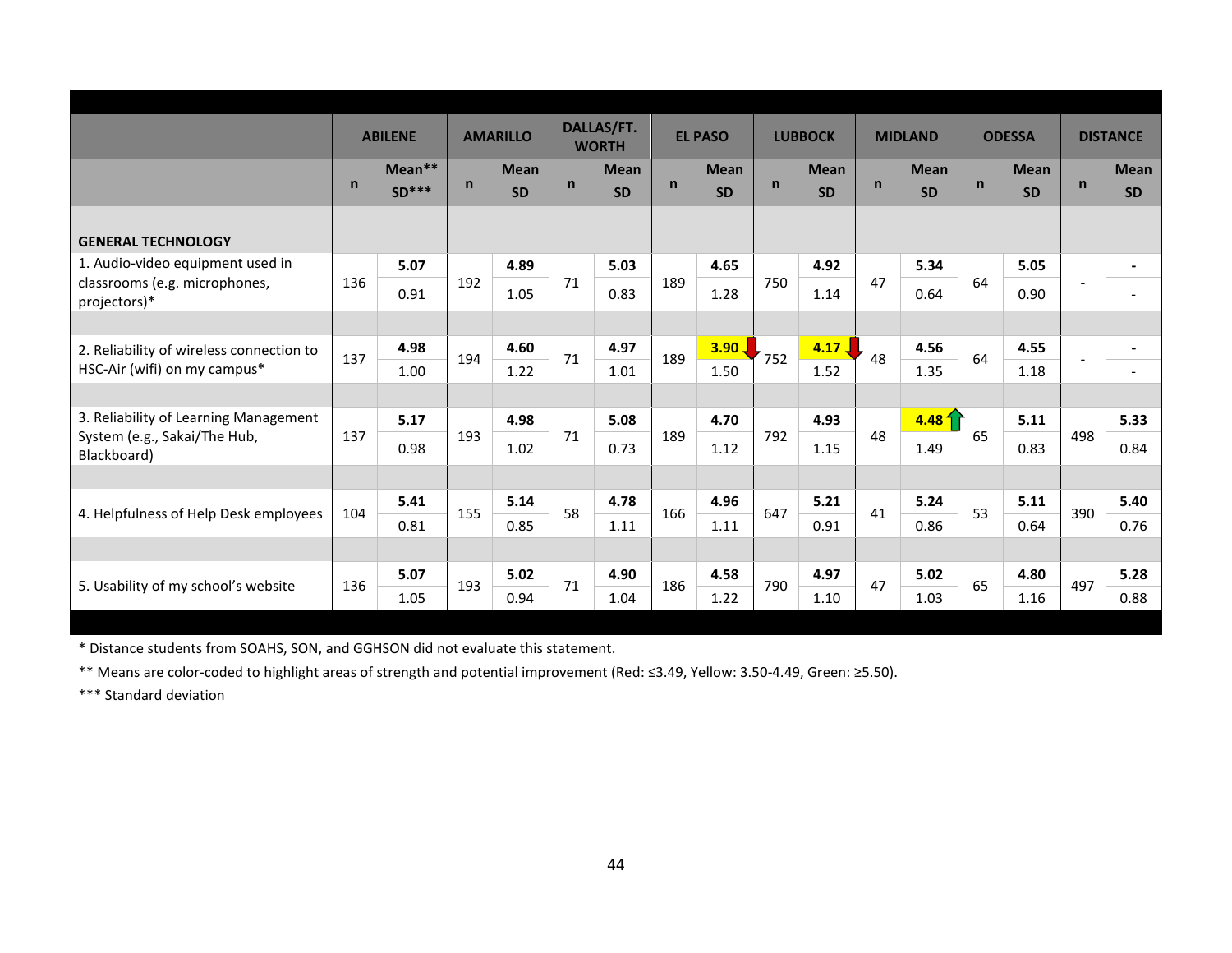| | ABILENE | | AMARILLO | | DALLAS/FT. WORTH | | EL PASO | | LUBBOCK | | MIDLAND | | ODESSA | | DISTANCE | |
|---|---|---|---|---|---|---|---|---|---|---|---|---|---|---|---|---|
| | n | Mean** SD*** | n | Mean SD | n | Mean SD | n | Mean SD | n | Mean SD | n | Mean SD | n | Mean SD | n | Mean SD |
| **GENERAL TECHNOLOGY** | | | | | | | | | | | | | | | | |
| 1. Audio-video equipment used in classrooms (e.g. microphones, projectors)* | 136 | **5.07** 0.91 | 192 | **4.89** 1.05 | 71 | **5.03** 0.83 | 189 | **4.65** 1.28 | 750 | **4.92** 1.14 | 47 | **5.34** 0.64 | 64 | **5.05** 0.90 | - | **-** - |
| 2. Reliability of wireless connection to HSC-Air (wifi) on my campus* | 137 | **4.98** 1.00 | 194 | **4.60** 1.22 | 71 | **4.97** 1.01 | 189 | **3.90** ↓ 1.50 | 752 | **4.17** ↓ 1.52 | 48 | **4.56** 1.35 | 64 | **4.55** 1.18 | - | **-** - |
| 3. Reliability of Learning Management System (e.g., Sakai/The Hub, Blackboard) | 137 | **5.17** 0.98 | 193 | **4.98** 1.02 | 71 | **5.08** 0.73 | 189 | **4.70** 1.12 | 792 | **4.93** 1.15 | 48 | **4.48** ↑ 1.49 | 65 | **5.11** 0.83 | 498 | **5.33** 0.84 |
| 4. Helpfulness of Help Desk employees | 104 | **5.41** 0.81 | 155 | **5.14** 0.85 | 58 | **4.78** 1.11 | 166 | **4.96** 1.11 | 647 | **5.21** 0.91 | 41 | **5.24** 0.86 | 53 | **5.11** 0.64 | 390 | **5.40** 0.76 |
| 5. Usability of my school's website | 136 | **5.07** 1.05 | 193 | **5.02** 0.94 | 71 | **4.90** 1.04 | 186 | **4.58** 1.22 | 790 | **4.97** 1.10 | 47 | **5.02** 1.03 | 65 | **4.80** 1.16 | 497 | **5.28** 0.88 |

\* Distance students from SOAHS, SON, and GGHSON did not evaluate this statement.

** Means are color-coded to highlight areas of strength and potential improvement (Red: ≤3.49, Yellow: 3.50-4.49, Green: ≥5.50).

*** Standard deviation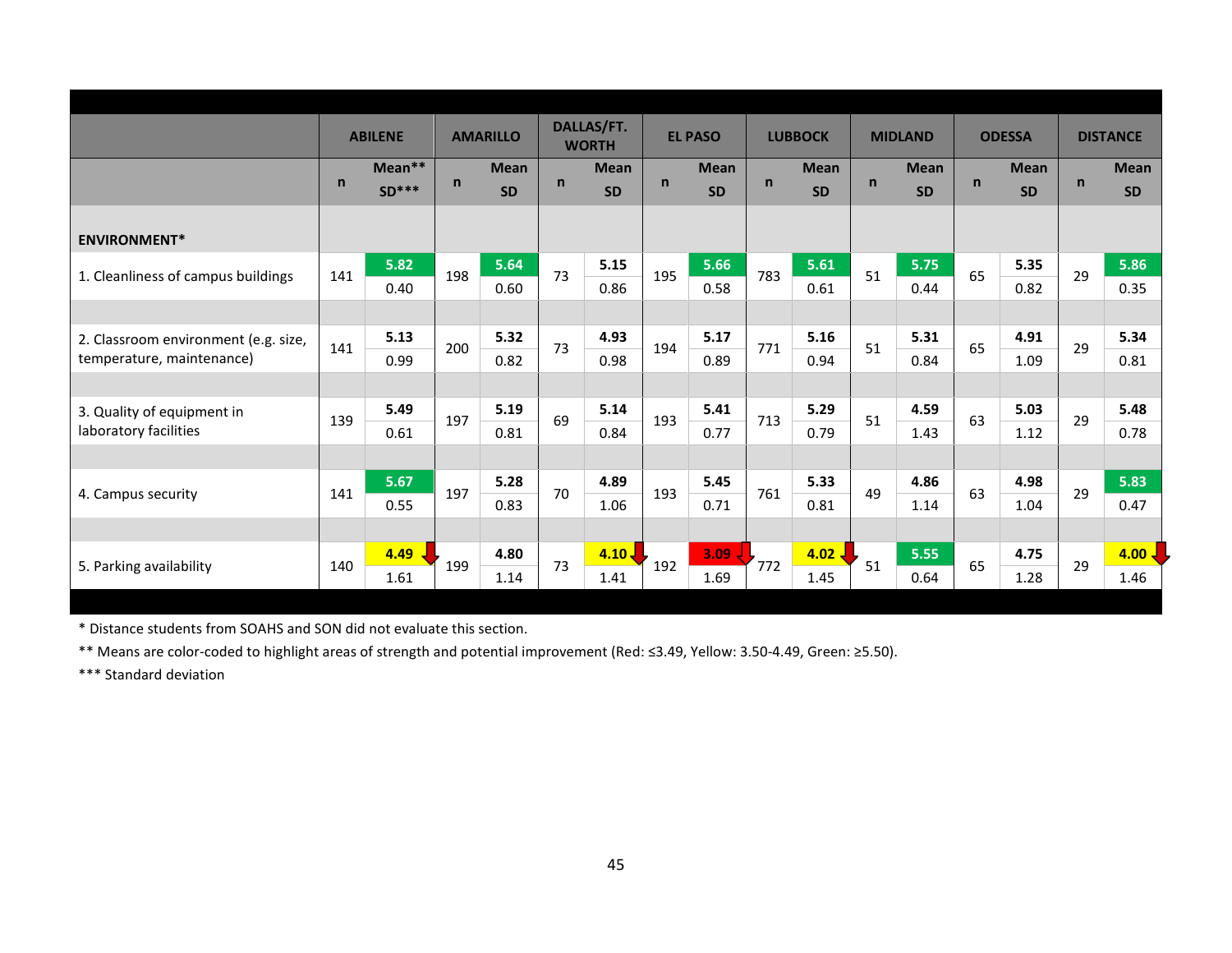| | ABILENE | | AMARILLO | | DALLAS/FT. WORTH | | EL PASO | | LUBBOCK | | MIDLAND | | ODESSA | | DISTANCE | |
|---|---|---|---|---|---|---|---|---|---|---|---|---|---|---|---|---|
| | n | Mean** SD*** | n | Mean SD | n | Mean SD | n | Mean SD | n | Mean SD | n | Mean SD | n | Mean SD | n | Mean SD |
| **ENVIRONMENT*** | | | | | | | | | | | | | | | | |
| 1. Cleanliness of campus buildings | 141 | 5.82<br>0.40 | 198 | 5.64<br>0.60 | 73 | 5.15<br>0.86 | 195 | 5.66<br>0.58 | 783 | 5.61<br>0.61 | 51 | 5.75<br>0.44 | 65 | 5.35<br>0.82 | 29 | 5.86<br>0.35 |
| 2. Classroom environment (e.g. size, temperature, maintenance) | 141 | 5.13<br>0.99 | 200 | 5.32<br>0.82 | 73 | 4.93<br>0.98 | 194 | 5.17<br>0.89 | 771 | 5.16<br>0.94 | 51 | 5.31<br>0.84 | 65 | 4.91<br>1.09 | 29 | 5.34<br>0.81 |
| 3. Quality of equipment in laboratory facilities | 139 | 5.49<br>0.61 | 197 | 5.19<br>0.81 | 69 | 5.14<br>0.84 | 193 | 5.41<br>0.77 | 713 | 5.29<br>0.79 | 51 | 4.59<br>1.43 | 63 | 5.03<br>1.12 | 29 | 5.48<br>0.78 |
| 4. Campus security | 141 | 5.67<br>0.55 | 197 | 5.28<br>0.83 | 70 | 4.89<br>1.06 | 193 | 5.45<br>0.71 | 761 | 5.33<br>0.81 | 49 | 4.86<br>1.14 | 63 | 4.98<br>1.04 | 29 | 5.83<br>0.47 |
| 5. Parking availability | 140 | 4.49<br>1.61 | 199 | 4.80<br>1.14 | 73 | 4.10<br>1.41 | 192 | 3.09<br>1.69 | 772 | 4.02<br>1.45 | 51 | 5.55<br>0.64 | 65 | 4.75<br>1.28 | 29 | 4.00<br>1.46 |

* Distance students from SOAHS and SON did not evaluate this section.

** Means are color-coded to highlight areas of strength and potential improvement (Red: ≤3.49, Yellow: 3.50-4.49, Green: ≥5.50).

*** Standard deviation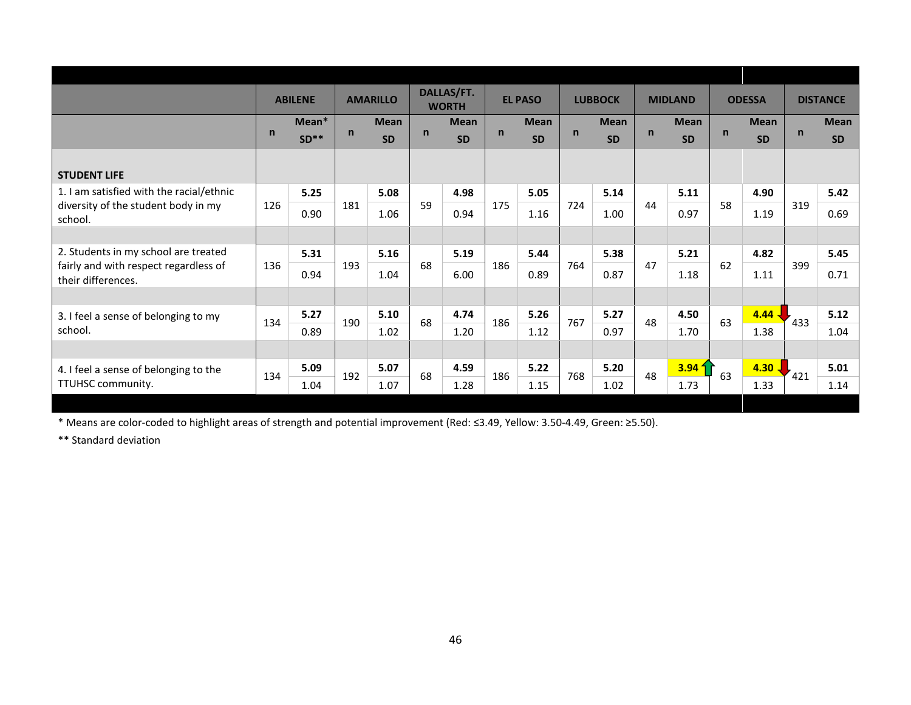| | ABILENE | | AMARILLO | | DALLAS/FT. WORTH | | EL PASO | | LUBBOCK | | MIDLAND | | ODESSA | | DISTANCE | |
|---|---|---|---|---|---|---|---|---|---|---|---|---|---|---|---|---|
| | n | Mean* SD** | n | Mean SD | n | Mean SD | n | Mean SD | n | Mean SD | n | Mean SD | n | Mean SD | n | Mean SD |
| **STUDENT LIFE** | | | | | | | | | | | | | | | | |
| 1. I am satisfied with the racial/ethnic diversity of the student body in my school. | 126 | **5.25** 0.90 | 181 | **5.08** 1.06 | 59 | **4.98** 0.94 | 175 | **5.05** 1.16 | 724 | **5.14** 1.00 | 44 | **5.11** 0.97 | 58 | **4.90** 1.19 | 319 | **5.42** 0.69 |
| 2. Students in my school are treated fairly and with respect regardless of their differences. | 136 | **5.31** 0.94 | 193 | **5.16** 1.04 | 68 | **5.19** 6.00 | 186 | **5.44** 0.89 | 764 | **5.38** 0.87 | 47 | **5.21** 1.18 | 62 | **4.82** 1.11 | 399 | **5.45** 0.71 |
| 3. I feel a sense of belonging to my school. | 134 | **5.27** 0.89 | 190 | **5.10** 1.02 | 68 | **4.74** 1.20 | 186 | **5.26** 1.12 | 767 | **5.27** 0.97 | 48 | **4.50** 1.70 | 63 | **4.44** ↓ 1.38 | 433 | **5.12** 1.04 |
| 4. I feel a sense of belonging to the TTUHSC community. | 134 | **5.09** 1.04 | 192 | **5.07** 1.07 | 68 | **4.59** 1.28 | 186 | **5.22** 1.15 | 768 | **5.20** 1.02 | 48 | **3.94** ↑ 1.73 | 63 | **4.30** ↓ 1.33 | 421 | **5.01** 1.14 |

* Means are color-coded to highlight areas of strength and potential improvement (Red: ≤3.49, Yellow: 3.50-4.49, Green: ≥5.50).

** Standard deviation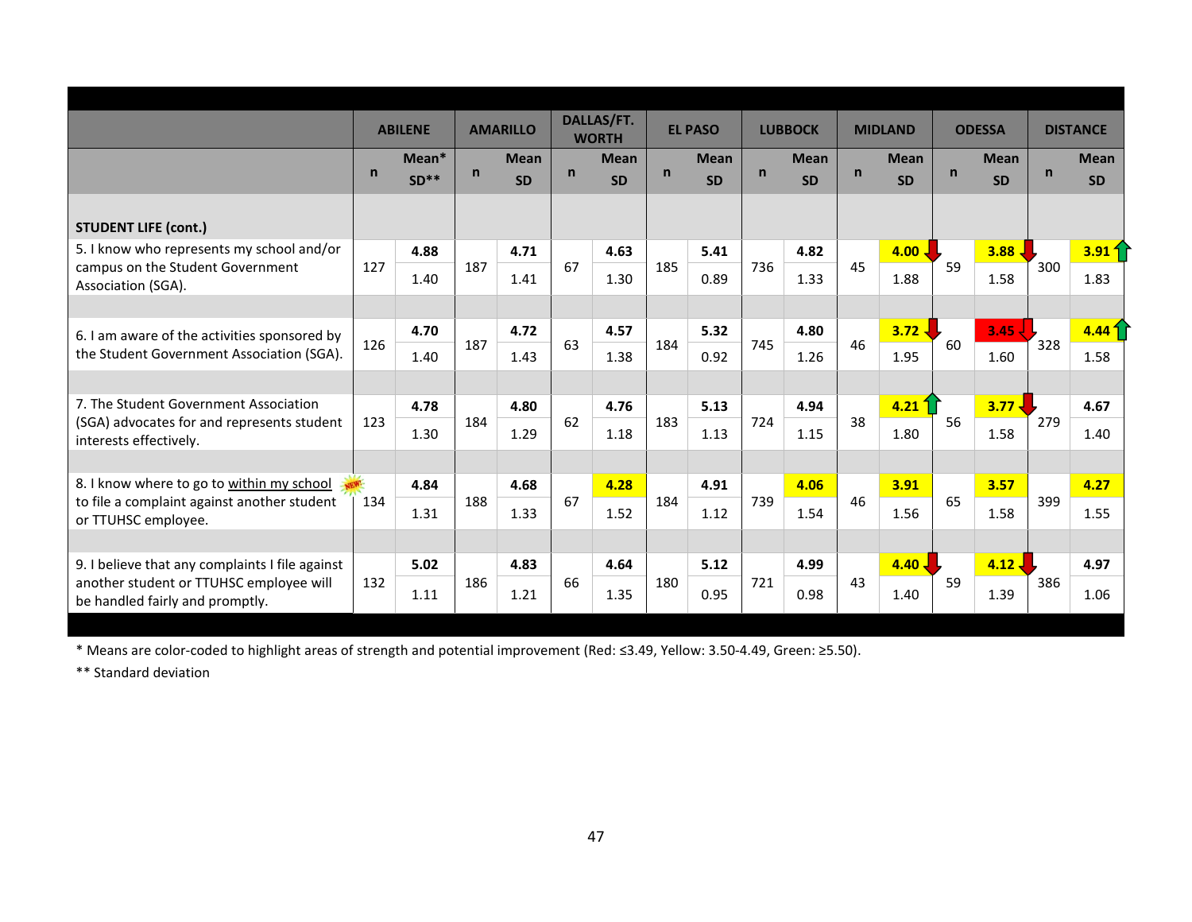| | ABILENE | | AMARILLO | | DALLAS/FT. WORTH | | EL PASO | | LUBBOCK | | MIDLAND | | ODESSA | | DISTANCE | |
|---|---|---|---|---|---|---|---|---|---|---|---|---|---|---|---|---|
| | n | Mean* SD** | n | Mean SD | n | Mean SD | n | Mean SD | n | Mean SD | n | Mean SD | n | Mean SD | n | Mean SD |
| **STUDENT LIFE (cont.)** | | | | | | | | | | | | | | | | |
| 5. I know who represents my school and/or campus on the Student Government Association (SGA). | 127 | **4.88** 1.40 | 187 | **4.71** 1.41 | 67 | **4.63** 1.30 | 185 | **5.41** 0.89 | 736 | **4.82** 1.33 | 45 | **4.00** ↓ 1.88 | 59 | **3.88** ↓ 1.58 | 300 | **3.91** ↑ 1.83 |
| 6. I am aware of the activities sponsored by the Student Government Association (SGA). | 126 | **4.70** 1.40 | 187 | **4.72** 1.43 | 63 | **4.57** 1.38 | 184 | **5.32** 0.92 | 745 | **4.80** 1.26 | 46 | **3.72** ↓ 1.95 | 60 | **3.45** ↓ 1.60 | 328 | **4.44** ↑ 1.58 |
| 7. The Student Government Association (SGA) advocates for and represents student interests effectively. | 123 | **4.78** 1.30 | 184 | **4.80** 1.29 | 62 | **4.76** 1.18 | 183 | **5.13** 1.13 | 724 | **4.94** 1.15 | 38 | **4.21** ↑ 1.80 | 56 | **3.77** ↓ 1.58 | 279 | **4.67** 1.40 |
| 8. I know where to go to <u>within my school</u> (NEW) to file a complaint against another student or TTUHSC employee. | 134 | **4.84** 1.31 | 188 | **4.68** 1.33 | 67 | **4.28** 1.52 | 184 | **4.91** 1.12 | 739 | **4.06** 1.54 | 46 | **3.91** 1.56 | 65 | **3.57** 1.58 | 399 | **4.27** 1.55 |
| 9. I believe that any complaints I file against another student or TTUHSC employee will be handled fairly and promptly. | 132 | **5.02** 1.11 | 186 | **4.83** 1.21 | 66 | **4.64** 1.35 | 180 | **5.12** 0.95 | 721 | **4.99** 0.98 | 43 | **4.40** ↓ 1.40 | 59 | **4.12** ↓ 1.39 | 386 | **4.97** 1.06 |

\* Means are color-coded to highlight areas of strength and potential improvement (Red: ≤3.49, Yellow: 3.50-4.49, Green: ≥5.50).

\*\* Standard deviation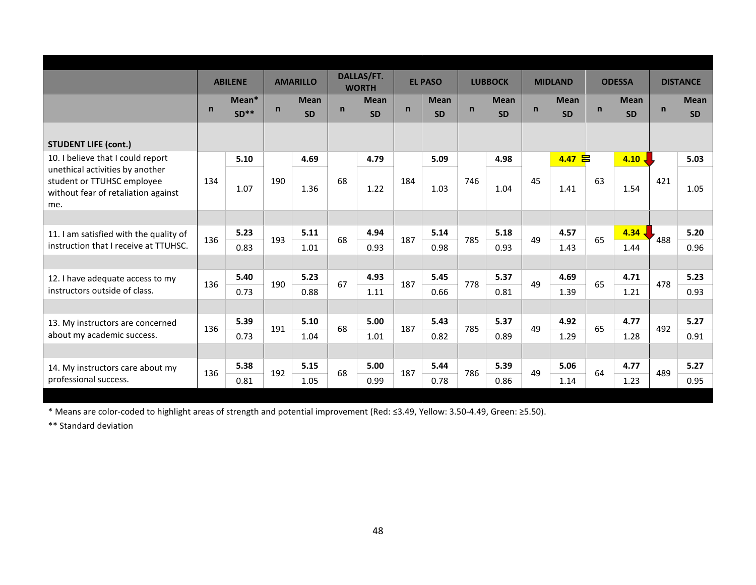| | ABILENE | | AMARILLO | | DALLAS/FT. WORTH | | EL PASO | | LUBBOCK | | MIDLAND | | ODESSA | | DISTANCE | |
|---|---|---|---|---|---|---|---|---|---|---|---|---|---|---|---|---|
| | n | Mean* SD** | n | Mean SD | n | Mean SD | n | Mean SD | n | Mean SD | n | Mean SD | n | Mean SD | n | Mean SD |
| **STUDENT LIFE (cont.)** | | | | | | | | | | | | | | | | |
| 10. I believe that I could report unethical activities by another student or TTUHSC employee without fear of retaliation against me. | 134 | **5.10** 1.07 | 190 | **4.69** 1.36 | 68 | **4.79** 1.22 | 184 | **5.09** 1.03 | 746 | **4.98** 1.04 | 45 | **4.47** 1.41 | 63 | **4.10** 1.54 | 421 | **5.03** 1.05 |
| 11. I am satisfied with the quality of instruction that I receive at TTUHSC. | 136 | **5.23** 0.83 | 193 | **5.11** 1.01 | 68 | **4.94** 0.93 | 187 | **5.14** 0.98 | 785 | **5.18** 0.93 | 49 | **4.57** 1.43 | 65 | **4.34** 1.44 | 488 | **5.20** 0.96 |
| 12. I have adequate access to my instructors outside of class. | 136 | **5.40** 0.73 | 190 | **5.23** 0.88 | 67 | **4.93** 1.11 | 187 | **5.45** 0.66 | 778 | **5.37** 0.81 | 49 | **4.69** 1.39 | 65 | **4.71** 1.21 | 478 | **5.23** 0.93 |
| 13. My instructors are concerned about my academic success. | 136 | **5.39** 0.73 | 191 | **5.10** 1.04 | 68 | **5.00** 1.01 | 187 | **5.43** 0.82 | 785 | **5.37** 0.89 | 49 | **4.92** 1.29 | 65 | **4.77** 1.28 | 492 | **5.27** 0.91 |
| 14. My instructors care about my professional success. | 136 | **5.38** 0.81 | 192 | **5.15** 1.05 | 68 | **5.00** 0.99 | 187 | **5.44** 0.78 | 786 | **5.39** 0.86 | 49 | **5.06** 1.14 | 64 | **4.77** 1.23 | 489 | **5.27** 0.95 |

* Means are color-coded to highlight areas of strength and potential improvement (Red: ≤3.49, Yellow: 3.50-4.49, Green: ≥5.50).

** Standard deviation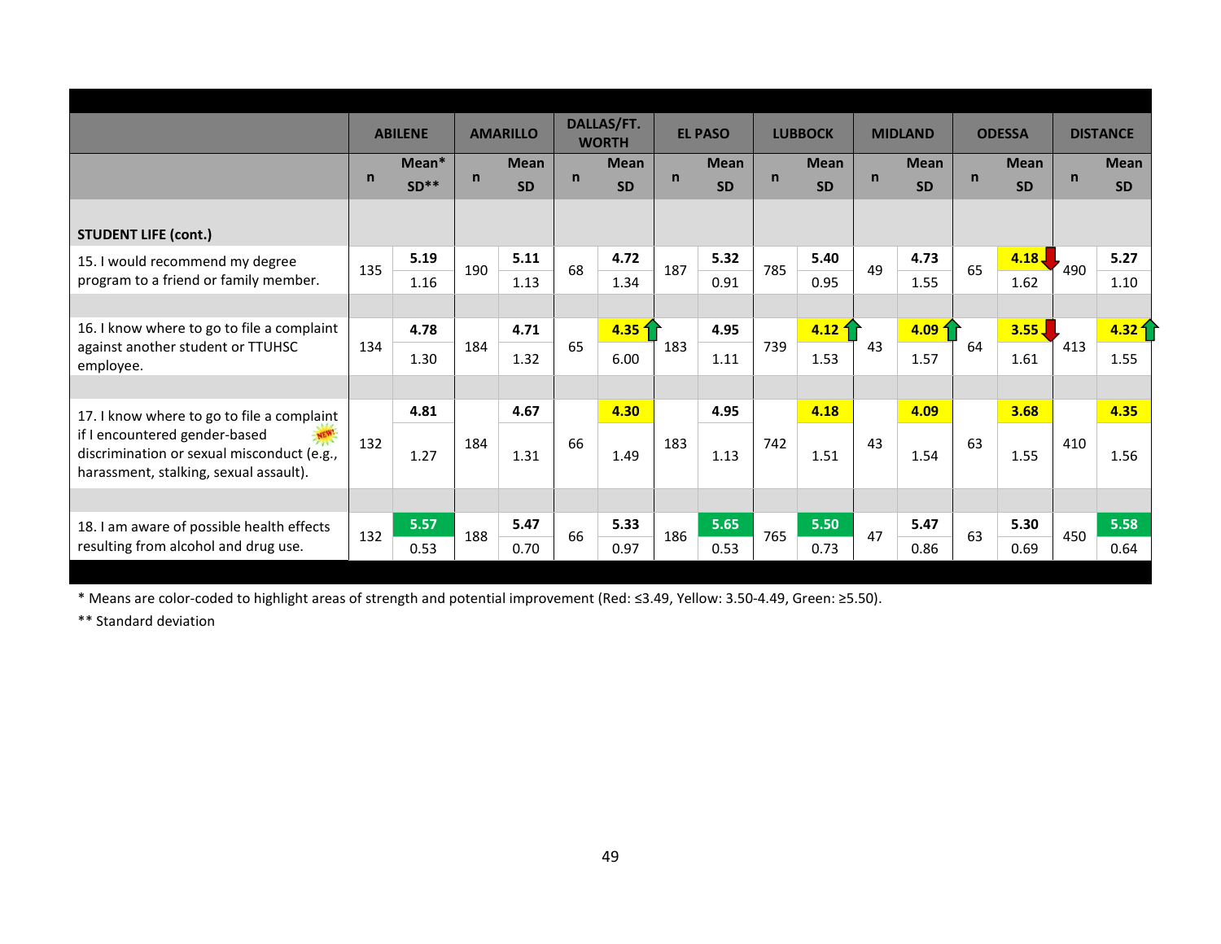| | ABILENE | | AMARILLO | | DALLAS/FT. WORTH | | EL PASO | | LUBBOCK | | MIDLAND | | ODESSA | | DISTANCE | |
|---|---|---|---|---|---|---|---|---|---|---|---|---|---|---|---|---|
| | n | Mean* SD** | n | Mean SD | n | Mean SD | n | Mean SD | n | Mean SD | n | Mean SD | n | Mean SD | n | Mean SD |
| **STUDENT LIFE (cont.)** | | | | | | | | | | | | | | | | |
| 15. I would recommend my degree program to a friend or family member. | 135 | **5.19** 1.16 | 190 | **5.11** 1.13 | 68 | **4.72** 1.34 | 187 | **5.32** 0.91 | 785 | **5.40** 0.95 | 49 | **4.73** 1.55 | 65 | **4.18** ↓ 1.62 | 490 | **5.27** 1.10 |
| 16. I know where to go to file a complaint against another student or TTUHSC employee. | 134 | **4.78** 1.30 | 184 | **4.71** 1.32 | 65 | **4.35** ↑ 6.00 | 183 | **4.95** 1.11 | 739 | **4.12** ↑ 1.53 | 43 | **4.09** ↑ 1.57 | 64 | **3.55** ↓ 1.61 | 413 | **4.32** ↑ 1.55 |
| 17. I know where to go to file a complaint if I encountered gender-based discrimination or sexual misconduct (e.g., harassment, stalking, sexual assault). NEW! | 132 | **4.81** 1.27 | 184 | **4.67** 1.31 | 66 | **4.30** 1.49 | 183 | **4.95** 1.13 | 742 | **4.18** 1.51 | 43 | **4.09** 1.54 | 63 | **3.68** 1.55 | 410 | **4.35** 1.56 |
| 18. I am aware of possible health effects resulting from alcohol and drug use. | 132 | **5.57** 0.53 | 188 | **5.47** 0.70 | 66 | **5.33** 0.97 | 186 | **5.65** 0.53 | 765 | **5.50** 0.73 | 47 | **5.47** 0.86 | 63 | **5.30** 0.69 | 450 | **5.58** 0.64 |

* Means are color-coded to highlight areas of strength and potential improvement (Red: ≤3.49, Yellow: 3.50-4.49, Green: ≥5.50).

** Standard deviation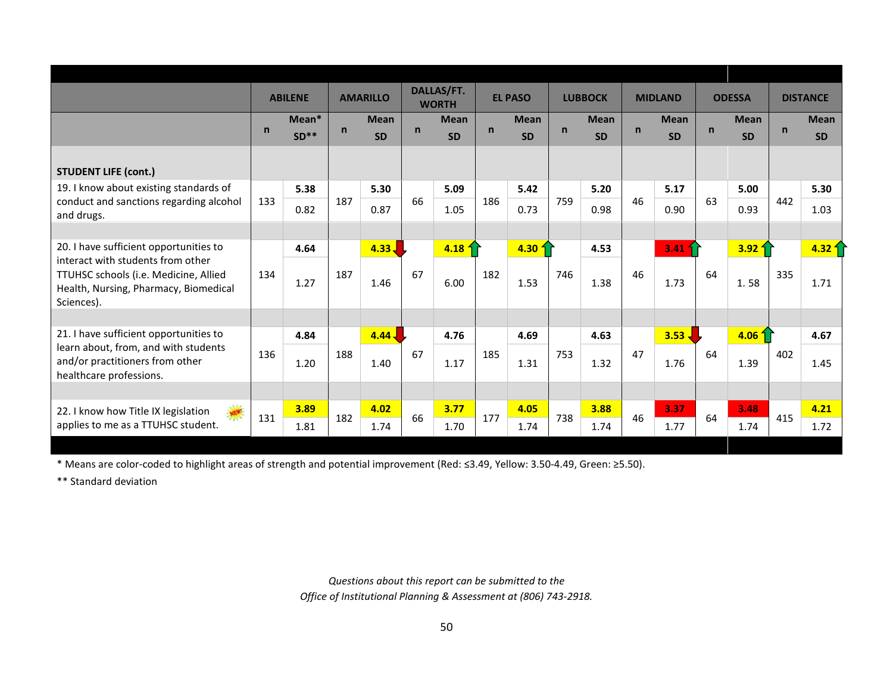| | ABILENE | | AMARILLO | | DALLAS/FT. WORTH | | EL PASO | | LUBBOCK | | MIDLAND | | ODESSA | | DISTANCE | |
|---|---|---|---|---|---|---|---|---|---|---|---|---|---|---|---|---|
| | n | Mean* SD** | n | Mean SD | n | Mean SD | n | Mean SD | n | Mean SD | n | Mean SD | n | Mean SD | n | Mean SD |
| **STUDENT LIFE (cont.)** | | | | | | | | | | | | | | | | |
| 19. I know about existing standards of conduct and sanctions regarding alcohol and drugs. | 133 | **5.38** 0.82 | 187 | **5.30** 0.87 | 66 | **5.09** 1.05 | 186 | **5.42** 0.73 | 759 | **5.20** 0.98 | 46 | **5.17** 0.90 | 63 | **5.00** 0.93 | 442 | **5.30** 1.03 |
| 20. I have sufficient opportunities to interact with students from other TTUHSC schools (i.e. Medicine, Allied Health, Nursing, Pharmacy, Biomedical Sciences). | 134 | **4.64** 1.27 | 187 | **4.33** ↓ 1.46 | 67 | **4.18** ↑ 6.00 | 182 | **4.30** ↑ 1.53 | 746 | **4.53** 1.38 | 46 | **3.41** ↑ 1.73 | 64 | **3.92** ↑ 1. 58 | 335 | **4.32** ↑ 1.71 |
| 21. I have sufficient opportunities to learn about, from, and with students and/or practitioners from other healthcare professions. | 136 | **4.84** 1.20 | 188 | **4.44** ↓ 1.40 | 67 | **4.76** 1.17 | 185 | **4.69** 1.31 | 753 | **4.63** 1.32 | 47 | **3.53** ↓ 1.76 | 64 | **4.06** ↑ 1.39 | 402 | **4.67** 1.45 |
| 22. I know how Title IX legislation applies to me as a TTUHSC student. NEW! | 131 | **3.89** 1.81 | 182 | **4.02** 1.74 | 66 | **3.77** 1.70 | 177 | **4.05** 1.74 | 738 | **3.88** 1.74 | 46 | **3.37** 1.77 | 64 | **3.48** 1.74 | 415 | **4.21** 1.72 |

\* Means are color-coded to highlight areas of strength and potential improvement (Red: ≤3.49, Yellow: 3.50-4.49, Green: ≥5.50).

\** Standard deviation

*Questions about this report can be submitted to the*
*Office of Institutional Planning & Assessment at (806) 743-2918.*